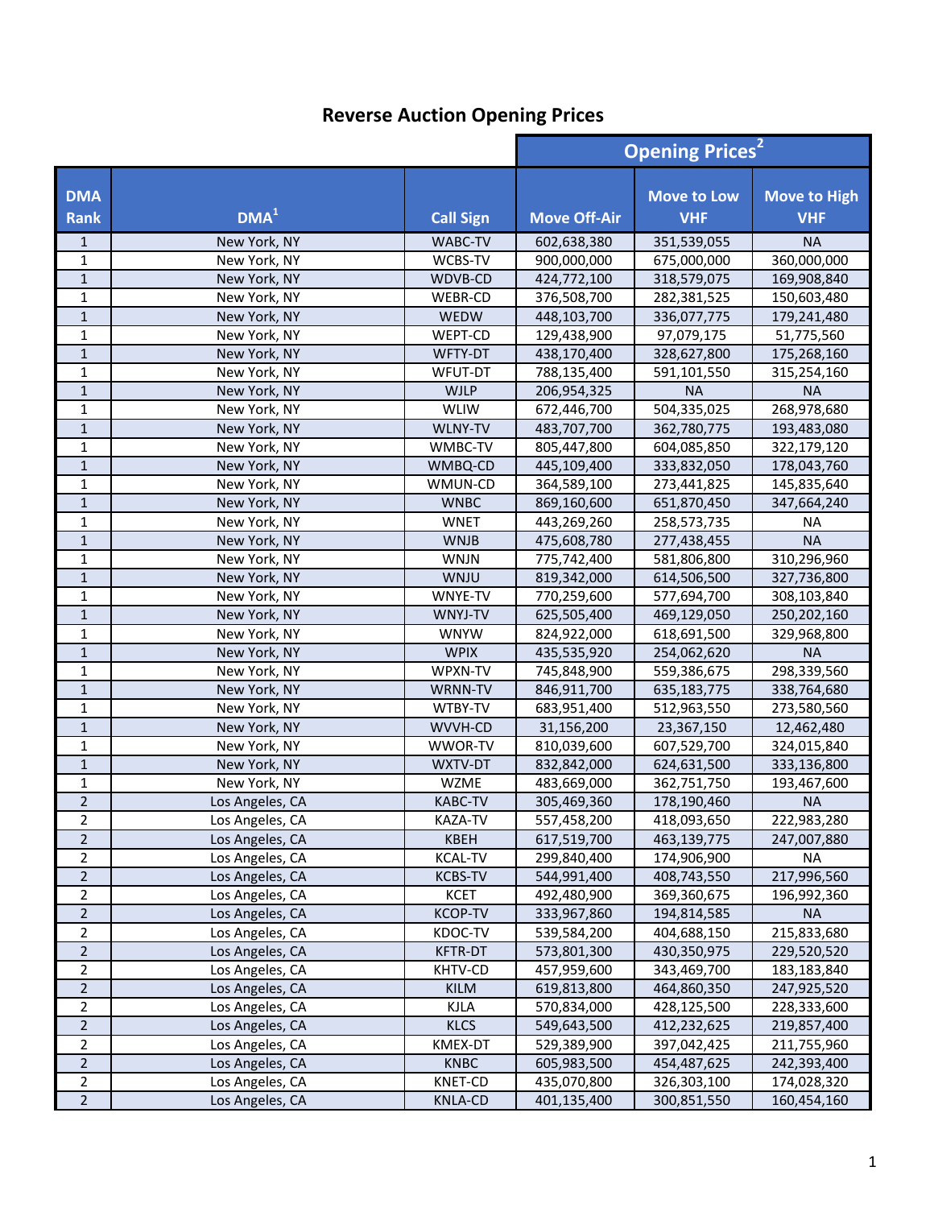# Reverse Auction Opening Prices

| DMA Rank | DMA[1] | Call Sign | Opening Prices[2] Move Off-Air | Move to Low VHF | Move to High VHF |
|---|---|---|---|---|---|
| 1 | New York, NY | WABC-TV | 602,638,380 | 351,539,055 | NA |
| 1 | New York, NY | WCBS-TV | 900,000,000 | 675,000,000 | 360,000,000 |
| 1 | New York, NY | WDVB-CD | 424,772,100 | 318,579,075 | 169,908,840 |
| 1 | New York, NY | WEBR-CD | 376,508,700 | 282,381,525 | 150,603,480 |
| 1 | New York, NY | WEDW | 448,103,700 | 336,077,775 | 179,241,480 |
| 1 | New York, NY | WEPT-CD | 129,438,900 | 97,079,175 | 51,775,560 |
| 1 | New York, NY | WFTY-DT | 438,170,400 | 328,627,800 | 175,268,160 |
| 1 | New York, NY | WFUT-DT | 788,135,400 | 591,101,550 | 315,254,160 |
| 1 | New York, NY | WJLP | 206,954,325 | NA | NA |
| 1 | New York, NY | WLIW | 672,446,700 | 504,335,025 | 268,978,680 |
| 1 | New York, NY | WLNY-TV | 483,707,700 | 362,780,775 | 193,483,080 |
| 1 | New York, NY | WMBC-TV | 805,447,800 | 604,085,850 | 322,179,120 |
| 1 | New York, NY | WMBQ-CD | 445,109,400 | 333,832,050 | 178,043,760 |
| 1 | New York, NY | WMUN-CD | 364,589,100 | 273,441,825 | 145,835,640 |
| 1 | New York, NY | WNBC | 869,160,600 | 651,870,450 | 347,664,240 |
| 1 | New York, NY | WNET | 443,269,260 | 258,573,735 | NA |
| 1 | New York, NY | WNJB | 475,608,780 | 277,438,455 | NA |
| 1 | New York, NY | WNJN | 775,742,400 | 581,806,800 | 310,296,960 |
| 1 | New York, NY | WNJU | 819,342,000 | 614,506,500 | 327,736,800 |
| 1 | New York, NY | WNYE-TV | 770,259,600 | 577,694,700 | 308,103,840 |
| 1 | New York, NY | WNYJ-TV | 625,505,400 | 469,129,050 | 250,202,160 |
| 1 | New York, NY | WNYW | 824,922,000 | 618,691,500 | 329,968,800 |
| 1 | New York, NY | WPIX | 435,535,920 | 254,062,620 | NA |
| 1 | New York, NY | WPXN-TV | 745,848,900 | 559,386,675 | 298,339,560 |
| 1 | New York, NY | WRNN-TV | 846,911,700 | 635,183,775 | 338,764,680 |
| 1 | New York, NY | WTBY-TV | 683,951,400 | 512,963,550 | 273,580,560 |
| 1 | New York, NY | WVVH-CD | 31,156,200 | 23,367,150 | 12,462,480 |
| 1 | New York, NY | WWOR-TV | 810,039,600 | 607,529,700 | 324,015,840 |
| 1 | New York, NY | WXTV-DT | 832,842,000 | 624,631,500 | 333,136,800 |
| 1 | New York, NY | WZME | 483,669,000 | 362,751,750 | 193,467,600 |
| 2 | Los Angeles, CA | KABC-TV | 305,469,360 | 178,190,460 | NA |
| 2 | Los Angeles, CA | KAZA-TV | 557,458,200 | 418,093,650 | 222,983,280 |
| 2 | Los Angeles, CA | KBEH | 617,519,700 | 463,139,775 | 247,007,880 |
| 2 | Los Angeles, CA | KCAL-TV | 299,840,400 | 174,906,900 | NA |
| 2 | Los Angeles, CA | KCBS-TV | 544,991,400 | 408,743,550 | 217,996,560 |
| 2 | Los Angeles, CA | KCET | 492,480,900 | 369,360,675 | 196,992,360 |
| 2 | Los Angeles, CA | KCOP-TV | 333,967,860 | 194,814,585 | NA |
| 2 | Los Angeles, CA | KDOC-TV | 539,584,200 | 404,688,150 | 215,833,680 |
| 2 | Los Angeles, CA | KFTR-DT | 573,801,300 | 430,350,975 | 229,520,520 |
| 2 | Los Angeles, CA | KHTV-CD | 457,959,600 | 343,469,700 | 183,183,840 |
| 2 | Los Angeles, CA | KILM | 619,813,800 | 464,860,350 | 247,925,520 |
| 2 | Los Angeles, CA | KJLA | 570,834,000 | 428,125,500 | 228,333,600 |
| 2 | Los Angeles, CA | KLCS | 549,643,500 | 412,232,625 | 219,857,400 |
| 2 | Los Angeles, CA | KMEX-DT | 529,389,900 | 397,042,425 | 211,755,960 |
| 2 | Los Angeles, CA | KNBC | 605,983,500 | 454,487,625 | 242,393,400 |
| 2 | Los Angeles, CA | KNET-CD | 435,070,800 | 326,303,100 | 174,028,320 |
| 2 | Los Angeles, CA | KNLA-CD | 401,135,400 | 300,851,550 | 160,454,160 |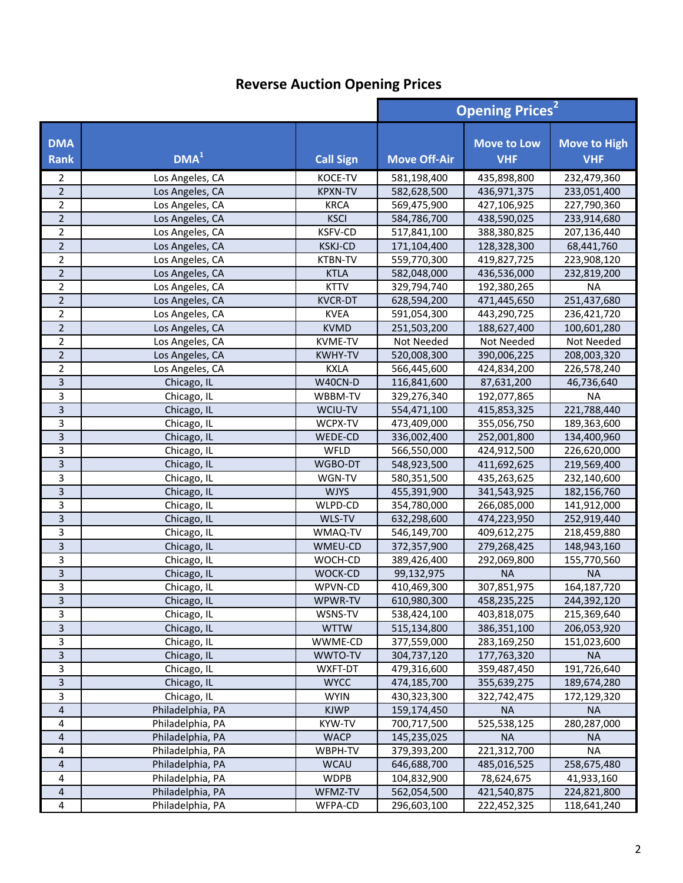## Reverse Auction Opening Prices

| DMA Rank | DMA[1] | Call Sign | Opening Prices[2] | | |
|---|---|---|---|---|---|
| | | | Move Off-Air | Move to Low VHF | Move to High VHF |
| 2 | Los Angeles, CA | KOCE-TV | 581,198,400 | 435,898,800 | 232,479,360 |
| 2 | Los Angeles, CA | KPXN-TV | 582,628,500 | 436,971,375 | 233,051,400 |
| 2 | Los Angeles, CA | KRCA | 569,475,900 | 427,106,925 | 227,790,360 |
| 2 | Los Angeles, CA | KSCI | 584,786,700 | 438,590,025 | 233,914,680 |
| 2 | Los Angeles, CA | KSFV-CD | 517,841,100 | 388,380,825 | 207,136,440 |
| 2 | Los Angeles, CA | KSKJ-CD | 171,104,400 | 128,328,300 | 68,441,760 |
| 2 | Los Angeles, CA | KTBN-TV | 559,770,300 | 419,827,725 | 223,908,120 |
| 2 | Los Angeles, CA | KTLA | 582,048,000 | 436,536,000 | 232,819,200 |
| 2 | Los Angeles, CA | KTTV | 329,794,740 | 192,380,265 | NA |
| 2 | Los Angeles, CA | KVCR-DT | 628,594,200 | 471,445,650 | 251,437,680 |
| 2 | Los Angeles, CA | KVEA | 591,054,300 | 443,290,725 | 236,421,720 |
| 2 | Los Angeles, CA | KVMD | 251,503,200 | 188,627,400 | 100,601,280 |
| 2 | Los Angeles, CA | KVME-TV | Not Needed | Not Needed | Not Needed |
| 2 | Los Angeles, CA | KWHY-TV | 520,008,300 | 390,006,225 | 208,003,320 |
| 2 | Los Angeles, CA | KXLA | 566,445,600 | 424,834,200 | 226,578,240 |
| 3 | Chicago, IL | W40CN-D | 116,841,600 | 87,631,200 | 46,736,640 |
| 3 | Chicago, IL | WBBM-TV | 329,276,340 | 192,077,865 | NA |
| 3 | Chicago, IL | WCIU-TV | 554,471,100 | 415,853,325 | 221,788,440 |
| 3 | Chicago, IL | WCPX-TV | 473,409,000 | 355,056,750 | 189,363,600 |
| 3 | Chicago, IL | WEDE-CD | 336,002,400 | 252,001,800 | 134,400,960 |
| 3 | Chicago, IL | WFLD | 566,550,000 | 424,912,500 | 226,620,000 |
| 3 | Chicago, IL | WGBO-DT | 548,923,500 | 411,692,625 | 219,569,400 |
| 3 | Chicago, IL | WGN-TV | 580,351,500 | 435,263,625 | 232,140,600 |
| 3 | Chicago, IL | WJYS | 455,391,900 | 341,543,925 | 182,156,760 |
| 3 | Chicago, IL | WLPD-CD | 354,780,000 | 266,085,000 | 141,912,000 |
| 3 | Chicago, IL | WLS-TV | 632,298,600 | 474,223,950 | 252,919,440 |
| 3 | Chicago, IL | WMAQ-TV | 546,149,700 | 409,612,275 | 218,459,880 |
| 3 | Chicago, IL | WMEU-CD | 372,357,900 | 279,268,425 | 148,943,160 |
| 3 | Chicago, IL | WOCH-CD | 389,426,400 | 292,069,800 | 155,770,560 |
| 3 | Chicago, IL | WOCK-CD | 99,132,975 | NA | NA |
| 3 | Chicago, IL | WPVN-CD | 410,469,300 | 307,851,975 | 164,187,720 |
| 3 | Chicago, IL | WPWR-TV | 610,980,300 | 458,235,225 | 244,392,120 |
| 3 | Chicago, IL | WSNS-TV | 538,424,100 | 403,818,075 | 215,369,640 |
| 3 | Chicago, IL | WTTW | 515,134,800 | 386,351,100 | 206,053,920 |
| 3 | Chicago, IL | WWME-CD | 377,559,000 | 283,169,250 | 151,023,600 |
| 3 | Chicago, IL | WWTO-TV | 304,737,120 | 177,763,320 | NA |
| 3 | Chicago, IL | WXFT-DT | 479,316,600 | 359,487,450 | 191,726,640 |
| 3 | Chicago, IL | WYCC | 474,185,700 | 355,639,275 | 189,674,280 |
| 3 | Chicago, IL | WYIN | 430,323,300 | 322,742,475 | 172,129,320 |
| 4 | Philadelphia, PA | KJWP | 159,174,450 | NA | NA |
| 4 | Philadelphia, PA | KYW-TV | 700,717,500 | 525,538,125 | 280,287,000 |
| 4 | Philadelphia, PA | WACP | 145,235,025 | NA | NA |
| 4 | Philadelphia, PA | WBPH-TV | 379,393,200 | 221,312,700 | NA |
| 4 | Philadelphia, PA | WCAU | 646,688,700 | 485,016,525 | 258,675,480 |
| 4 | Philadelphia, PA | WDPB | 104,832,900 | 78,624,675 | 41,933,160 |
| 4 | Philadelphia, PA | WFMZ-TV | 562,054,500 | 421,540,875 | 224,821,800 |
| 4 | Philadelphia, PA | WFPA-CD | 296,603,100 | 222,452,325 | 118,641,240 |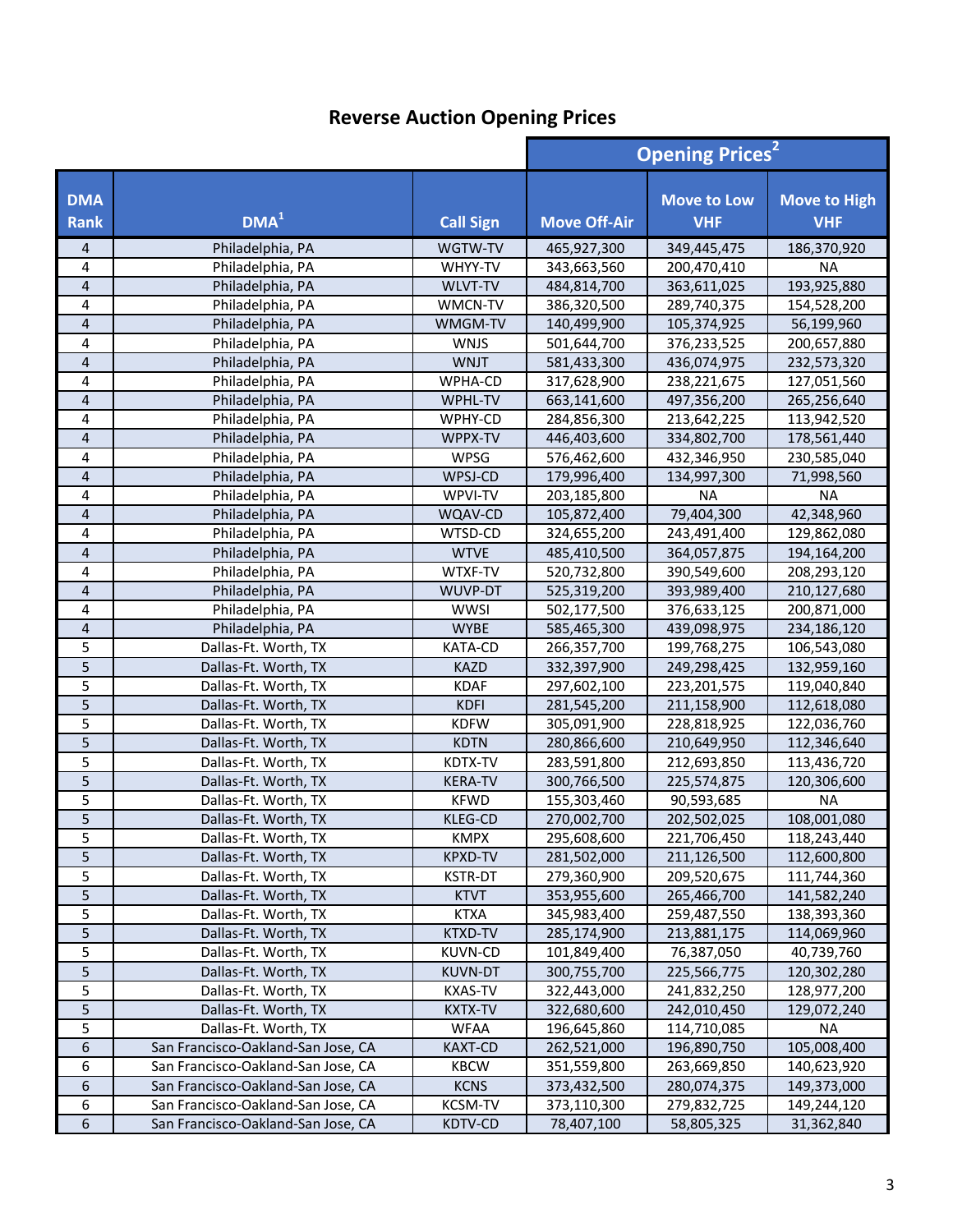## Reverse Auction Opening Prices

| DMA Rank | DMA[1] | Call Sign | Opening Prices[2] | | |
|---|---|---|---|---|---|
| | | | Move Off-Air | Move to Low VHF | Move to High VHF |
| 4 | Philadelphia, PA | WGTW-TV | 465,927,300 | 349,445,475 | 186,370,920 |
| 4 | Philadelphia, PA | WHYY-TV | 343,663,560 | 200,470,410 | NA |
| 4 | Philadelphia, PA | WLVT-TV | 484,814,700 | 363,611,025 | 193,925,880 |
| 4 | Philadelphia, PA | WMCN-TV | 386,320,500 | 289,740,375 | 154,528,200 |
| 4 | Philadelphia, PA | WMGM-TV | 140,499,900 | 105,374,925 | 56,199,960 |
| 4 | Philadelphia, PA | WNJS | 501,644,700 | 376,233,525 | 200,657,880 |
| 4 | Philadelphia, PA | WNJT | 581,433,300 | 436,074,975 | 232,573,320 |
| 4 | Philadelphia, PA | WPHA-CD | 317,628,900 | 238,221,675 | 127,051,560 |
| 4 | Philadelphia, PA | WPHL-TV | 663,141,600 | 497,356,200 | 265,256,640 |
| 4 | Philadelphia, PA | WPHY-CD | 284,856,300 | 213,642,225 | 113,942,520 |
| 4 | Philadelphia, PA | WPPX-TV | 446,403,600 | 334,802,700 | 178,561,440 |
| 4 | Philadelphia, PA | WPSG | 576,462,600 | 432,346,950 | 230,585,040 |
| 4 | Philadelphia, PA | WPSJ-CD | 179,996,400 | 134,997,300 | 71,998,560 |
| 4 | Philadelphia, PA | WPVI-TV | 203,185,800 | NA | NA |
| 4 | Philadelphia, PA | WQAV-CD | 105,872,400 | 79,404,300 | 42,348,960 |
| 4 | Philadelphia, PA | WTSD-CD | 324,655,200 | 243,491,400 | 129,862,080 |
| 4 | Philadelphia, PA | WTVE | 485,410,500 | 364,057,875 | 194,164,200 |
| 4 | Philadelphia, PA | WTXF-TV | 520,732,800 | 390,549,600 | 208,293,120 |
| 4 | Philadelphia, PA | WUVP-DT | 525,319,200 | 393,989,400 | 210,127,680 |
| 4 | Philadelphia, PA | WWSI | 502,177,500 | 376,633,125 | 200,871,000 |
| 4 | Philadelphia, PA | WYBE | 585,465,300 | 439,098,975 | 234,186,120 |
| 5 | Dallas-Ft. Worth, TX | KATA-CD | 266,357,700 | 199,768,275 | 106,543,080 |
| 5 | Dallas-Ft. Worth, TX | KAZD | 332,397,900 | 249,298,425 | 132,959,160 |
| 5 | Dallas-Ft. Worth, TX | KDAF | 297,602,100 | 223,201,575 | 119,040,840 |
| 5 | Dallas-Ft. Worth, TX | KDFI | 281,545,200 | 211,158,900 | 112,618,080 |
| 5 | Dallas-Ft. Worth, TX | KDFW | 305,091,900 | 228,818,925 | 122,036,760 |
| 5 | Dallas-Ft. Worth, TX | KDTN | 280,866,600 | 210,649,950 | 112,346,640 |
| 5 | Dallas-Ft. Worth, TX | KDTX-TV | 283,591,800 | 212,693,850 | 113,436,720 |
| 5 | Dallas-Ft. Worth, TX | KERA-TV | 300,766,500 | 225,574,875 | 120,306,600 |
| 5 | Dallas-Ft. Worth, TX | KFWD | 155,303,460 | 90,593,685 | NA |
| 5 | Dallas-Ft. Worth, TX | KLEG-CD | 270,002,700 | 202,502,025 | 108,001,080 |
| 5 | Dallas-Ft. Worth, TX | KMPX | 295,608,600 | 221,706,450 | 118,243,440 |
| 5 | Dallas-Ft. Worth, TX | KPXD-TV | 281,502,000 | 211,126,500 | 112,600,800 |
| 5 | Dallas-Ft. Worth, TX | KSTR-DT | 279,360,900 | 209,520,675 | 111,744,360 |
| 5 | Dallas-Ft. Worth, TX | KTVT | 353,955,600 | 265,466,700 | 141,582,240 |
| 5 | Dallas-Ft. Worth, TX | KTXA | 345,983,400 | 259,487,550 | 138,393,360 |
| 5 | Dallas-Ft. Worth, TX | KTXD-TV | 285,174,900 | 213,881,175 | 114,069,960 |
| 5 | Dallas-Ft. Worth, TX | KUVN-CD | 101,849,400 | 76,387,050 | 40,739,760 |
| 5 | Dallas-Ft. Worth, TX | KUVN-DT | 300,755,700 | 225,566,775 | 120,302,280 |
| 5 | Dallas-Ft. Worth, TX | KXAS-TV | 322,443,000 | 241,832,250 | 128,977,200 |
| 5 | Dallas-Ft. Worth, TX | KXTX-TV | 322,680,600 | 242,010,450 | 129,072,240 |
| 5 | Dallas-Ft. Worth, TX | WFAA | 196,645,860 | 114,710,085 | NA |
| 6 | San Francisco-Oakland-San Jose, CA | KAXT-CD | 262,521,000 | 196,890,750 | 105,008,400 |
| 6 | San Francisco-Oakland-San Jose, CA | KBCW | 351,559,800 | 263,669,850 | 140,623,920 |
| 6 | San Francisco-Oakland-San Jose, CA | KCNS | 373,432,500 | 280,074,375 | 149,373,000 |
| 6 | San Francisco-Oakland-San Jose, CA | KCSM-TV | 373,110,300 | 279,832,725 | 149,244,120 |
| 6 | San Francisco-Oakland-San Jose, CA | KDTV-CD | 78,407,100 | 58,805,325 | 31,362,840 |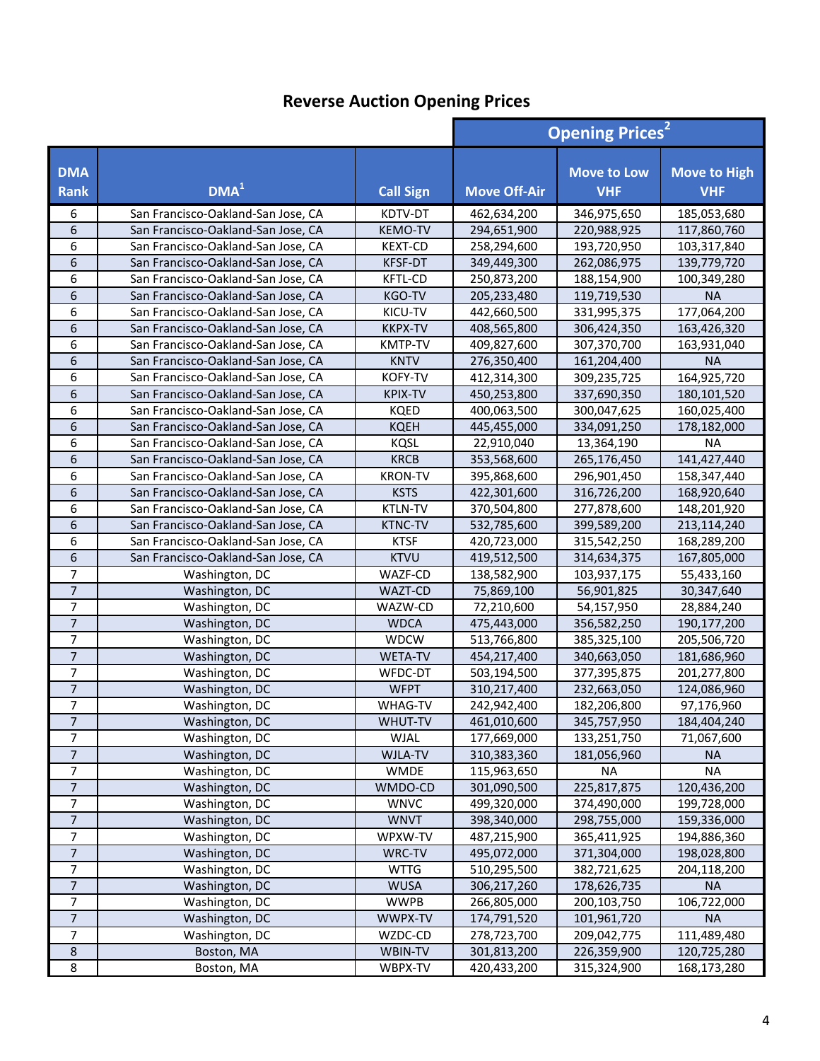## Reverse Auction Opening Prices

| DMA Rank | DMA[1] | Call Sign | Opening Prices[2] Move Off-Air | Move to Low VHF | Move to High VHF |
|---|---|---|---|---|---|
| 6 | San Francisco-Oakland-San Jose, CA | KDTV-DT | 462,634,200 | 346,975,650 | 185,053,680 |
| 6 | San Francisco-Oakland-San Jose, CA | KEMO-TV | 294,651,900 | 220,988,925 | 117,860,760 |
| 6 | San Francisco-Oakland-San Jose, CA | KEXT-CD | 258,294,600 | 193,720,950 | 103,317,840 |
| 6 | San Francisco-Oakland-San Jose, CA | KFSF-DT | 349,449,300 | 262,086,975 | 139,779,720 |
| 6 | San Francisco-Oakland-San Jose, CA | KFTL-CD | 250,873,200 | 188,154,900 | 100,349,280 |
| 6 | San Francisco-Oakland-San Jose, CA | KGO-TV | 205,233,480 | 119,719,530 | NA |
| 6 | San Francisco-Oakland-San Jose, CA | KICU-TV | 442,660,500 | 331,995,375 | 177,064,200 |
| 6 | San Francisco-Oakland-San Jose, CA | KKPX-TV | 408,565,800 | 306,424,350 | 163,426,320 |
| 6 | San Francisco-Oakland-San Jose, CA | KMTP-TV | 409,827,600 | 307,370,700 | 163,931,040 |
| 6 | San Francisco-Oakland-San Jose, CA | KNTV | 276,350,400 | 161,204,400 | NA |
| 6 | San Francisco-Oakland-San Jose, CA | KOFY-TV | 412,314,300 | 309,235,725 | 164,925,720 |
| 6 | San Francisco-Oakland-San Jose, CA | KPIX-TV | 450,253,800 | 337,690,350 | 180,101,520 |
| 6 | San Francisco-Oakland-San Jose, CA | KQED | 400,063,500 | 300,047,625 | 160,025,400 |
| 6 | San Francisco-Oakland-San Jose, CA | KQEH | 445,455,000 | 334,091,250 | 178,182,000 |
| 6 | San Francisco-Oakland-San Jose, CA | KQSL | 22,910,040 | 13,364,190 | NA |
| 6 | San Francisco-Oakland-San Jose, CA | KRCB | 353,568,600 | 265,176,450 | 141,427,440 |
| 6 | San Francisco-Oakland-San Jose, CA | KRON-TV | 395,868,600 | 296,901,450 | 158,347,440 |
| 6 | San Francisco-Oakland-San Jose, CA | KSTS | 422,301,600 | 316,726,200 | 168,920,640 |
| 6 | San Francisco-Oakland-San Jose, CA | KTLN-TV | 370,504,800 | 277,878,600 | 148,201,920 |
| 6 | San Francisco-Oakland-San Jose, CA | KTNC-TV | 532,785,600 | 399,589,200 | 213,114,240 |
| 6 | San Francisco-Oakland-San Jose, CA | KTSF | 420,723,000 | 315,542,250 | 168,289,200 |
| 6 | San Francisco-Oakland-San Jose, CA | KTVU | 419,512,500 | 314,634,375 | 167,805,000 |
| 7 | Washington, DC | WAZF-CD | 138,582,900 | 103,937,175 | 55,433,160 |
| 7 | Washington, DC | WAZT-CD | 75,869,100 | 56,901,825 | 30,347,640 |
| 7 | Washington, DC | WAZW-CD | 72,210,600 | 54,157,950 | 28,884,240 |
| 7 | Washington, DC | WDCA | 475,443,000 | 356,582,250 | 190,177,200 |
| 7 | Washington, DC | WDCW | 513,766,800 | 385,325,100 | 205,506,720 |
| 7 | Washington, DC | WETA-TV | 454,217,400 | 340,663,050 | 181,686,960 |
| 7 | Washington, DC | WFDC-DT | 503,194,500 | 377,395,875 | 201,277,800 |
| 7 | Washington, DC | WFPT | 310,217,400 | 232,663,050 | 124,086,960 |
| 7 | Washington, DC | WHAG-TV | 242,942,400 | 182,206,800 | 97,176,960 |
| 7 | Washington, DC | WHUT-TV | 461,010,600 | 345,757,950 | 184,404,240 |
| 7 | Washington, DC | WJAL | 177,669,000 | 133,251,750 | 71,067,600 |
| 7 | Washington, DC | WJLA-TV | 310,383,360 | 181,056,960 | NA |
| 7 | Washington, DC | WMDE | 115,963,650 | NA | NA |
| 7 | Washington, DC | WMDO-CD | 301,090,500 | 225,817,875 | 120,436,200 |
| 7 | Washington, DC | WNVC | 499,320,000 | 374,490,000 | 199,728,000 |
| 7 | Washington, DC | WNVT | 398,340,000 | 298,755,000 | 159,336,000 |
| 7 | Washington, DC | WPXW-TV | 487,215,900 | 365,411,925 | 194,886,360 |
| 7 | Washington, DC | WRC-TV | 495,072,000 | 371,304,000 | 198,028,800 |
| 7 | Washington, DC | WTTG | 510,295,500 | 382,721,625 | 204,118,200 |
| 7 | Washington, DC | WUSA | 306,217,260 | 178,626,735 | NA |
| 7 | Washington, DC | WWPB | 266,805,000 | 200,103,750 | 106,722,000 |
| 7 | Washington, DC | WWPX-TV | 174,791,520 | 101,961,720 | NA |
| 7 | Washington, DC | WZDC-CD | 278,723,700 | 209,042,775 | 111,489,480 |
| 8 | Boston, MA | WBIN-TV | 301,813,200 | 226,359,900 | 120,725,280 |
| 8 | Boston, MA | WBPX-TV | 420,433,200 | 315,324,900 | 168,173,280 |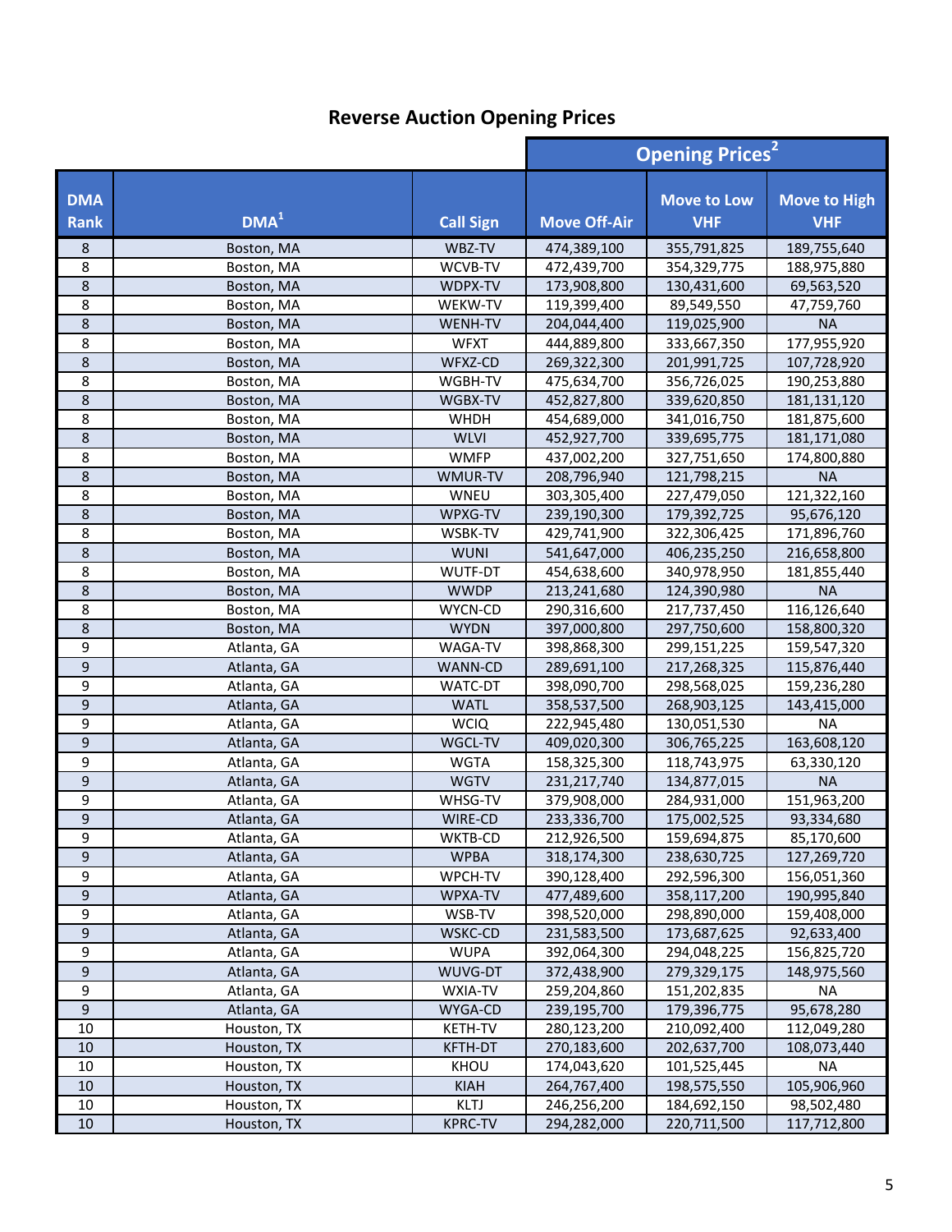# Reverse Auction Opening Prices

| DMA Rank | DMA[1] | Call Sign | Opening Prices[2] Move Off-Air | Move to Low VHF | Move to High VHF |
|---|---|---|---|---|---|
| 8 | Boston, MA | WBZ-TV | 474,389,100 | 355,791,825 | 189,755,640 |
| 8 | Boston, MA | WCVB-TV | 472,439,700 | 354,329,775 | 188,975,880 |
| 8 | Boston, MA | WDPX-TV | 173,908,800 | 130,431,600 | 69,563,520 |
| 8 | Boston, MA | WEKW-TV | 119,399,400 | 89,549,550 | 47,759,760 |
| 8 | Boston, MA | WENH-TV | 204,044,400 | 119,025,900 | NA |
| 8 | Boston, MA | WFXT | 444,889,800 | 333,667,350 | 177,955,920 |
| 8 | Boston, MA | WFXZ-CD | 269,322,300 | 201,991,725 | 107,728,920 |
| 8 | Boston, MA | WGBH-TV | 475,634,700 | 356,726,025 | 190,253,880 |
| 8 | Boston, MA | WGBX-TV | 452,827,800 | 339,620,850 | 181,131,120 |
| 8 | Boston, MA | WHDH | 454,689,000 | 341,016,750 | 181,875,600 |
| 8 | Boston, MA | WLVI | 452,927,700 | 339,695,775 | 181,171,080 |
| 8 | Boston, MA | WMFP | 437,002,200 | 327,751,650 | 174,800,880 |
| 8 | Boston, MA | WMUR-TV | 208,796,940 | 121,798,215 | NA |
| 8 | Boston, MA | WNEU | 303,305,400 | 227,479,050 | 121,322,160 |
| 8 | Boston, MA | WPXG-TV | 239,190,300 | 179,392,725 | 95,676,120 |
| 8 | Boston, MA | WSBK-TV | 429,741,900 | 322,306,425 | 171,896,760 |
| 8 | Boston, MA | WUNI | 541,647,000 | 406,235,250 | 216,658,800 |
| 8 | Boston, MA | WUTF-DT | 454,638,600 | 340,978,950 | 181,855,440 |
| 8 | Boston, MA | WWDP | 213,241,680 | 124,390,980 | NA |
| 8 | Boston, MA | WYCN-CD | 290,316,600 | 217,737,450 | 116,126,640 |
| 8 | Boston, MA | WYDN | 397,000,800 | 297,750,600 | 158,800,320 |
| 9 | Atlanta, GA | WAGA-TV | 398,868,300 | 299,151,225 | 159,547,320 |
| 9 | Atlanta, GA | WANN-CD | 289,691,100 | 217,268,325 | 115,876,440 |
| 9 | Atlanta, GA | WATC-DT | 398,090,700 | 298,568,025 | 159,236,280 |
| 9 | Atlanta, GA | WATL | 358,537,500 | 268,903,125 | 143,415,000 |
| 9 | Atlanta, GA | WCIQ | 222,945,480 | 130,051,530 | NA |
| 9 | Atlanta, GA | WGCL-TV | 409,020,300 | 306,765,225 | 163,608,120 |
| 9 | Atlanta, GA | WGTA | 158,325,300 | 118,743,975 | 63,330,120 |
| 9 | Atlanta, GA | WGTV | 231,217,740 | 134,877,015 | NA |
| 9 | Atlanta, GA | WHSG-TV | 379,908,000 | 284,931,000 | 151,963,200 |
| 9 | Atlanta, GA | WIRE-CD | 233,336,700 | 175,002,525 | 93,334,680 |
| 9 | Atlanta, GA | WKTB-CD | 212,926,500 | 159,694,875 | 85,170,600 |
| 9 | Atlanta, GA | WPBA | 318,174,300 | 238,630,725 | 127,269,720 |
| 9 | Atlanta, GA | WPCH-TV | 390,128,400 | 292,596,300 | 156,051,360 |
| 9 | Atlanta, GA | WPXA-TV | 477,489,600 | 358,117,200 | 190,995,840 |
| 9 | Atlanta, GA | WSB-TV | 398,520,000 | 298,890,000 | 159,408,000 |
| 9 | Atlanta, GA | WSKC-CD | 231,583,500 | 173,687,625 | 92,633,400 |
| 9 | Atlanta, GA | WUPA | 392,064,300 | 294,048,225 | 156,825,720 |
| 9 | Atlanta, GA | WUVG-DT | 372,438,900 | 279,329,175 | 148,975,560 |
| 9 | Atlanta, GA | WXIA-TV | 259,204,860 | 151,202,835 | NA |
| 9 | Atlanta, GA | WYGA-CD | 239,195,700 | 179,396,775 | 95,678,280 |
| 10 | Houston, TX | KETH-TV | 280,123,200 | 210,092,400 | 112,049,280 |
| 10 | Houston, TX | KFTH-DT | 270,183,600 | 202,637,700 | 108,073,440 |
| 10 | Houston, TX | KHOU | 174,043,620 | 101,525,445 | NA |
| 10 | Houston, TX | KIAH | 264,767,400 | 198,575,550 | 105,906,960 |
| 10 | Houston, TX | KLTJ | 246,256,200 | 184,692,150 | 98,502,480 |
| 10 | Houston, TX | KPRC-TV | 294,282,000 | 220,711,500 | 117,712,800 |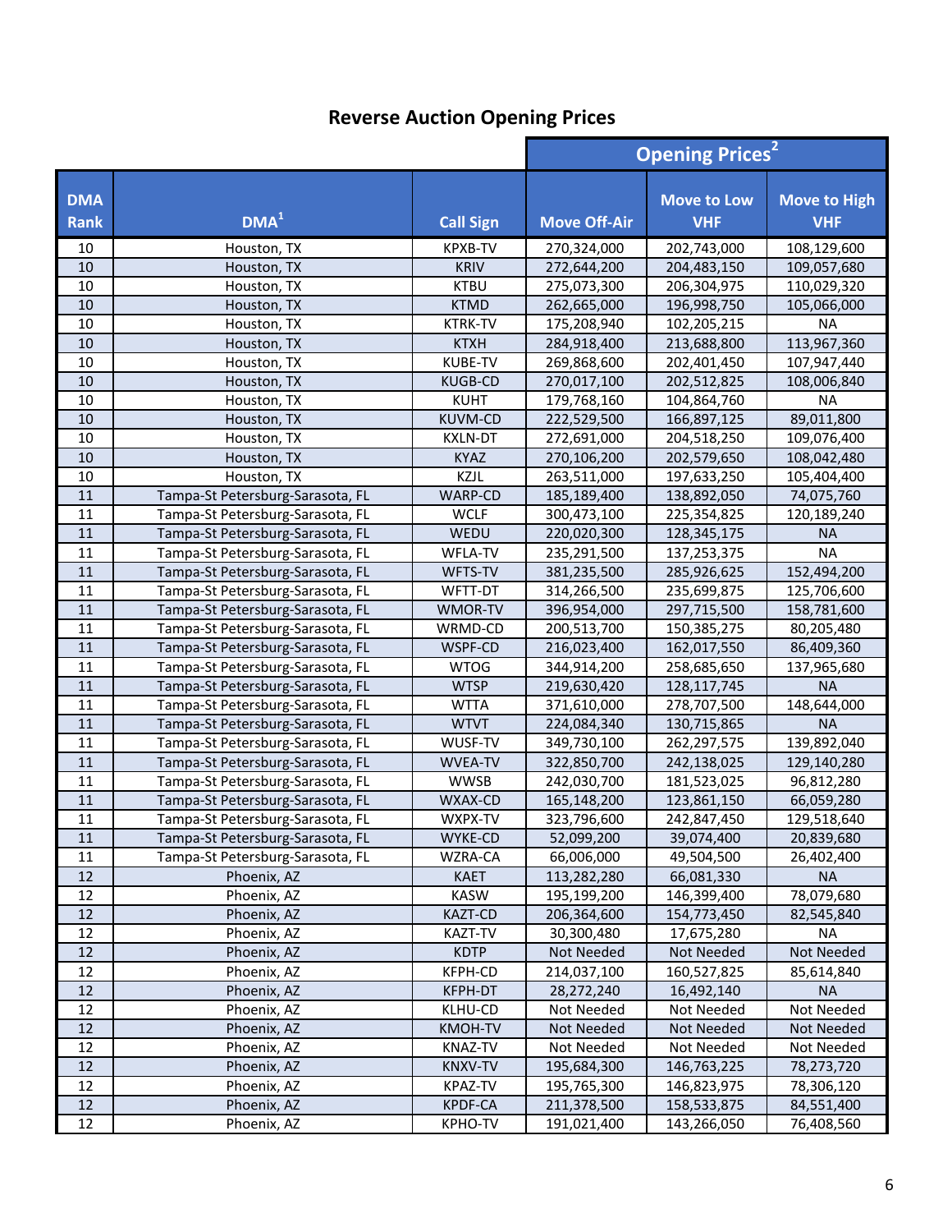## Reverse Auction Opening Prices

| DMA Rank | DMA[1] | Call Sign | Opening Prices[2] Move Off-Air | Move to Low VHF | Move to High VHF |
|---|---|---|---|---|---|
| 10 | Houston, TX | KPXB-TV | 270,324,000 | 202,743,000 | 108,129,600 |
| 10 | Houston, TX | KRIV | 272,644,200 | 204,483,150 | 109,057,680 |
| 10 | Houston, TX | KTBU | 275,073,300 | 206,304,975 | 110,029,320 |
| 10 | Houston, TX | KTMD | 262,665,000 | 196,998,750 | 105,066,000 |
| 10 | Houston, TX | KTRK-TV | 175,208,940 | 102,205,215 | NA |
| 10 | Houston, TX | KTXH | 284,918,400 | 213,688,800 | 113,967,360 |
| 10 | Houston, TX | KUBE-TV | 269,868,600 | 202,401,450 | 107,947,440 |
| 10 | Houston, TX | KUGB-CD | 270,017,100 | 202,512,825 | 108,006,840 |
| 10 | Houston, TX | KUHT | 179,768,160 | 104,864,760 | NA |
| 10 | Houston, TX | KUVM-CD | 222,529,500 | 166,897,125 | 89,011,800 |
| 10 | Houston, TX | KXLN-DT | 272,691,000 | 204,518,250 | 109,076,400 |
| 10 | Houston, TX | KYAZ | 270,106,200 | 202,579,650 | 108,042,480 |
| 10 | Houston, TX | KZJL | 263,511,000 | 197,633,250 | 105,404,400 |
| 11 | Tampa-St Petersburg-Sarasota, FL | WARP-CD | 185,189,400 | 138,892,050 | 74,075,760 |
| 11 | Tampa-St Petersburg-Sarasota, FL | WCLF | 300,473,100 | 225,354,825 | 120,189,240 |
| 11 | Tampa-St Petersburg-Sarasota, FL | WEDU | 220,020,300 | 128,345,175 | NA |
| 11 | Tampa-St Petersburg-Sarasota, FL | WFLA-TV | 235,291,500 | 137,253,375 | NA |
| 11 | Tampa-St Petersburg-Sarasota, FL | WFTS-TV | 381,235,500 | 285,926,625 | 152,494,200 |
| 11 | Tampa-St Petersburg-Sarasota, FL | WFTT-DT | 314,266,500 | 235,699,875 | 125,706,600 |
| 11 | Tampa-St Petersburg-Sarasota, FL | WMOR-TV | 396,954,000 | 297,715,500 | 158,781,600 |
| 11 | Tampa-St Petersburg-Sarasota, FL | WRMD-CD | 200,513,700 | 150,385,275 | 80,205,480 |
| 11 | Tampa-St Petersburg-Sarasota, FL | WSPF-CD | 216,023,400 | 162,017,550 | 86,409,360 |
| 11 | Tampa-St Petersburg-Sarasota, FL | WTOG | 344,914,200 | 258,685,650 | 137,965,680 |
| 11 | Tampa-St Petersburg-Sarasota, FL | WTSP | 219,630,420 | 128,117,745 | NA |
| 11 | Tampa-St Petersburg-Sarasota, FL | WTTA | 371,610,000 | 278,707,500 | 148,644,000 |
| 11 | Tampa-St Petersburg-Sarasota, FL | WTVT | 224,084,340 | 130,715,865 | NA |
| 11 | Tampa-St Petersburg-Sarasota, FL | WUSF-TV | 349,730,100 | 262,297,575 | 139,892,040 |
| 11 | Tampa-St Petersburg-Sarasota, FL | WVEA-TV | 322,850,700 | 242,138,025 | 129,140,280 |
| 11 | Tampa-St Petersburg-Sarasota, FL | WWSB | 242,030,700 | 181,523,025 | 96,812,280 |
| 11 | Tampa-St Petersburg-Sarasota, FL | WXAX-CD | 165,148,200 | 123,861,150 | 66,059,280 |
| 11 | Tampa-St Petersburg-Sarasota, FL | WXPX-TV | 323,796,600 | 242,847,450 | 129,518,640 |
| 11 | Tampa-St Petersburg-Sarasota, FL | WYKE-CD | 52,099,200 | 39,074,400 | 20,839,680 |
| 11 | Tampa-St Petersburg-Sarasota, FL | WZRA-CA | 66,006,000 | 49,504,500 | 26,402,400 |
| 12 | Phoenix, AZ | KAET | 113,282,280 | 66,081,330 | NA |
| 12 | Phoenix, AZ | KASW | 195,199,200 | 146,399,400 | 78,079,680 |
| 12 | Phoenix, AZ | KAZT-CD | 206,364,600 | 154,773,450 | 82,545,840 |
| 12 | Phoenix, AZ | KAZT-TV | 30,300,480 | 17,675,280 | NA |
| 12 | Phoenix, AZ | KDTP | Not Needed | Not Needed | Not Needed |
| 12 | Phoenix, AZ | KFPH-CD | 214,037,100 | 160,527,825 | 85,614,840 |
| 12 | Phoenix, AZ | KFPH-DT | 28,272,240 | 16,492,140 | NA |
| 12 | Phoenix, AZ | KLHU-CD | Not Needed | Not Needed | Not Needed |
| 12 | Phoenix, AZ | KMOH-TV | Not Needed | Not Needed | Not Needed |
| 12 | Phoenix, AZ | KNAZ-TV | Not Needed | Not Needed | Not Needed |
| 12 | Phoenix, AZ | KNXV-TV | 195,684,300 | 146,763,225 | 78,273,720 |
| 12 | Phoenix, AZ | KPAZ-TV | 195,765,300 | 146,823,975 | 78,306,120 |
| 12 | Phoenix, AZ | KPDF-CA | 211,378,500 | 158,533,875 | 84,551,400 |
| 12 | Phoenix, AZ | KPHO-TV | 191,021,400 | 143,266,050 | 76,408,560 |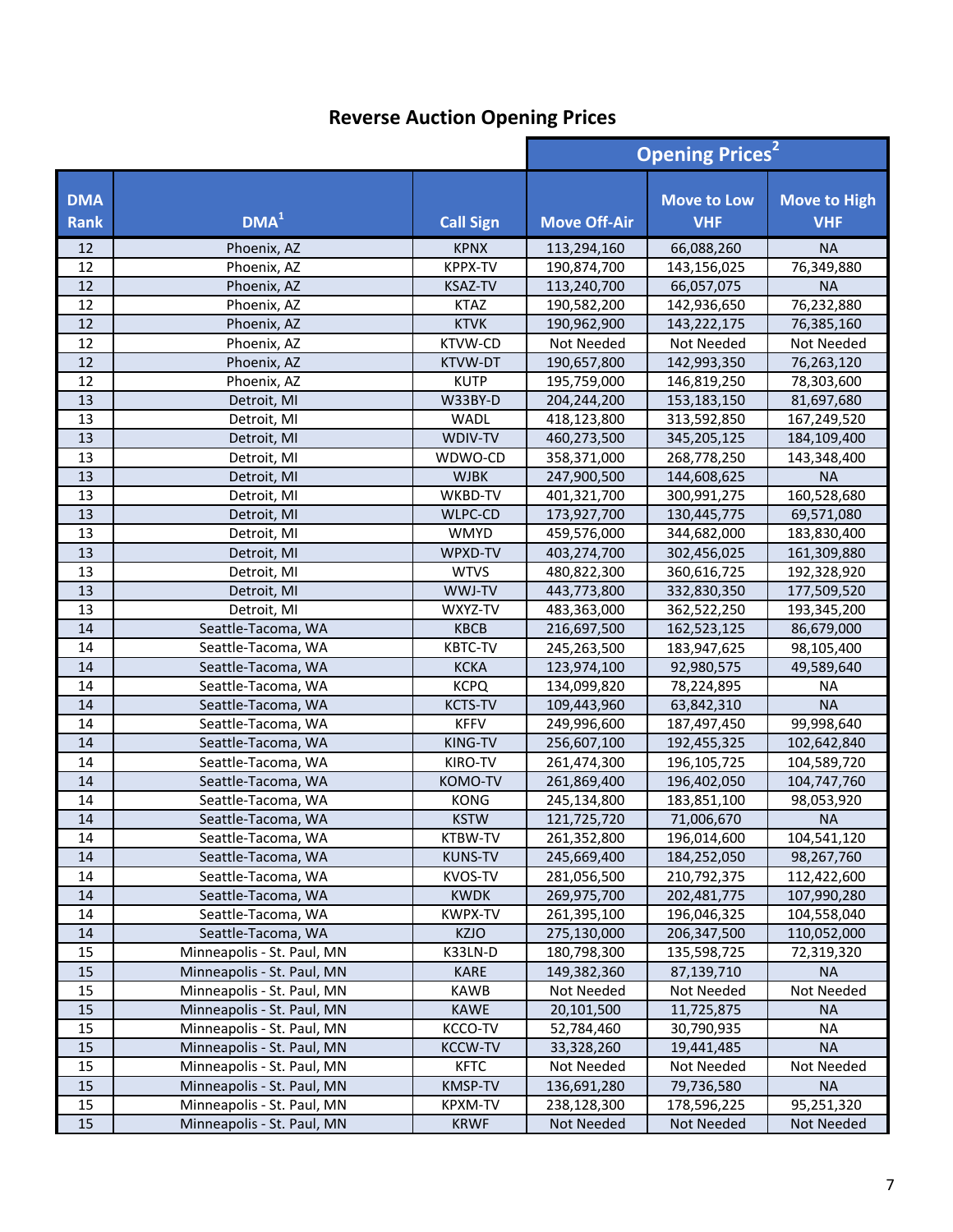## Reverse Auction Opening Prices

| DMA Rank | DMA[1] | Call Sign | Opening Prices[2] | | |
|---|---|---|---|---|---|
| | | | Move Off-Air | Move to Low VHF | Move to High VHF |
| 12 | Phoenix, AZ | KPNX | 113,294,160 | 66,088,260 | NA |
| 12 | Phoenix, AZ | KPPX-TV | 190,874,700 | 143,156,025 | 76,349,880 |
| 12 | Phoenix, AZ | KSAZ-TV | 113,240,700 | 66,057,075 | NA |
| 12 | Phoenix, AZ | KTAZ | 190,582,200 | 142,936,650 | 76,232,880 |
| 12 | Phoenix, AZ | KTVK | 190,962,900 | 143,222,175 | 76,385,160 |
| 12 | Phoenix, AZ | KTVW-CD | Not Needed | Not Needed | Not Needed |
| 12 | Phoenix, AZ | KTVW-DT | 190,657,800 | 142,993,350 | 76,263,120 |
| 12 | Phoenix, AZ | KUTP | 195,759,000 | 146,819,250 | 78,303,600 |
| 13 | Detroit, MI | W33BY-D | 204,244,200 | 153,183,150 | 81,697,680 |
| 13 | Detroit, MI | WADL | 418,123,800 | 313,592,850 | 167,249,520 |
| 13 | Detroit, MI | WDIV-TV | 460,273,500 | 345,205,125 | 184,109,400 |
| 13 | Detroit, MI | WDWO-CD | 358,371,000 | 268,778,250 | 143,348,400 |
| 13 | Detroit, MI | WJBK | 247,900,500 | 144,608,625 | NA |
| 13 | Detroit, MI | WKBD-TV | 401,321,700 | 300,991,275 | 160,528,680 |
| 13 | Detroit, MI | WLPC-CD | 173,927,700 | 130,445,775 | 69,571,080 |
| 13 | Detroit, MI | WMYD | 459,576,000 | 344,682,000 | 183,830,400 |
| 13 | Detroit, MI | WPXD-TV | 403,274,700 | 302,456,025 | 161,309,880 |
| 13 | Detroit, MI | WTVS | 480,822,300 | 360,616,725 | 192,328,920 |
| 13 | Detroit, MI | WWJ-TV | 443,773,800 | 332,830,350 | 177,509,520 |
| 13 | Detroit, MI | WXYZ-TV | 483,363,000 | 362,522,250 | 193,345,200 |
| 14 | Seattle-Tacoma, WA | KBCB | 216,697,500 | 162,523,125 | 86,679,000 |
| 14 | Seattle-Tacoma, WA | KBTC-TV | 245,263,500 | 183,947,625 | 98,105,400 |
| 14 | Seattle-Tacoma, WA | KCKA | 123,974,100 | 92,980,575 | 49,589,640 |
| 14 | Seattle-Tacoma, WA | KCPQ | 134,099,820 | 78,224,895 | NA |
| 14 | Seattle-Tacoma, WA | KCTS-TV | 109,443,960 | 63,842,310 | NA |
| 14 | Seattle-Tacoma, WA | KFFV | 249,996,600 | 187,497,450 | 99,998,640 |
| 14 | Seattle-Tacoma, WA | KING-TV | 256,607,100 | 192,455,325 | 102,642,840 |
| 14 | Seattle-Tacoma, WA | KIRO-TV | 261,474,300 | 196,105,725 | 104,589,720 |
| 14 | Seattle-Tacoma, WA | KOMO-TV | 261,869,400 | 196,402,050 | 104,747,760 |
| 14 | Seattle-Tacoma, WA | KONG | 245,134,800 | 183,851,100 | 98,053,920 |
| 14 | Seattle-Tacoma, WA | KSTW | 121,725,720 | 71,006,670 | NA |
| 14 | Seattle-Tacoma, WA | KTBW-TV | 261,352,800 | 196,014,600 | 104,541,120 |
| 14 | Seattle-Tacoma, WA | KUNS-TV | 245,669,400 | 184,252,050 | 98,267,760 |
| 14 | Seattle-Tacoma, WA | KVOS-TV | 281,056,500 | 210,792,375 | 112,422,600 |
| 14 | Seattle-Tacoma, WA | KWDK | 269,975,700 | 202,481,775 | 107,990,280 |
| 14 | Seattle-Tacoma, WA | KWPX-TV | 261,395,100 | 196,046,325 | 104,558,040 |
| 14 | Seattle-Tacoma, WA | KZJO | 275,130,000 | 206,347,500 | 110,052,000 |
| 15 | Minneapolis - St. Paul, MN | K33LN-D | 180,798,300 | 135,598,725 | 72,319,320 |
| 15 | Minneapolis - St. Paul, MN | KARE | 149,382,360 | 87,139,710 | NA |
| 15 | Minneapolis - St. Paul, MN | KAWB | Not Needed | Not Needed | Not Needed |
| 15 | Minneapolis - St. Paul, MN | KAWE | 20,101,500 | 11,725,875 | NA |
| 15 | Minneapolis - St. Paul, MN | KCCO-TV | 52,784,460 | 30,790,935 | NA |
| 15 | Minneapolis - St. Paul, MN | KCCW-TV | 33,328,260 | 19,441,485 | NA |
| 15 | Minneapolis - St. Paul, MN | KFTC | Not Needed | Not Needed | Not Needed |
| 15 | Minneapolis - St. Paul, MN | KMSP-TV | 136,691,280 | 79,736,580 | NA |
| 15 | Minneapolis - St. Paul, MN | KPXM-TV | 238,128,300 | 178,596,225 | 95,251,320 |
| 15 | Minneapolis - St. Paul, MN | KRWF | Not Needed | Not Needed | Not Needed |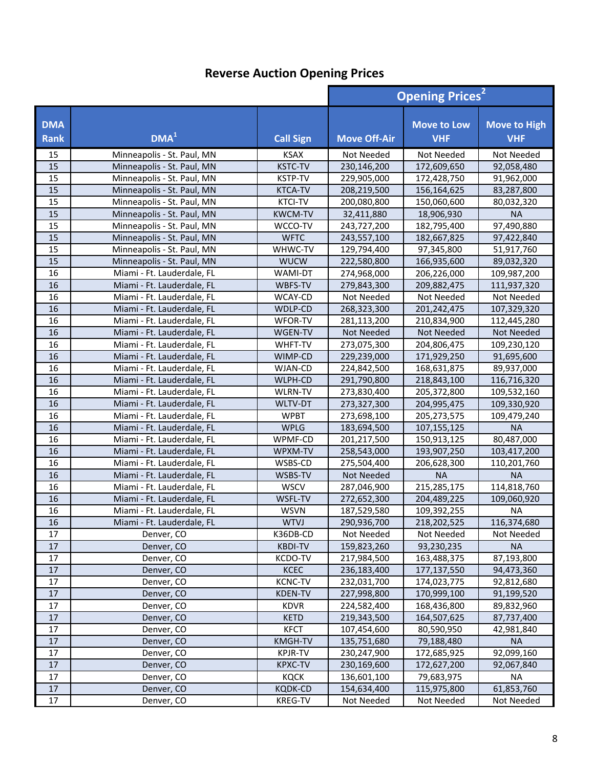## Reverse Auction Opening Prices

| DMA Rank | DMA[1] | Call Sign | Opening Prices[2] | | |
|---|---|---|---|---|---|
| | | | Move Off-Air | Move to Low VHF | Move to High VHF |
| 15 | Minneapolis - St. Paul, MN | KSAX | Not Needed | Not Needed | Not Needed |
| 15 | Minneapolis - St. Paul, MN | KSTC-TV | 230,146,200 | 172,609,650 | 92,058,480 |
| 15 | Minneapolis - St. Paul, MN | KSTP-TV | 229,905,000 | 172,428,750 | 91,962,000 |
| 15 | Minneapolis - St. Paul, MN | KTCA-TV | 208,219,500 | 156,164,625 | 83,287,800 |
| 15 | Minneapolis - St. Paul, MN | KTCI-TV | 200,080,800 | 150,060,600 | 80,032,320 |
| 15 | Minneapolis - St. Paul, MN | KWCM-TV | 32,411,880 | 18,906,930 | NA |
| 15 | Minneapolis - St. Paul, MN | WCCO-TV | 243,727,200 | 182,795,400 | 97,490,880 |
| 15 | Minneapolis - St. Paul, MN | WFTC | 243,557,100 | 182,667,825 | 97,422,840 |
| 15 | Minneapolis - St. Paul, MN | WHWC-TV | 129,794,400 | 97,345,800 | 51,917,760 |
| 15 | Minneapolis - St. Paul, MN | WUCW | 222,580,800 | 166,935,600 | 89,032,320 |
| 16 | Miami - Ft. Lauderdale, FL | WAMI-DT | 274,968,000 | 206,226,000 | 109,987,200 |
| 16 | Miami - Ft. Lauderdale, FL | WBFS-TV | 279,843,300 | 209,882,475 | 111,937,320 |
| 16 | Miami - Ft. Lauderdale, FL | WCAY-CD | Not Needed | Not Needed | Not Needed |
| 16 | Miami - Ft. Lauderdale, FL | WDLP-CD | 268,323,300 | 201,242,475 | 107,329,320 |
| 16 | Miami - Ft. Lauderdale, FL | WFOR-TV | 281,113,200 | 210,834,900 | 112,445,280 |
| 16 | Miami - Ft. Lauderdale, FL | WGEN-TV | Not Needed | Not Needed | Not Needed |
| 16 | Miami - Ft. Lauderdale, FL | WHFT-TV | 273,075,300 | 204,806,475 | 109,230,120 |
| 16 | Miami - Ft. Lauderdale, FL | WIMP-CD | 229,239,000 | 171,929,250 | 91,695,600 |
| 16 | Miami - Ft. Lauderdale, FL | WJAN-CD | 224,842,500 | 168,631,875 | 89,937,000 |
| 16 | Miami - Ft. Lauderdale, FL | WLPH-CD | 291,790,800 | 218,843,100 | 116,716,320 |
| 16 | Miami - Ft. Lauderdale, FL | WLRN-TV | 273,830,400 | 205,372,800 | 109,532,160 |
| 16 | Miami - Ft. Lauderdale, FL | WLTV-DT | 273,327,300 | 204,995,475 | 109,330,920 |
| 16 | Miami - Ft. Lauderdale, FL | WPBT | 273,698,100 | 205,273,575 | 109,479,240 |
| 16 | Miami - Ft. Lauderdale, FL | WPLG | 183,694,500 | 107,155,125 | NA |
| 16 | Miami - Ft. Lauderdale, FL | WPMF-CD | 201,217,500 | 150,913,125 | 80,487,000 |
| 16 | Miami - Ft. Lauderdale, FL | WPXM-TV | 258,543,000 | 193,907,250 | 103,417,200 |
| 16 | Miami - Ft. Lauderdale, FL | WSBS-CD | 275,504,400 | 206,628,300 | 110,201,760 |
| 16 | Miami - Ft. Lauderdale, FL | WSBS-TV | Not Needed | NA | NA |
| 16 | Miami - Ft. Lauderdale, FL | WSCV | 287,046,900 | 215,285,175 | 114,818,760 |
| 16 | Miami - Ft. Lauderdale, FL | WSFL-TV | 272,652,300 | 204,489,225 | 109,060,920 |
| 16 | Miami - Ft. Lauderdale, FL | WSVN | 187,529,580 | 109,392,255 | NA |
| 16 | Miami - Ft. Lauderdale, FL | WTVJ | 290,936,700 | 218,202,525 | 116,374,680 |
| 17 | Denver, CO | K36DB-CD | Not Needed | Not Needed | Not Needed |
| 17 | Denver, CO | KBDI-TV | 159,823,260 | 93,230,235 | NA |
| 17 | Denver, CO | KCDO-TV | 217,984,500 | 163,488,375 | 87,193,800 |
| 17 | Denver, CO | KCEC | 236,183,400 | 177,137,550 | 94,473,360 |
| 17 | Denver, CO | KCNC-TV | 232,031,700 | 174,023,775 | 92,812,680 |
| 17 | Denver, CO | KDEN-TV | 227,998,800 | 170,999,100 | 91,199,520 |
| 17 | Denver, CO | KDVR | 224,582,400 | 168,436,800 | 89,832,960 |
| 17 | Denver, CO | KETD | 219,343,500 | 164,507,625 | 87,737,400 |
| 17 | Denver, CO | KFCT | 107,454,600 | 80,590,950 | 42,981,840 |
| 17 | Denver, CO | KMGH-TV | 135,751,680 | 79,188,480 | NA |
| 17 | Denver, CO | KPJR-TV | 230,247,900 | 172,685,925 | 92,099,160 |
| 17 | Denver, CO | KPXC-TV | 230,169,600 | 172,627,200 | 92,067,840 |
| 17 | Denver, CO | KQCK | 136,601,100 | 79,683,975 | NA |
| 17 | Denver, CO | KQDK-CD | 154,634,400 | 115,975,800 | 61,853,760 |
| 17 | Denver, CO | KREG-TV | Not Needed | Not Needed | Not Needed |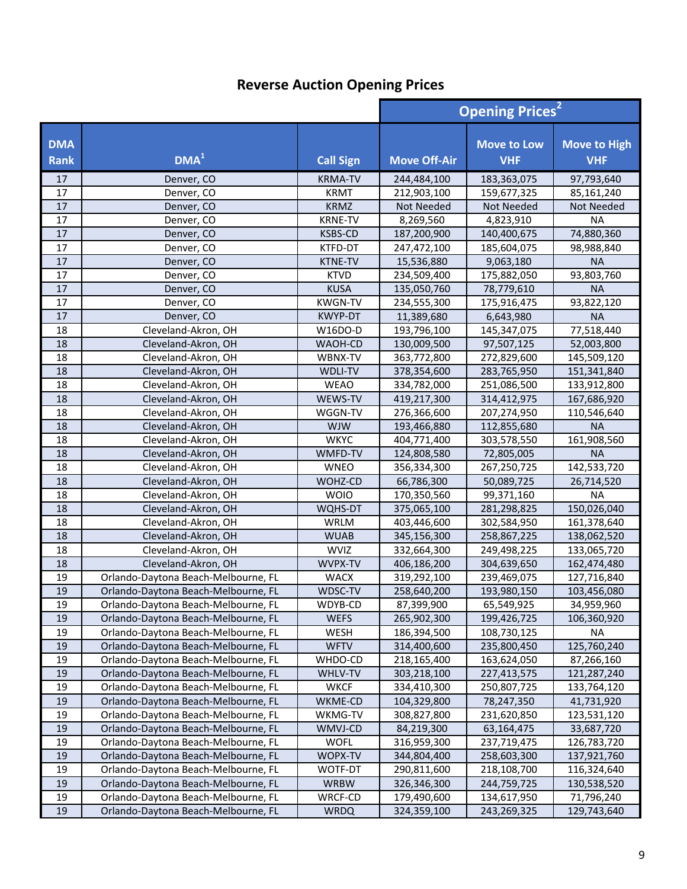## Reverse Auction Opening Prices

| DMA Rank | DMA[1] | Call Sign | Opening Prices[2] | | |
|---|---|---|---|---|---|
| | | | Move Off-Air | Move to Low VHF | Move to High VHF |
| 17 | Denver, CO | KRMA-TV | 244,484,100 | 183,363,075 | 97,793,640 |
| 17 | Denver, CO | KRMT | 212,903,100 | 159,677,325 | 85,161,240 |
| 17 | Denver, CO | KRMZ | Not Needed | Not Needed | Not Needed |
| 17 | Denver, CO | KRNE-TV | 8,269,560 | 4,823,910 | NA |
| 17 | Denver, CO | KSBS-CD | 187,200,900 | 140,400,675 | 74,880,360 |
| 17 | Denver, CO | KTFD-DT | 247,472,100 | 185,604,075 | 98,988,840 |
| 17 | Denver, CO | KTNE-TV | 15,536,880 | 9,063,180 | NA |
| 17 | Denver, CO | KTVD | 234,509,400 | 175,882,050 | 93,803,760 |
| 17 | Denver, CO | KUSA | 135,050,760 | 78,779,610 | NA |
| 17 | Denver, CO | KWGN-TV | 234,555,300 | 175,916,475 | 93,822,120 |
| 17 | Denver, CO | KWYP-DT | 11,389,680 | 6,643,980 | NA |
| 18 | Cleveland-Akron, OH | W16DO-D | 193,796,100 | 145,347,075 | 77,518,440 |
| 18 | Cleveland-Akron, OH | WAOH-CD | 130,009,500 | 97,507,125 | 52,003,800 |
| 18 | Cleveland-Akron, OH | WBNX-TV | 363,772,800 | 272,829,600 | 145,509,120 |
| 18 | Cleveland-Akron, OH | WDLI-TV | 378,354,600 | 283,765,950 | 151,341,840 |
| 18 | Cleveland-Akron, OH | WEAO | 334,782,000 | 251,086,500 | 133,912,800 |
| 18 | Cleveland-Akron, OH | WEWS-TV | 419,217,300 | 314,412,975 | 167,686,920 |
| 18 | Cleveland-Akron, OH | WGGN-TV | 276,366,600 | 207,274,950 | 110,546,640 |
| 18 | Cleveland-Akron, OH | WJW | 193,466,880 | 112,855,680 | NA |
| 18 | Cleveland-Akron, OH | WKYC | 404,771,400 | 303,578,550 | 161,908,560 |
| 18 | Cleveland-Akron, OH | WMFD-TV | 124,808,580 | 72,805,005 | NA |
| 18 | Cleveland-Akron, OH | WNEO | 356,334,300 | 267,250,725 | 142,533,720 |
| 18 | Cleveland-Akron, OH | WOHZ-CD | 66,786,300 | 50,089,725 | 26,714,520 |
| 18 | Cleveland-Akron, OH | WOIO | 170,350,560 | 99,371,160 | NA |
| 18 | Cleveland-Akron, OH | WQHS-DT | 375,065,100 | 281,298,825 | 150,026,040 |
| 18 | Cleveland-Akron, OH | WRLM | 403,446,600 | 302,584,950 | 161,378,640 |
| 18 | Cleveland-Akron, OH | WUAB | 345,156,300 | 258,867,225 | 138,062,520 |
| 18 | Cleveland-Akron, OH | WVIZ | 332,664,300 | 249,498,225 | 133,065,720 |
| 18 | Cleveland-Akron, OH | WVPX-TV | 406,186,200 | 304,639,650 | 162,474,480 |
| 19 | Orlando-Daytona Beach-Melbourne, FL | WACX | 319,292,100 | 239,469,075 | 127,716,840 |
| 19 | Orlando-Daytona Beach-Melbourne, FL | WDSC-TV | 258,640,200 | 193,980,150 | 103,456,080 |
| 19 | Orlando-Daytona Beach-Melbourne, FL | WDYB-CD | 87,399,900 | 65,549,925 | 34,959,960 |
| 19 | Orlando-Daytona Beach-Melbourne, FL | WEFS | 265,902,300 | 199,426,725 | 106,360,920 |
| 19 | Orlando-Daytona Beach-Melbourne, FL | WESH | 186,394,500 | 108,730,125 | NA |
| 19 | Orlando-Daytona Beach-Melbourne, FL | WFTV | 314,400,600 | 235,800,450 | 125,760,240 |
| 19 | Orlando-Daytona Beach-Melbourne, FL | WHDO-CD | 218,165,400 | 163,624,050 | 87,266,160 |
| 19 | Orlando-Daytona Beach-Melbourne, FL | WHLV-TV | 303,218,100 | 227,413,575 | 121,287,240 |
| 19 | Orlando-Daytona Beach-Melbourne, FL | WKCF | 334,410,300 | 250,807,725 | 133,764,120 |
| 19 | Orlando-Daytona Beach-Melbourne, FL | WKME-CD | 104,329,800 | 78,247,350 | 41,731,920 |
| 19 | Orlando-Daytona Beach-Melbourne, FL | WKMG-TV | 308,827,800 | 231,620,850 | 123,531,120 |
| 19 | Orlando-Daytona Beach-Melbourne, FL | WMVJ-CD | 84,219,300 | 63,164,475 | 33,687,720 |
| 19 | Orlando-Daytona Beach-Melbourne, FL | WOFL | 316,959,300 | 237,719,475 | 126,783,720 |
| 19 | Orlando-Daytona Beach-Melbourne, FL | WOPX-TV | 344,804,400 | 258,603,300 | 137,921,760 |
| 19 | Orlando-Daytona Beach-Melbourne, FL | WOTF-DT | 290,811,600 | 218,108,700 | 116,324,640 |
| 19 | Orlando-Daytona Beach-Melbourne, FL | WRBW | 326,346,300 | 244,759,725 | 130,538,520 |
| 19 | Orlando-Daytona Beach-Melbourne, FL | WRCF-CD | 179,490,600 | 134,617,950 | 71,796,240 |
| 19 | Orlando-Daytona Beach-Melbourne, FL | WRDQ | 324,359,100 | 243,269,325 | 129,743,640 |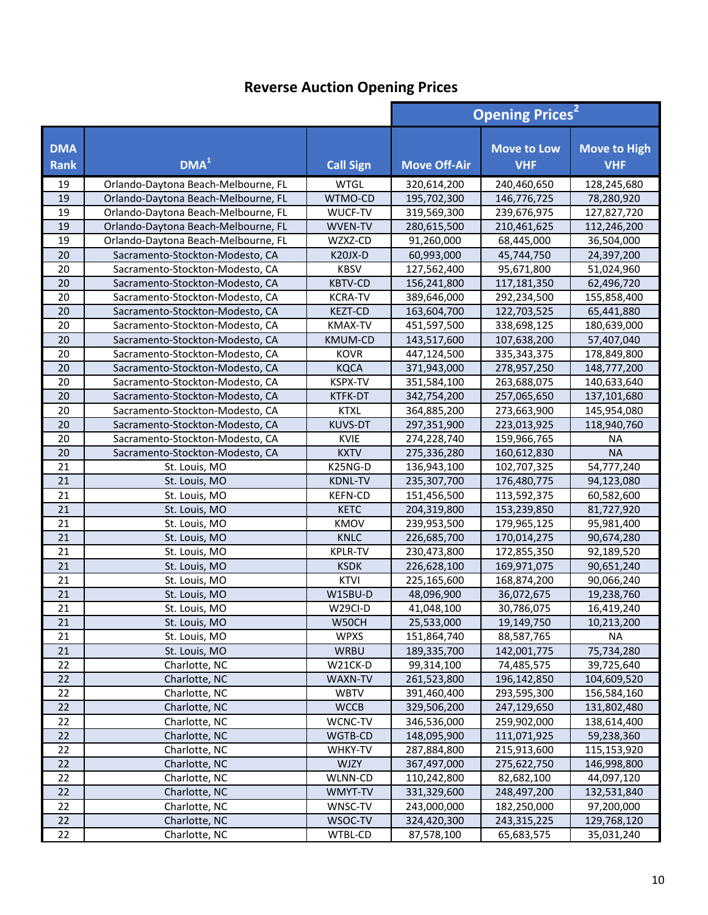## Reverse Auction Opening Prices

| | | | Opening Prices[2] | | |
|---|---|---|---|---|---|
| DMA Rank | DMA[1] | Call Sign | Move Off-Air | Move to Low VHF | Move to High VHF |
| 19 | Orlando-Daytona Beach-Melbourne, FL | WTGL | 320,614,200 | 240,460,650 | 128,245,680 |
| 19 | Orlando-Daytona Beach-Melbourne, FL | WTMO-CD | 195,702,300 | 146,776,725 | 78,280,920 |
| 19 | Orlando-Daytona Beach-Melbourne, FL | WUCF-TV | 319,569,300 | 239,676,975 | 127,827,720 |
| 19 | Orlando-Daytona Beach-Melbourne, FL | WVEN-TV | 280,615,500 | 210,461,625 | 112,246,200 |
| 19 | Orlando-Daytona Beach-Melbourne, FL | WZXZ-CD | 91,260,000 | 68,445,000 | 36,504,000 |
| 20 | Sacramento-Stockton-Modesto, CA | K20JX-D | 60,993,000 | 45,744,750 | 24,397,200 |
| 20 | Sacramento-Stockton-Modesto, CA | KBSV | 127,562,400 | 95,671,800 | 51,024,960 |
| 20 | Sacramento-Stockton-Modesto, CA | KBTV-CD | 156,241,800 | 117,181,350 | 62,496,720 |
| 20 | Sacramento-Stockton-Modesto, CA | KCRA-TV | 389,646,000 | 292,234,500 | 155,858,400 |
| 20 | Sacramento-Stockton-Modesto, CA | KEZT-CD | 163,604,700 | 122,703,525 | 65,441,880 |
| 20 | Sacramento-Stockton-Modesto, CA | KMAX-TV | 451,597,500 | 338,698,125 | 180,639,000 |
| 20 | Sacramento-Stockton-Modesto, CA | KMUM-CD | 143,517,600 | 107,638,200 | 57,407,040 |
| 20 | Sacramento-Stockton-Modesto, CA | KOVR | 447,124,500 | 335,343,375 | 178,849,800 |
| 20 | Sacramento-Stockton-Modesto, CA | KQCA | 371,943,000 | 278,957,250 | 148,777,200 |
| 20 | Sacramento-Stockton-Modesto, CA | KSPX-TV | 351,584,100 | 263,688,075 | 140,633,640 |
| 20 | Sacramento-Stockton-Modesto, CA | KTFK-DT | 342,754,200 | 257,065,650 | 137,101,680 |
| 20 | Sacramento-Stockton-Modesto, CA | KTXL | 364,885,200 | 273,663,900 | 145,954,080 |
| 20 | Sacramento-Stockton-Modesto, CA | KUVS-DT | 297,351,900 | 223,013,925 | 118,940,760 |
| 20 | Sacramento-Stockton-Modesto, CA | KVIE | 274,228,740 | 159,966,765 | NA |
| 20 | Sacramento-Stockton-Modesto, CA | KXTV | 275,336,280 | 160,612,830 | NA |
| 21 | St. Louis, MO | K25NG-D | 136,943,100 | 102,707,325 | 54,777,240 |
| 21 | St. Louis, MO | KDNL-TV | 235,307,700 | 176,480,775 | 94,123,080 |
| 21 | St. Louis, MO | KEFN-CD | 151,456,500 | 113,592,375 | 60,582,600 |
| 21 | St. Louis, MO | KETC | 204,319,800 | 153,239,850 | 81,727,920 |
| 21 | St. Louis, MO | KMOV | 239,953,500 | 179,965,125 | 95,981,400 |
| 21 | St. Louis, MO | KNLC | 226,685,700 | 170,014,275 | 90,674,280 |
| 21 | St. Louis, MO | KPLR-TV | 230,473,800 | 172,855,350 | 92,189,520 |
| 21 | St. Louis, MO | KSDK | 226,628,100 | 169,971,075 | 90,651,240 |
| 21 | St. Louis, MO | KTVI | 225,165,600 | 168,874,200 | 90,066,240 |
| 21 | St. Louis, MO | W15BU-D | 48,096,900 | 36,072,675 | 19,238,760 |
| 21 | St. Louis, MO | W29CI-D | 41,048,100 | 30,786,075 | 16,419,240 |
| 21 | St. Louis, MO | W50CH | 25,533,000 | 19,149,750 | 10,213,200 |
| 21 | St. Louis, MO | WPXS | 151,864,740 | 88,587,765 | NA |
| 21 | St. Louis, MO | WRBU | 189,335,700 | 142,001,775 | 75,734,280 |
| 22 | Charlotte, NC | W21CK-D | 99,314,100 | 74,485,575 | 39,725,640 |
| 22 | Charlotte, NC | WAXN-TV | 261,523,800 | 196,142,850 | 104,609,520 |
| 22 | Charlotte, NC | WBTV | 391,460,400 | 293,595,300 | 156,584,160 |
| 22 | Charlotte, NC | WCCB | 329,506,200 | 247,129,650 | 131,802,480 |
| 22 | Charlotte, NC | WCNC-TV | 346,536,000 | 259,902,000 | 138,614,400 |
| 22 | Charlotte, NC | WGTB-CD | 148,095,900 | 111,071,925 | 59,238,360 |
| 22 | Charlotte, NC | WHKY-TV | 287,884,800 | 215,913,600 | 115,153,920 |
| 22 | Charlotte, NC | WJZY | 367,497,000 | 275,622,750 | 146,998,800 |
| 22 | Charlotte, NC | WLNN-CD | 110,242,800 | 82,682,100 | 44,097,120 |
| 22 | Charlotte, NC | WMYT-TV | 331,329,600 | 248,497,200 | 132,531,840 |
| 22 | Charlotte, NC | WNSC-TV | 243,000,000 | 182,250,000 | 97,200,000 |
| 22 | Charlotte, NC | WSOC-TV | 324,420,300 | 243,315,225 | 129,768,120 |
| 22 | Charlotte, NC | WTBL-CD | 87,578,100 | 65,683,575 | 35,031,240 |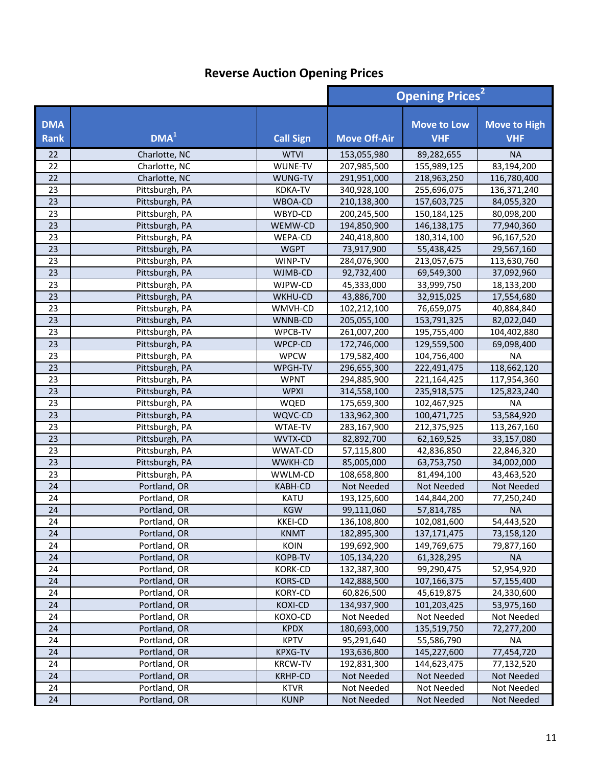## Reverse Auction Opening Prices

| DMA Rank | DMA[1] | Call Sign | Opening Prices[2] | | |
|---|---|---|---|---|---|
| | | | Move Off-Air | Move to Low VHF | Move to High VHF |
| 22 | Charlotte, NC | WTVI | 153,055,980 | 89,282,655 | NA |
| 22 | Charlotte, NC | WUNE-TV | 207,985,500 | 155,989,125 | 83,194,200 |
| 22 | Charlotte, NC | WUNG-TV | 291,951,000 | 218,963,250 | 116,780,400 |
| 23 | Pittsburgh, PA | KDKA-TV | 340,928,100 | 255,696,075 | 136,371,240 |
| 23 | Pittsburgh, PA | WBOA-CD | 210,138,300 | 157,603,725 | 84,055,320 |
| 23 | Pittsburgh, PA | WBYD-CD | 200,245,500 | 150,184,125 | 80,098,200 |
| 23 | Pittsburgh, PA | WEMW-CD | 194,850,900 | 146,138,175 | 77,940,360 |
| 23 | Pittsburgh, PA | WEPA-CD | 240,418,800 | 180,314,100 | 96,167,520 |
| 23 | Pittsburgh, PA | WGPT | 73,917,900 | 55,438,425 | 29,567,160 |
| 23 | Pittsburgh, PA | WINP-TV | 284,076,900 | 213,057,675 | 113,630,760 |
| 23 | Pittsburgh, PA | WJMB-CD | 92,732,400 | 69,549,300 | 37,092,960 |
| 23 | Pittsburgh, PA | WJPW-CD | 45,333,000 | 33,999,750 | 18,133,200 |
| 23 | Pittsburgh, PA | WKHU-CD | 43,886,700 | 32,915,025 | 17,554,680 |
| 23 | Pittsburgh, PA | WMVH-CD | 102,212,100 | 76,659,075 | 40,884,840 |
| 23 | Pittsburgh, PA | WNNB-CD | 205,055,100 | 153,791,325 | 82,022,040 |
| 23 | Pittsburgh, PA | WPCB-TV | 261,007,200 | 195,755,400 | 104,402,880 |
| 23 | Pittsburgh, PA | WPCP-CD | 172,746,000 | 129,559,500 | 69,098,400 |
| 23 | Pittsburgh, PA | WPCW | 179,582,400 | 104,756,400 | NA |
| 23 | Pittsburgh, PA | WPGH-TV | 296,655,300 | 222,491,475 | 118,662,120 |
| 23 | Pittsburgh, PA | WPNT | 294,885,900 | 221,164,425 | 117,954,360 |
| 23 | Pittsburgh, PA | WPXI | 314,558,100 | 235,918,575 | 125,823,240 |
| 23 | Pittsburgh, PA | WQED | 175,659,300 | 102,467,925 | NA |
| 23 | Pittsburgh, PA | WQVC-CD | 133,962,300 | 100,471,725 | 53,584,920 |
| 23 | Pittsburgh, PA | WTAE-TV | 283,167,900 | 212,375,925 | 113,267,160 |
| 23 | Pittsburgh, PA | WVTX-CD | 82,892,700 | 62,169,525 | 33,157,080 |
| 23 | Pittsburgh, PA | WWAT-CD | 57,115,800 | 42,836,850 | 22,846,320 |
| 23 | Pittsburgh, PA | WWKH-CD | 85,005,000 | 63,753,750 | 34,002,000 |
| 23 | Pittsburgh, PA | WWLM-CD | 108,658,800 | 81,494,100 | 43,463,520 |
| 24 | Portland, OR | KABH-CD | Not Needed | Not Needed | Not Needed |
| 24 | Portland, OR | KATU | 193,125,600 | 144,844,200 | 77,250,240 |
| 24 | Portland, OR | KGW | 99,111,060 | 57,814,785 | NA |
| 24 | Portland, OR | KKEI-CD | 136,108,800 | 102,081,600 | 54,443,520 |
| 24 | Portland, OR | KNMT | 182,895,300 | 137,171,475 | 73,158,120 |
| 24 | Portland, OR | KOIN | 199,692,900 | 149,769,675 | 79,877,160 |
| 24 | Portland, OR | KOPB-TV | 105,134,220 | 61,328,295 | NA |
| 24 | Portland, OR | KORK-CD | 132,387,300 | 99,290,475 | 52,954,920 |
| 24 | Portland, OR | KORS-CD | 142,888,500 | 107,166,375 | 57,155,400 |
| 24 | Portland, OR | KORY-CD | 60,826,500 | 45,619,875 | 24,330,600 |
| 24 | Portland, OR | KOXI-CD | 134,937,900 | 101,203,425 | 53,975,160 |
| 24 | Portland, OR | KOXO-CD | Not Needed | Not Needed | Not Needed |
| 24 | Portland, OR | KPDX | 180,693,000 | 135,519,750 | 72,277,200 |
| 24 | Portland, OR | KPTV | 95,291,640 | 55,586,790 | NA |
| 24 | Portland, OR | KPXG-TV | 193,636,800 | 145,227,600 | 77,454,720 |
| 24 | Portland, OR | KRCW-TV | 192,831,300 | 144,623,475 | 77,132,520 |
| 24 | Portland, OR | KRHP-CD | Not Needed | Not Needed | Not Needed |
| 24 | Portland, OR | KTVR | Not Needed | Not Needed | Not Needed |
| 24 | Portland, OR | KUNP | Not Needed | Not Needed | Not Needed |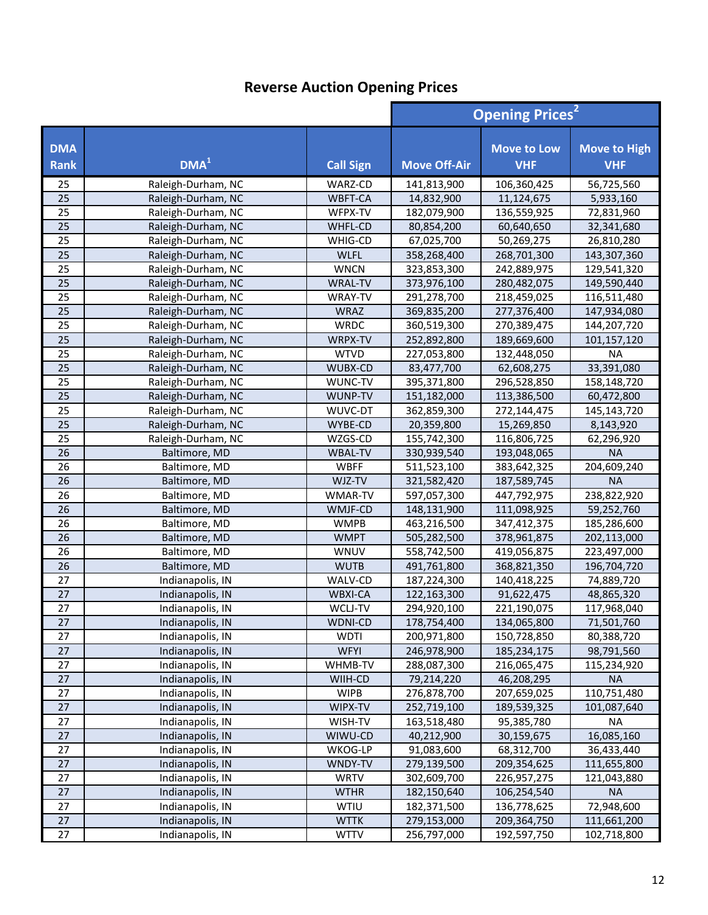## Reverse Auction Opening Prices

| DMA Rank | DMA[1] | Call Sign | Opening Prices[2] | | |
|---|---|---|---|---|---|
| | | | Move Off-Air | Move to Low VHF | Move to High VHF |
| 25 | Raleigh-Durham, NC | WARZ-CD | 141,813,900 | 106,360,425 | 56,725,560 |
| 25 | Raleigh-Durham, NC | WBFT-CA | 14,832,900 | 11,124,675 | 5,933,160 |
| 25 | Raleigh-Durham, NC | WFPX-TV | 182,079,900 | 136,559,925 | 72,831,960 |
| 25 | Raleigh-Durham, NC | WHFL-CD | 80,854,200 | 60,640,650 | 32,341,680 |
| 25 | Raleigh-Durham, NC | WHIG-CD | 67,025,700 | 50,269,275 | 26,810,280 |
| 25 | Raleigh-Durham, NC | WLFL | 358,268,400 | 268,701,300 | 143,307,360 |
| 25 | Raleigh-Durham, NC | WNCN | 323,853,300 | 242,889,975 | 129,541,320 |
| 25 | Raleigh-Durham, NC | WRAL-TV | 373,976,100 | 280,482,075 | 149,590,440 |
| 25 | Raleigh-Durham, NC | WRAY-TV | 291,278,700 | 218,459,025 | 116,511,480 |
| 25 | Raleigh-Durham, NC | WRAZ | 369,835,200 | 277,376,400 | 147,934,080 |
| 25 | Raleigh-Durham, NC | WRDC | 360,519,300 | 270,389,475 | 144,207,720 |
| 25 | Raleigh-Durham, NC | WRPX-TV | 252,892,800 | 189,669,600 | 101,157,120 |
| 25 | Raleigh-Durham, NC | WTVD | 227,053,800 | 132,448,050 | NA |
| 25 | Raleigh-Durham, NC | WUBX-CD | 83,477,700 | 62,608,275 | 33,391,080 |
| 25 | Raleigh-Durham, NC | WUNC-TV | 395,371,800 | 296,528,850 | 158,148,720 |
| 25 | Raleigh-Durham, NC | WUNP-TV | 151,182,000 | 113,386,500 | 60,472,800 |
| 25 | Raleigh-Durham, NC | WUVC-DT | 362,859,300 | 272,144,475 | 145,143,720 |
| 25 | Raleigh-Durham, NC | WYBE-CD | 20,359,800 | 15,269,850 | 8,143,920 |
| 25 | Raleigh-Durham, NC | WZGS-CD | 155,742,300 | 116,806,725 | 62,296,920 |
| 26 | Baltimore, MD | WBAL-TV | 330,939,540 | 193,048,065 | NA |
| 26 | Baltimore, MD | WBFF | 511,523,100 | 383,642,325 | 204,609,240 |
| 26 | Baltimore, MD | WJZ-TV | 321,582,420 | 187,589,745 | NA |
| 26 | Baltimore, MD | WMAR-TV | 597,057,300 | 447,792,975 | 238,822,920 |
| 26 | Baltimore, MD | WMJF-CD | 148,131,900 | 111,098,925 | 59,252,760 |
| 26 | Baltimore, MD | WMPB | 463,216,500 | 347,412,375 | 185,286,600 |
| 26 | Baltimore, MD | WMPT | 505,282,500 | 378,961,875 | 202,113,000 |
| 26 | Baltimore, MD | WNUV | 558,742,500 | 419,056,875 | 223,497,000 |
| 26 | Baltimore, MD | WUTB | 491,761,800 | 368,821,350 | 196,704,720 |
| 27 | Indianapolis, IN | WALV-CD | 187,224,300 | 140,418,225 | 74,889,720 |
| 27 | Indianapolis, IN | WBXI-CA | 122,163,300 | 91,622,475 | 48,865,320 |
| 27 | Indianapolis, IN | WCLJ-TV | 294,920,100 | 221,190,075 | 117,968,040 |
| 27 | Indianapolis, IN | WDNI-CD | 178,754,400 | 134,065,800 | 71,501,760 |
| 27 | Indianapolis, IN | WDTI | 200,971,800 | 150,728,850 | 80,388,720 |
| 27 | Indianapolis, IN | WFYI | 246,978,900 | 185,234,175 | 98,791,560 |
| 27 | Indianapolis, IN | WHMB-TV | 288,087,300 | 216,065,475 | 115,234,920 |
| 27 | Indianapolis, IN | WIIH-CD | 79,214,220 | 46,208,295 | NA |
| 27 | Indianapolis, IN | WIPB | 276,878,700 | 207,659,025 | 110,751,480 |
| 27 | Indianapolis, IN | WIPX-TV | 252,719,100 | 189,539,325 | 101,087,640 |
| 27 | Indianapolis, IN | WISH-TV | 163,518,480 | 95,385,780 | NA |
| 27 | Indianapolis, IN | WIWU-CD | 40,212,900 | 30,159,675 | 16,085,160 |
| 27 | Indianapolis, IN | WKOG-LP | 91,083,600 | 68,312,700 | 36,433,440 |
| 27 | Indianapolis, IN | WNDY-TV | 279,139,500 | 209,354,625 | 111,655,800 |
| 27 | Indianapolis, IN | WRTV | 302,609,700 | 226,957,275 | 121,043,880 |
| 27 | Indianapolis, IN | WTHR | 182,150,640 | 106,254,540 | NA |
| 27 | Indianapolis, IN | WTIU | 182,371,500 | 136,778,625 | 72,948,600 |
| 27 | Indianapolis, IN | WTTK | 279,153,000 | 209,364,750 | 111,661,200 |
| 27 | Indianapolis, IN | WTTV | 256,797,000 | 192,597,750 | 102,718,800 |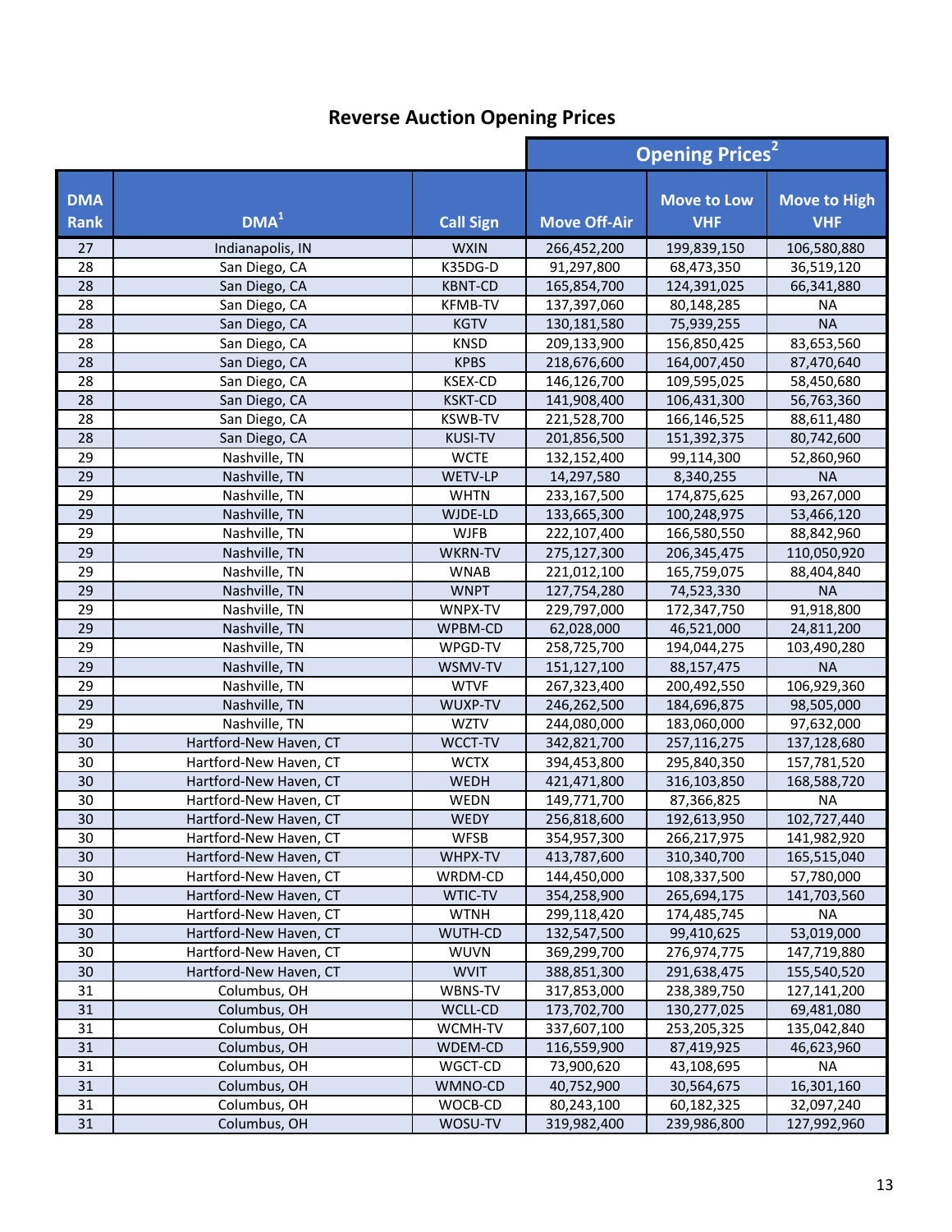# Reverse Auction Opening Prices

| DMA Rank | DMA[1] | Call Sign | Opening Prices[2] | | |
|---|---|---|---|---|---|
| | | | Move Off-Air | Move to Low VHF | Move to High VHF |
| 27 | Indianapolis, IN | WXIN | 266,452,200 | 199,839,150 | 106,580,880 |
| 28 | San Diego, CA | K35DG-D | 91,297,800 | 68,473,350 | 36,519,120 |
| 28 | San Diego, CA | KBNT-CD | 165,854,700 | 124,391,025 | 66,341,880 |
| 28 | San Diego, CA | KFMB-TV | 137,397,060 | 80,148,285 | NA |
| 28 | San Diego, CA | KGTV | 130,181,580 | 75,939,255 | NA |
| 28 | San Diego, CA | KNSD | 209,133,900 | 156,850,425 | 83,653,560 |
| 28 | San Diego, CA | KPBS | 218,676,600 | 164,007,450 | 87,470,640 |
| 28 | San Diego, CA | KSEX-CD | 146,126,700 | 109,595,025 | 58,450,680 |
| 28 | San Diego, CA | KSKT-CD | 141,908,400 | 106,431,300 | 56,763,360 |
| 28 | San Diego, CA | KSWB-TV | 221,528,700 | 166,146,525 | 88,611,480 |
| 28 | San Diego, CA | KUSI-TV | 201,856,500 | 151,392,375 | 80,742,600 |
| 29 | Nashville, TN | WCTE | 132,152,400 | 99,114,300 | 52,860,960 |
| 29 | Nashville, TN | WETV-LP | 14,297,580 | 8,340,255 | NA |
| 29 | Nashville, TN | WHTN | 233,167,500 | 174,875,625 | 93,267,000 |
| 29 | Nashville, TN | WJDE-LD | 133,665,300 | 100,248,975 | 53,466,120 |
| 29 | Nashville, TN | WJFB | 222,107,400 | 166,580,550 | 88,842,960 |
| 29 | Nashville, TN | WKRN-TV | 275,127,300 | 206,345,475 | 110,050,920 |
| 29 | Nashville, TN | WNAB | 221,012,100 | 165,759,075 | 88,404,840 |
| 29 | Nashville, TN | WNPT | 127,754,280 | 74,523,330 | NA |
| 29 | Nashville, TN | WNPX-TV | 229,797,000 | 172,347,750 | 91,918,800 |
| 29 | Nashville, TN | WPBM-CD | 62,028,000 | 46,521,000 | 24,811,200 |
| 29 | Nashville, TN | WPGD-TV | 258,725,700 | 194,044,275 | 103,490,280 |
| 29 | Nashville, TN | WSMV-TV | 151,127,100 | 88,157,475 | NA |
| 29 | Nashville, TN | WTVF | 267,323,400 | 200,492,550 | 106,929,360 |
| 29 | Nashville, TN | WUXP-TV | 246,262,500 | 184,696,875 | 98,505,000 |
| 29 | Nashville, TN | WZTV | 244,080,000 | 183,060,000 | 97,632,000 |
| 30 | Hartford-New Haven, CT | WCCT-TV | 342,821,700 | 257,116,275 | 137,128,680 |
| 30 | Hartford-New Haven, CT | WCTX | 394,453,800 | 295,840,350 | 157,781,520 |
| 30 | Hartford-New Haven, CT | WEDH | 421,471,800 | 316,103,850 | 168,588,720 |
| 30 | Hartford-New Haven, CT | WEDN | 149,771,700 | 87,366,825 | NA |
| 30 | Hartford-New Haven, CT | WEDY | 256,818,600 | 192,613,950 | 102,727,440 |
| 30 | Hartford-New Haven, CT | WFSB | 354,957,300 | 266,217,975 | 141,982,920 |
| 30 | Hartford-New Haven, CT | WHPX-TV | 413,787,600 | 310,340,700 | 165,515,040 |
| 30 | Hartford-New Haven, CT | WRDM-CD | 144,450,000 | 108,337,500 | 57,780,000 |
| 30 | Hartford-New Haven, CT | WTIC-TV | 354,258,900 | 265,694,175 | 141,703,560 |
| 30 | Hartford-New Haven, CT | WTNH | 299,118,420 | 174,485,745 | NA |
| 30 | Hartford-New Haven, CT | WUTH-CD | 132,547,500 | 99,410,625 | 53,019,000 |
| 30 | Hartford-New Haven, CT | WUVN | 369,299,700 | 276,974,775 | 147,719,880 |
| 30 | Hartford-New Haven, CT | WVIT | 388,851,300 | 291,638,475 | 155,540,520 |
| 31 | Columbus, OH | WBNS-TV | 317,853,000 | 238,389,750 | 127,141,200 |
| 31 | Columbus, OH | WCLL-CD | 173,702,700 | 130,277,025 | 69,481,080 |
| 31 | Columbus, OH | WCMH-TV | 337,607,100 | 253,205,325 | 135,042,840 |
| 31 | Columbus, OH | WDEM-CD | 116,559,900 | 87,419,925 | 46,623,960 |
| 31 | Columbus, OH | WGCT-CD | 73,900,620 | 43,108,695 | NA |
| 31 | Columbus, OH | WMNO-CD | 40,752,900 | 30,564,675 | 16,301,160 |
| 31 | Columbus, OH | WOCB-CD | 80,243,100 | 60,182,325 | 32,097,240 |
| 31 | Columbus, OH | WOSU-TV | 319,982,400 | 239,986,800 | 127,992,960 |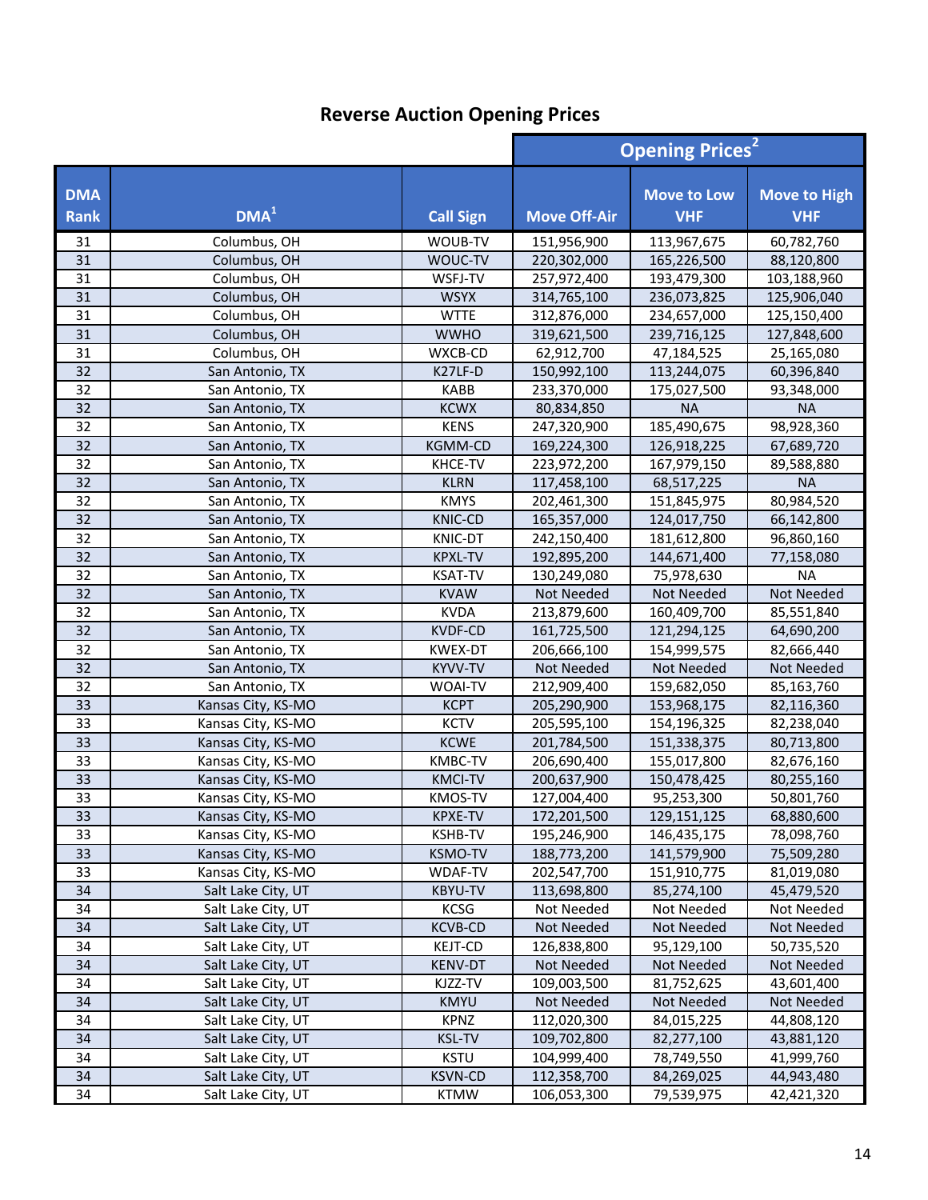## Reverse Auction Opening Prices

| | | | Opening Prices[2] | | |
|---|---|---|---|---|---|
| DMA Rank | DMA[1] | Call Sign | Move Off-Air | Move to Low VHF | Move to High VHF |
| 31 | Columbus, OH | WOUB-TV | 151,956,900 | 113,967,675 | 60,782,760 |
| 31 | Columbus, OH | WOUC-TV | 220,302,000 | 165,226,500 | 88,120,800 |
| 31 | Columbus, OH | WSFJ-TV | 257,972,400 | 193,479,300 | 103,188,960 |
| 31 | Columbus, OH | WSYX | 314,765,100 | 236,073,825 | 125,906,040 |
| 31 | Columbus, OH | WTTE | 312,876,000 | 234,657,000 | 125,150,400 |
| 31 | Columbus, OH | WWHO | 319,621,500 | 239,716,125 | 127,848,600 |
| 31 | Columbus, OH | WXCB-CD | 62,912,700 | 47,184,525 | 25,165,080 |
| 32 | San Antonio, TX | K27LF-D | 150,992,100 | 113,244,075 | 60,396,840 |
| 32 | San Antonio, TX | KABB | 233,370,000 | 175,027,500 | 93,348,000 |
| 32 | San Antonio, TX | KCWX | 80,834,850 | NA | NA |
| 32 | San Antonio, TX | KENS | 247,320,900 | 185,490,675 | 98,928,360 |
| 32 | San Antonio, TX | KGMM-CD | 169,224,300 | 126,918,225 | 67,689,720 |
| 32 | San Antonio, TX | KHCE-TV | 223,972,200 | 167,979,150 | 89,588,880 |
| 32 | San Antonio, TX | KLRN | 117,458,100 | 68,517,225 | NA |
| 32 | San Antonio, TX | KMYS | 202,461,300 | 151,845,975 | 80,984,520 |
| 32 | San Antonio, TX | KNIC-CD | 165,357,000 | 124,017,750 | 66,142,800 |
| 32 | San Antonio, TX | KNIC-DT | 242,150,400 | 181,612,800 | 96,860,160 |
| 32 | San Antonio, TX | KPXL-TV | 192,895,200 | 144,671,400 | 77,158,080 |
| 32 | San Antonio, TX | KSAT-TV | 130,249,080 | 75,978,630 | NA |
| 32 | San Antonio, TX | KVAW | Not Needed | Not Needed | Not Needed |
| 32 | San Antonio, TX | KVDA | 213,879,600 | 160,409,700 | 85,551,840 |
| 32 | San Antonio, TX | KVDF-CD | 161,725,500 | 121,294,125 | 64,690,200 |
| 32 | San Antonio, TX | KWEX-DT | 206,666,100 | 154,999,575 | 82,666,440 |
| 32 | San Antonio, TX | KYVV-TV | Not Needed | Not Needed | Not Needed |
| 32 | San Antonio, TX | WOAI-TV | 212,909,400 | 159,682,050 | 85,163,760 |
| 33 | Kansas City, KS-MO | KCPT | 205,290,900 | 153,968,175 | 82,116,360 |
| 33 | Kansas City, KS-MO | KCTV | 205,595,100 | 154,196,325 | 82,238,040 |
| 33 | Kansas City, KS-MO | KCWE | 201,784,500 | 151,338,375 | 80,713,800 |
| 33 | Kansas City, KS-MO | KMBC-TV | 206,690,400 | 155,017,800 | 82,676,160 |
| 33 | Kansas City, KS-MO | KMCI-TV | 200,637,900 | 150,478,425 | 80,255,160 |
| 33 | Kansas City, KS-MO | KMOS-TV | 127,004,400 | 95,253,300 | 50,801,760 |
| 33 | Kansas City, KS-MO | KPXE-TV | 172,201,500 | 129,151,125 | 68,880,600 |
| 33 | Kansas City, KS-MO | KSHB-TV | 195,246,900 | 146,435,175 | 78,098,760 |
| 33 | Kansas City, KS-MO | KSMO-TV | 188,773,200 | 141,579,900 | 75,509,280 |
| 33 | Kansas City, KS-MO | WDAF-TV | 202,547,700 | 151,910,775 | 81,019,080 |
| 34 | Salt Lake City, UT | KBYU-TV | 113,698,800 | 85,274,100 | 45,479,520 |
| 34 | Salt Lake City, UT | KCSG | Not Needed | Not Needed | Not Needed |
| 34 | Salt Lake City, UT | KCVB-CD | Not Needed | Not Needed | Not Needed |
| 34 | Salt Lake City, UT | KEJT-CD | 126,838,800 | 95,129,100 | 50,735,520 |
| 34 | Salt Lake City, UT | KENV-DT | Not Needed | Not Needed | Not Needed |
| 34 | Salt Lake City, UT | KJZZ-TV | 109,003,500 | 81,752,625 | 43,601,400 |
| 34 | Salt Lake City, UT | KMYU | Not Needed | Not Needed | Not Needed |
| 34 | Salt Lake City, UT | KPNZ | 112,020,300 | 84,015,225 | 44,808,120 |
| 34 | Salt Lake City, UT | KSL-TV | 109,702,800 | 82,277,100 | 43,881,120 |
| 34 | Salt Lake City, UT | KSTU | 104,999,400 | 78,749,550 | 41,999,760 |
| 34 | Salt Lake City, UT | KSVN-CD | 112,358,700 | 84,269,025 | 44,943,480 |
| 34 | Salt Lake City, UT | KTMW | 106,053,300 | 79,539,975 | 42,421,320 |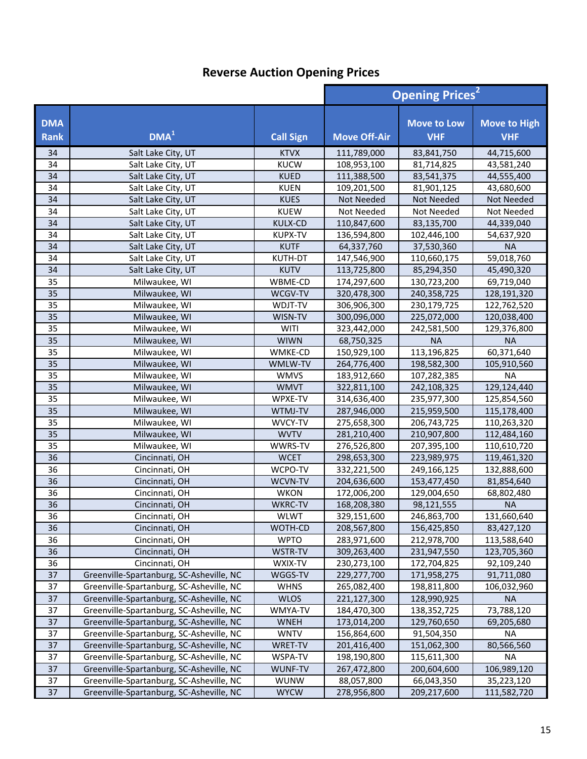## Reverse Auction Opening Prices

| DMA Rank | DMA[1] | Call Sign | Opening Prices[2] | | |
|---|---|---|---|---|---|
| | | | Move Off-Air | Move to Low VHF | Move to High VHF |
| 34 | Salt Lake City, UT | KTVX | 111,789,000 | 83,841,750 | 44,715,600 |
| 34 | Salt Lake City, UT | KUCW | 108,953,100 | 81,714,825 | 43,581,240 |
| 34 | Salt Lake City, UT | KUED | 111,388,500 | 83,541,375 | 44,555,400 |
| 34 | Salt Lake City, UT | KUEN | 109,201,500 | 81,901,125 | 43,680,600 |
| 34 | Salt Lake City, UT | KUES | Not Needed | Not Needed | Not Needed |
| 34 | Salt Lake City, UT | KUEW | Not Needed | Not Needed | Not Needed |
| 34 | Salt Lake City, UT | KULX-CD | 110,847,600 | 83,135,700 | 44,339,040 |
| 34 | Salt Lake City, UT | KUPX-TV | 136,594,800 | 102,446,100 | 54,637,920 |
| 34 | Salt Lake City, UT | KUTF | 64,337,760 | 37,530,360 | NA |
| 34 | Salt Lake City, UT | KUTH-DT | 147,546,900 | 110,660,175 | 59,018,760 |
| 34 | Salt Lake City, UT | KUTV | 113,725,800 | 85,294,350 | 45,490,320 |
| 35 | Milwaukee, WI | WBME-CD | 174,297,600 | 130,723,200 | 69,719,040 |
| 35 | Milwaukee, WI | WCGV-TV | 320,478,300 | 240,358,725 | 128,191,320 |
| 35 | Milwaukee, WI | WDJT-TV | 306,906,300 | 230,179,725 | 122,762,520 |
| 35 | Milwaukee, WI | WISN-TV | 300,096,000 | 225,072,000 | 120,038,400 |
| 35 | Milwaukee, WI | WITI | 323,442,000 | 242,581,500 | 129,376,800 |
| 35 | Milwaukee, WI | WIWN | 68,750,325 | NA | NA |
| 35 | Milwaukee, WI | WMKE-CD | 150,929,100 | 113,196,825 | 60,371,640 |
| 35 | Milwaukee, WI | WMLW-TV | 264,776,400 | 198,582,300 | 105,910,560 |
| 35 | Milwaukee, WI | WMVS | 183,912,660 | 107,282,385 | NA |
| 35 | Milwaukee, WI | WMVT | 322,811,100 | 242,108,325 | 129,124,440 |
| 35 | Milwaukee, WI | WPXE-TV | 314,636,400 | 235,977,300 | 125,854,560 |
| 35 | Milwaukee, WI | WTMJ-TV | 287,946,000 | 215,959,500 | 115,178,400 |
| 35 | Milwaukee, WI | WVCY-TV | 275,658,300 | 206,743,725 | 110,263,320 |
| 35 | Milwaukee, WI | WVTV | 281,210,400 | 210,907,800 | 112,484,160 |
| 35 | Milwaukee, WI | WWRS-TV | 276,526,800 | 207,395,100 | 110,610,720 |
| 36 | Cincinnati, OH | WCET | 298,653,300 | 223,989,975 | 119,461,320 |
| 36 | Cincinnati, OH | WCPO-TV | 332,221,500 | 249,166,125 | 132,888,600 |
| 36 | Cincinnati, OH | WCVN-TV | 204,636,600 | 153,477,450 | 81,854,640 |
| 36 | Cincinnati, OH | WKON | 172,006,200 | 129,004,650 | 68,802,480 |
| 36 | Cincinnati, OH | WKRC-TV | 168,208,380 | 98,121,555 | NA |
| 36 | Cincinnati, OH | WLWT | 329,151,600 | 246,863,700 | 131,660,640 |
| 36 | Cincinnati, OH | WOTH-CD | 208,567,800 | 156,425,850 | 83,427,120 |
| 36 | Cincinnati, OH | WPTO | 283,971,600 | 212,978,700 | 113,588,640 |
| 36 | Cincinnati, OH | WSTR-TV | 309,263,400 | 231,947,550 | 123,705,360 |
| 36 | Cincinnati, OH | WXIX-TV | 230,273,100 | 172,704,825 | 92,109,240 |
| 37 | Greenville-Spartanburg, SC-Asheville, NC | WGGS-TV | 229,277,700 | 171,958,275 | 91,711,080 |
| 37 | Greenville-Spartanburg, SC-Asheville, NC | WHNS | 265,082,400 | 198,811,800 | 106,032,960 |
| 37 | Greenville-Spartanburg, SC-Asheville, NC | WLOS | 221,127,300 | 128,990,925 | NA |
| 37 | Greenville-Spartanburg, SC-Asheville, NC | WMYA-TV | 184,470,300 | 138,352,725 | 73,788,120 |
| 37 | Greenville-Spartanburg, SC-Asheville, NC | WNEH | 173,014,200 | 129,760,650 | 69,205,680 |
| 37 | Greenville-Spartanburg, SC-Asheville, NC | WNTV | 156,864,600 | 91,504,350 | NA |
| 37 | Greenville-Spartanburg, SC-Asheville, NC | WRET-TV | 201,416,400 | 151,062,300 | 80,566,560 |
| 37 | Greenville-Spartanburg, SC-Asheville, NC | WSPA-TV | 198,190,800 | 115,611,300 | NA |
| 37 | Greenville-Spartanburg, SC-Asheville, NC | WUNF-TV | 267,472,800 | 200,604,600 | 106,989,120 |
| 37 | Greenville-Spartanburg, SC-Asheville, NC | WUNW | 88,057,800 | 66,043,350 | 35,223,120 |
| 37 | Greenville-Spartanburg, SC-Asheville, NC | WYCW | 278,956,800 | 209,217,600 | 111,582,720 |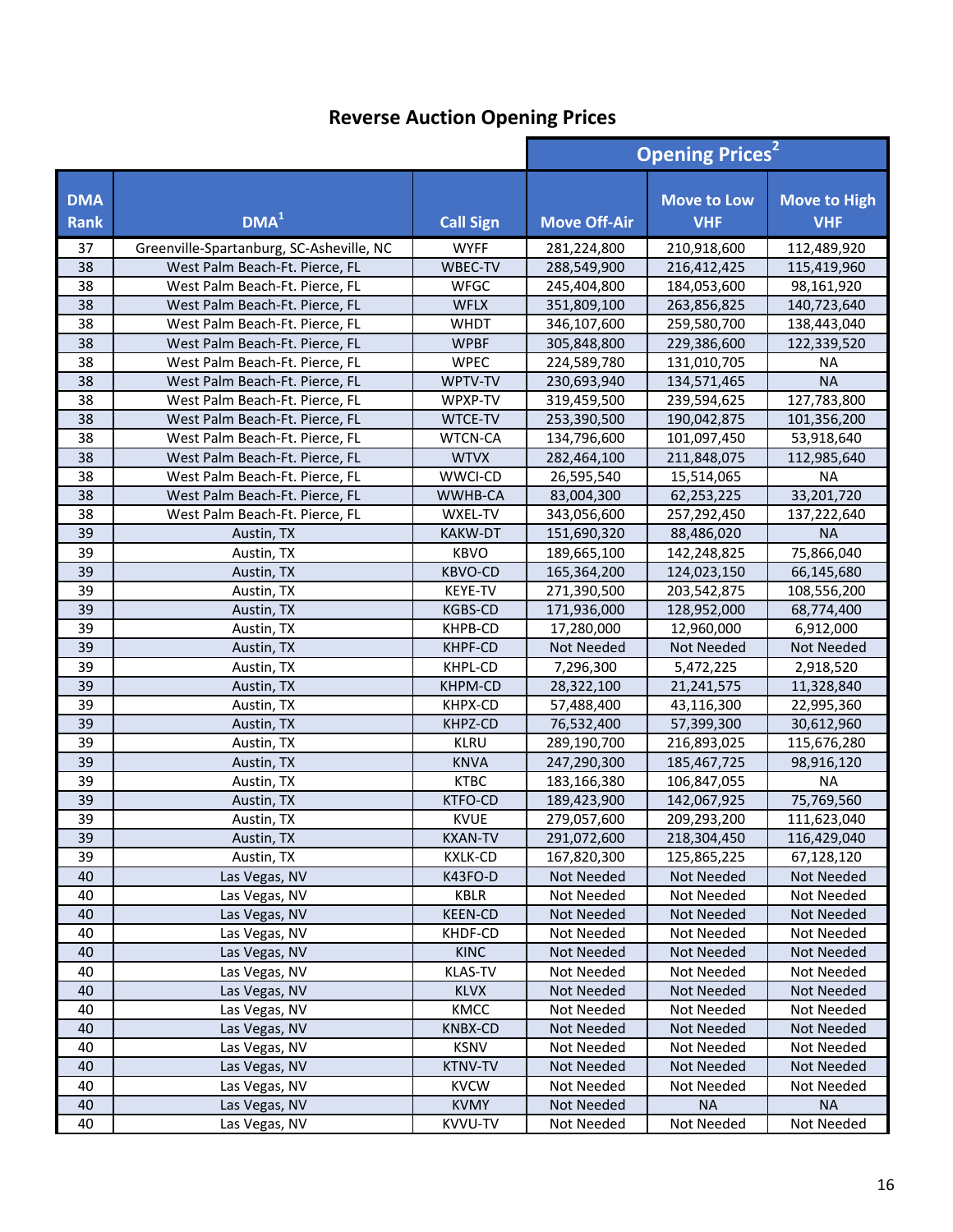# Reverse Auction Opening Prices

| DMA Rank | DMA[1] | Call Sign | Opening Prices[2] Move Off-Air | Move to Low VHF | Move to High VHF |
|---|---|---|---|---|---|
| 37 | Greenville-Spartanburg, SC-Asheville, NC | WYFF | 281,224,800 | 210,918,600 | 112,489,920 |
| 38 | West Palm Beach-Ft. Pierce, FL | WBEC-TV | 288,549,900 | 216,412,425 | 115,419,960 |
| 38 | West Palm Beach-Ft. Pierce, FL | WFGC | 245,404,800 | 184,053,600 | 98,161,920 |
| 38 | West Palm Beach-Ft. Pierce, FL | WFLX | 351,809,100 | 263,856,825 | 140,723,640 |
| 38 | West Palm Beach-Ft. Pierce, FL | WHDT | 346,107,600 | 259,580,700 | 138,443,040 |
| 38 | West Palm Beach-Ft. Pierce, FL | WPBF | 305,848,800 | 229,386,600 | 122,339,520 |
| 38 | West Palm Beach-Ft. Pierce, FL | WPEC | 224,589,780 | 131,010,705 | NA |
| 38 | West Palm Beach-Ft. Pierce, FL | WPTV-TV | 230,693,940 | 134,571,465 | NA |
| 38 | West Palm Beach-Ft. Pierce, FL | WPXP-TV | 319,459,500 | 239,594,625 | 127,783,800 |
| 38 | West Palm Beach-Ft. Pierce, FL | WTCE-TV | 253,390,500 | 190,042,875 | 101,356,200 |
| 38 | West Palm Beach-Ft. Pierce, FL | WTCN-CA | 134,796,600 | 101,097,450 | 53,918,640 |
| 38 | West Palm Beach-Ft. Pierce, FL | WTVX | 282,464,100 | 211,848,075 | 112,985,640 |
| 38 | West Palm Beach-Ft. Pierce, FL | WWCI-CD | 26,595,540 | 15,514,065 | NA |
| 38 | West Palm Beach-Ft. Pierce, FL | WWHB-CA | 83,004,300 | 62,253,225 | 33,201,720 |
| 38 | West Palm Beach-Ft. Pierce, FL | WXEL-TV | 343,056,600 | 257,292,450 | 137,222,640 |
| 39 | Austin, TX | KAKW-DT | 151,690,320 | 88,486,020 | NA |
| 39 | Austin, TX | KBVO | 189,665,100 | 142,248,825 | 75,866,040 |
| 39 | Austin, TX | KBVO-CD | 165,364,200 | 124,023,150 | 66,145,680 |
| 39 | Austin, TX | KEYE-TV | 271,390,500 | 203,542,875 | 108,556,200 |
| 39 | Austin, TX | KGBS-CD | 171,936,000 | 128,952,000 | 68,774,400 |
| 39 | Austin, TX | KHPB-CD | 17,280,000 | 12,960,000 | 6,912,000 |
| 39 | Austin, TX | KHPF-CD | Not Needed | Not Needed | Not Needed |
| 39 | Austin, TX | KHPL-CD | 7,296,300 | 5,472,225 | 2,918,520 |
| 39 | Austin, TX | KHPM-CD | 28,322,100 | 21,241,575 | 11,328,840 |
| 39 | Austin, TX | KHPX-CD | 57,488,400 | 43,116,300 | 22,995,360 |
| 39 | Austin, TX | KHPZ-CD | 76,532,400 | 57,399,300 | 30,612,960 |
| 39 | Austin, TX | KLRU | 289,190,700 | 216,893,025 | 115,676,280 |
| 39 | Austin, TX | KNVA | 247,290,300 | 185,467,725 | 98,916,120 |
| 39 | Austin, TX | KTBC | 183,166,380 | 106,847,055 | NA |
| 39 | Austin, TX | KTFO-CD | 189,423,900 | 142,067,925 | 75,769,560 |
| 39 | Austin, TX | KVUE | 279,057,600 | 209,293,200 | 111,623,040 |
| 39 | Austin, TX | KXAN-TV | 291,072,600 | 218,304,450 | 116,429,040 |
| 39 | Austin, TX | KXLK-CD | 167,820,300 | 125,865,225 | 67,128,120 |
| 40 | Las Vegas, NV | K43FO-D | Not Needed | Not Needed | Not Needed |
| 40 | Las Vegas, NV | KBLR | Not Needed | Not Needed | Not Needed |
| 40 | Las Vegas, NV | KEEN-CD | Not Needed | Not Needed | Not Needed |
| 40 | Las Vegas, NV | KHDF-CD | Not Needed | Not Needed | Not Needed |
| 40 | Las Vegas, NV | KINC | Not Needed | Not Needed | Not Needed |
| 40 | Las Vegas, NV | KLAS-TV | Not Needed | Not Needed | Not Needed |
| 40 | Las Vegas, NV | KLVX | Not Needed | Not Needed | Not Needed |
| 40 | Las Vegas, NV | KMCC | Not Needed | Not Needed | Not Needed |
| 40 | Las Vegas, NV | KNBX-CD | Not Needed | Not Needed | Not Needed |
| 40 | Las Vegas, NV | KSNV | Not Needed | Not Needed | Not Needed |
| 40 | Las Vegas, NV | KTNV-TV | Not Needed | Not Needed | Not Needed |
| 40 | Las Vegas, NV | KVCW | Not Needed | Not Needed | Not Needed |
| 40 | Las Vegas, NV | KVMY | Not Needed | NA | NA |
| 40 | Las Vegas, NV | KVVU-TV | Not Needed | Not Needed | Not Needed |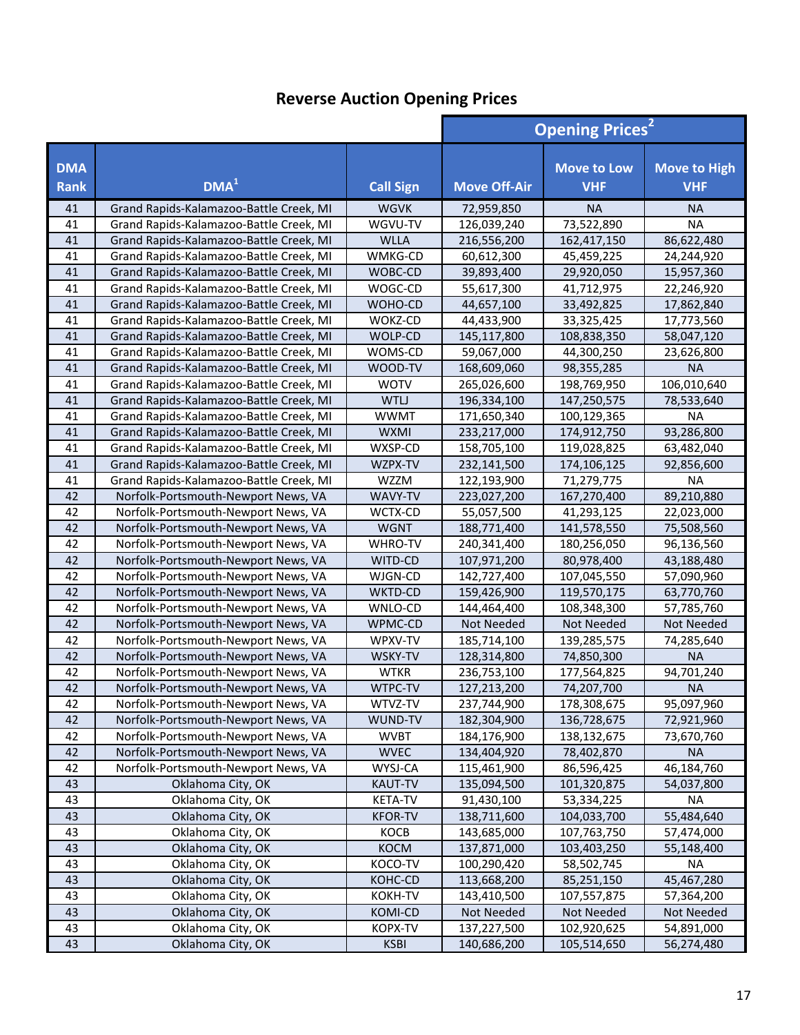# Reverse Auction Opening Prices

| | | | Opening Prices[2] | | |
|---|---|---|---|---|---|
| DMA Rank | DMA[1] | Call Sign | Move Off-Air | Move to Low VHF | Move to High VHF |
| 41 | Grand Rapids-Kalamazoo-Battle Creek, MI | WGVK | 72,959,850 | NA | NA |
| 41 | Grand Rapids-Kalamazoo-Battle Creek, MI | WGVU-TV | 126,039,240 | 73,522,890 | NA |
| 41 | Grand Rapids-Kalamazoo-Battle Creek, MI | WLLA | 216,556,200 | 162,417,150 | 86,622,480 |
| 41 | Grand Rapids-Kalamazoo-Battle Creek, MI | WMKG-CD | 60,612,300 | 45,459,225 | 24,244,920 |
| 41 | Grand Rapids-Kalamazoo-Battle Creek, MI | WOBC-CD | 39,893,400 | 29,920,050 | 15,957,360 |
| 41 | Grand Rapids-Kalamazoo-Battle Creek, MI | WOGC-CD | 55,617,300 | 41,712,975 | 22,246,920 |
| 41 | Grand Rapids-Kalamazoo-Battle Creek, MI | WOHO-CD | 44,657,100 | 33,492,825 | 17,862,840 |
| 41 | Grand Rapids-Kalamazoo-Battle Creek, MI | WOKZ-CD | 44,433,900 | 33,325,425 | 17,773,560 |
| 41 | Grand Rapids-Kalamazoo-Battle Creek, MI | WOLP-CD | 145,117,800 | 108,838,350 | 58,047,120 |
| 41 | Grand Rapids-Kalamazoo-Battle Creek, MI | WOMS-CD | 59,067,000 | 44,300,250 | 23,626,800 |
| 41 | Grand Rapids-Kalamazoo-Battle Creek, MI | WOOD-TV | 168,609,060 | 98,355,285 | NA |
| 41 | Grand Rapids-Kalamazoo-Battle Creek, MI | WOTV | 265,026,600 | 198,769,950 | 106,010,640 |
| 41 | Grand Rapids-Kalamazoo-Battle Creek, MI | WTLJ | 196,334,100 | 147,250,575 | 78,533,640 |
| 41 | Grand Rapids-Kalamazoo-Battle Creek, MI | WWMT | 171,650,340 | 100,129,365 | NA |
| 41 | Grand Rapids-Kalamazoo-Battle Creek, MI | WXMI | 233,217,000 | 174,912,750 | 93,286,800 |
| 41 | Grand Rapids-Kalamazoo-Battle Creek, MI | WXSP-CD | 158,705,100 | 119,028,825 | 63,482,040 |
| 41 | Grand Rapids-Kalamazoo-Battle Creek, MI | WZPX-TV | 232,141,500 | 174,106,125 | 92,856,600 |
| 41 | Grand Rapids-Kalamazoo-Battle Creek, MI | WZZM | 122,193,900 | 71,279,775 | NA |
| 42 | Norfolk-Portsmouth-Newport News, VA | WAVY-TV | 223,027,200 | 167,270,400 | 89,210,880 |
| 42 | Norfolk-Portsmouth-Newport News, VA | WCTX-CD | 55,057,500 | 41,293,125 | 22,023,000 |
| 42 | Norfolk-Portsmouth-Newport News, VA | WGNT | 188,771,400 | 141,578,550 | 75,508,560 |
| 42 | Norfolk-Portsmouth-Newport News, VA | WHRO-TV | 240,341,400 | 180,256,050 | 96,136,560 |
| 42 | Norfolk-Portsmouth-Newport News, VA | WITD-CD | 107,971,200 | 80,978,400 | 43,188,480 |
| 42 | Norfolk-Portsmouth-Newport News, VA | WJGN-CD | 142,727,400 | 107,045,550 | 57,090,960 |
| 42 | Norfolk-Portsmouth-Newport News, VA | WKTD-CD | 159,426,900 | 119,570,175 | 63,770,760 |
| 42 | Norfolk-Portsmouth-Newport News, VA | WNLO-CD | 144,464,400 | 108,348,300 | 57,785,760 |
| 42 | Norfolk-Portsmouth-Newport News, VA | WPMC-CD | Not Needed | Not Needed | Not Needed |
| 42 | Norfolk-Portsmouth-Newport News, VA | WPXV-TV | 185,714,100 | 139,285,575 | 74,285,640 |
| 42 | Norfolk-Portsmouth-Newport News, VA | WSKY-TV | 128,314,800 | 74,850,300 | NA |
| 42 | Norfolk-Portsmouth-Newport News, VA | WTKR | 236,753,100 | 177,564,825 | 94,701,240 |
| 42 | Norfolk-Portsmouth-Newport News, VA | WTPC-TV | 127,213,200 | 74,207,700 | NA |
| 42 | Norfolk-Portsmouth-Newport News, VA | WTVZ-TV | 237,744,900 | 178,308,675 | 95,097,960 |
| 42 | Norfolk-Portsmouth-Newport News, VA | WUND-TV | 182,304,900 | 136,728,675 | 72,921,960 |
| 42 | Norfolk-Portsmouth-Newport News, VA | WVBT | 184,176,900 | 138,132,675 | 73,670,760 |
| 42 | Norfolk-Portsmouth-Newport News, VA | WVEC | 134,404,920 | 78,402,870 | NA |
| 42 | Norfolk-Portsmouth-Newport News, VA | WYSJ-CA | 115,461,900 | 86,596,425 | 46,184,760 |
| 43 | Oklahoma City, OK | KAUT-TV | 135,094,500 | 101,320,875 | 54,037,800 |
| 43 | Oklahoma City, OK | KETA-TV | 91,430,100 | 53,334,225 | NA |
| 43 | Oklahoma City, OK | KFOR-TV | 138,711,600 | 104,033,700 | 55,484,640 |
| 43 | Oklahoma City, OK | KOCB | 143,685,000 | 107,763,750 | 57,474,000 |
| 43 | Oklahoma City, OK | KOCM | 137,871,000 | 103,403,250 | 55,148,400 |
| 43 | Oklahoma City, OK | KOCO-TV | 100,290,420 | 58,502,745 | NA |
| 43 | Oklahoma City, OK | KOHC-CD | 113,668,200 | 85,251,150 | 45,467,280 |
| 43 | Oklahoma City, OK | KOKH-TV | 143,410,500 | 107,557,875 | 57,364,200 |
| 43 | Oklahoma City, OK | KOMI-CD | Not Needed | Not Needed | Not Needed |
| 43 | Oklahoma City, OK | KOPX-TV | 137,227,500 | 102,920,625 | 54,891,000 |
| 43 | Oklahoma City, OK | KSBI | 140,686,200 | 105,514,650 | 56,274,480 |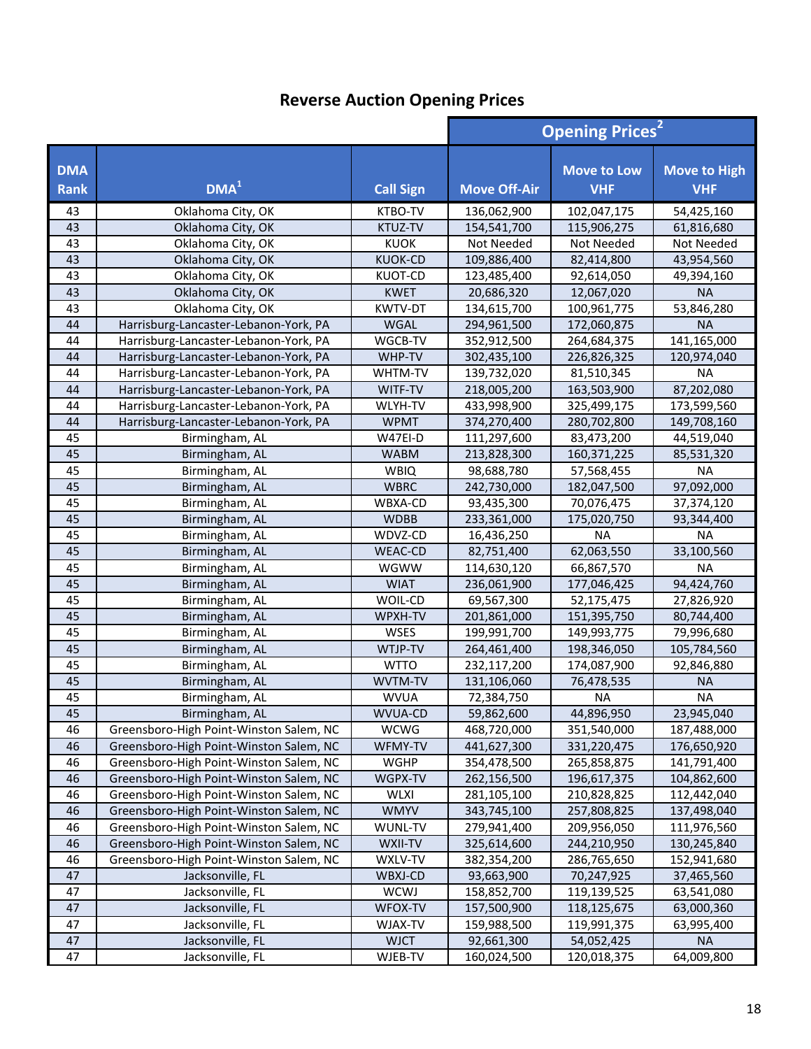## Reverse Auction Opening Prices

| DMA Rank | DMA[1] | Call Sign | Opening Prices[2] | | |
|---|---|---|---|---|---|
| | | | Move Off-Air | Move to Low VHF | Move to High VHF |
| 43 | Oklahoma City, OK | KTBO-TV | 136,062,900 | 102,047,175 | 54,425,160 |
| 43 | Oklahoma City, OK | KTUZ-TV | 154,541,700 | 115,906,275 | 61,816,680 |
| 43 | Oklahoma City, OK | KUOK | Not Needed | Not Needed | Not Needed |
| 43 | Oklahoma City, OK | KUOK-CD | 109,886,400 | 82,414,800 | 43,954,560 |
| 43 | Oklahoma City, OK | KUOT-CD | 123,485,400 | 92,614,050 | 49,394,160 |
| 43 | Oklahoma City, OK | KWET | 20,686,320 | 12,067,020 | NA |
| 43 | Oklahoma City, OK | KWTV-DT | 134,615,700 | 100,961,775 | 53,846,280 |
| 44 | Harrisburg-Lancaster-Lebanon-York, PA | WGAL | 294,961,500 | 172,060,875 | NA |
| 44 | Harrisburg-Lancaster-Lebanon-York, PA | WGCB-TV | 352,912,500 | 264,684,375 | 141,165,000 |
| 44 | Harrisburg-Lancaster-Lebanon-York, PA | WHP-TV | 302,435,100 | 226,826,325 | 120,974,040 |
| 44 | Harrisburg-Lancaster-Lebanon-York, PA | WHTM-TV | 139,732,020 | 81,510,345 | NA |
| 44 | Harrisburg-Lancaster-Lebanon-York, PA | WITF-TV | 218,005,200 | 163,503,900 | 87,202,080 |
| 44 | Harrisburg-Lancaster-Lebanon-York, PA | WLYH-TV | 433,998,900 | 325,499,175 | 173,599,560 |
| 44 | Harrisburg-Lancaster-Lebanon-York, PA | WPMT | 374,270,400 | 280,702,800 | 149,708,160 |
| 45 | Birmingham, AL | W47EI-D | 111,297,600 | 83,473,200 | 44,519,040 |
| 45 | Birmingham, AL | WABM | 213,828,300 | 160,371,225 | 85,531,320 |
| 45 | Birmingham, AL | WBIQ | 98,688,780 | 57,568,455 | NA |
| 45 | Birmingham, AL | WBRC | 242,730,000 | 182,047,500 | 97,092,000 |
| 45 | Birmingham, AL | WBXA-CD | 93,435,300 | 70,076,475 | 37,374,120 |
| 45 | Birmingham, AL | WDBB | 233,361,000 | 175,020,750 | 93,344,400 |
| 45 | Birmingham, AL | WDVZ-CD | 16,436,250 | NA | NA |
| 45 | Birmingham, AL | WEAC-CD | 82,751,400 | 62,063,550 | 33,100,560 |
| 45 | Birmingham, AL | WGWW | 114,630,120 | 66,867,570 | NA |
| 45 | Birmingham, AL | WIAT | 236,061,900 | 177,046,425 | 94,424,760 |
| 45 | Birmingham, AL | WOIL-CD | 69,567,300 | 52,175,475 | 27,826,920 |
| 45 | Birmingham, AL | WPXH-TV | 201,861,000 | 151,395,750 | 80,744,400 |
| 45 | Birmingham, AL | WSES | 199,991,700 | 149,993,775 | 79,996,680 |
| 45 | Birmingham, AL | WTJP-TV | 264,461,400 | 198,346,050 | 105,784,560 |
| 45 | Birmingham, AL | WTTO | 232,117,200 | 174,087,900 | 92,846,880 |
| 45 | Birmingham, AL | WVTM-TV | 131,106,060 | 76,478,535 | NA |
| 45 | Birmingham, AL | WVUA | 72,384,750 | NA | NA |
| 45 | Birmingham, AL | WVUA-CD | 59,862,600 | 44,896,950 | 23,945,040 |
| 46 | Greensboro-High Point-Winston Salem, NC | WCWG | 468,720,000 | 351,540,000 | 187,488,000 |
| 46 | Greensboro-High Point-Winston Salem, NC | WFMY-TV | 441,627,300 | 331,220,475 | 176,650,920 |
| 46 | Greensboro-High Point-Winston Salem, NC | WGHP | 354,478,500 | 265,858,875 | 141,791,400 |
| 46 | Greensboro-High Point-Winston Salem, NC | WGPX-TV | 262,156,500 | 196,617,375 | 104,862,600 |
| 46 | Greensboro-High Point-Winston Salem, NC | WLXI | 281,105,100 | 210,828,825 | 112,442,040 |
| 46 | Greensboro-High Point-Winston Salem, NC | WMYV | 343,745,100 | 257,808,825 | 137,498,040 |
| 46 | Greensboro-High Point-Winston Salem, NC | WUNL-TV | 279,941,400 | 209,956,050 | 111,976,560 |
| 46 | Greensboro-High Point-Winston Salem, NC | WXII-TV | 325,614,600 | 244,210,950 | 130,245,840 |
| 46 | Greensboro-High Point-Winston Salem, NC | WXLV-TV | 382,354,200 | 286,765,650 | 152,941,680 |
| 47 | Jacksonville, FL | WBXJ-CD | 93,663,900 | 70,247,925 | 37,465,560 |
| 47 | Jacksonville, FL | WCWJ | 158,852,700 | 119,139,525 | 63,541,080 |
| 47 | Jacksonville, FL | WFOX-TV | 157,500,900 | 118,125,675 | 63,000,360 |
| 47 | Jacksonville, FL | WJAX-TV | 159,988,500 | 119,991,375 | 63,995,400 |
| 47 | Jacksonville, FL | WJCT | 92,661,300 | 54,052,425 | NA |
| 47 | Jacksonville, FL | WJEB-TV | 160,024,500 | 120,018,375 | 64,009,800 |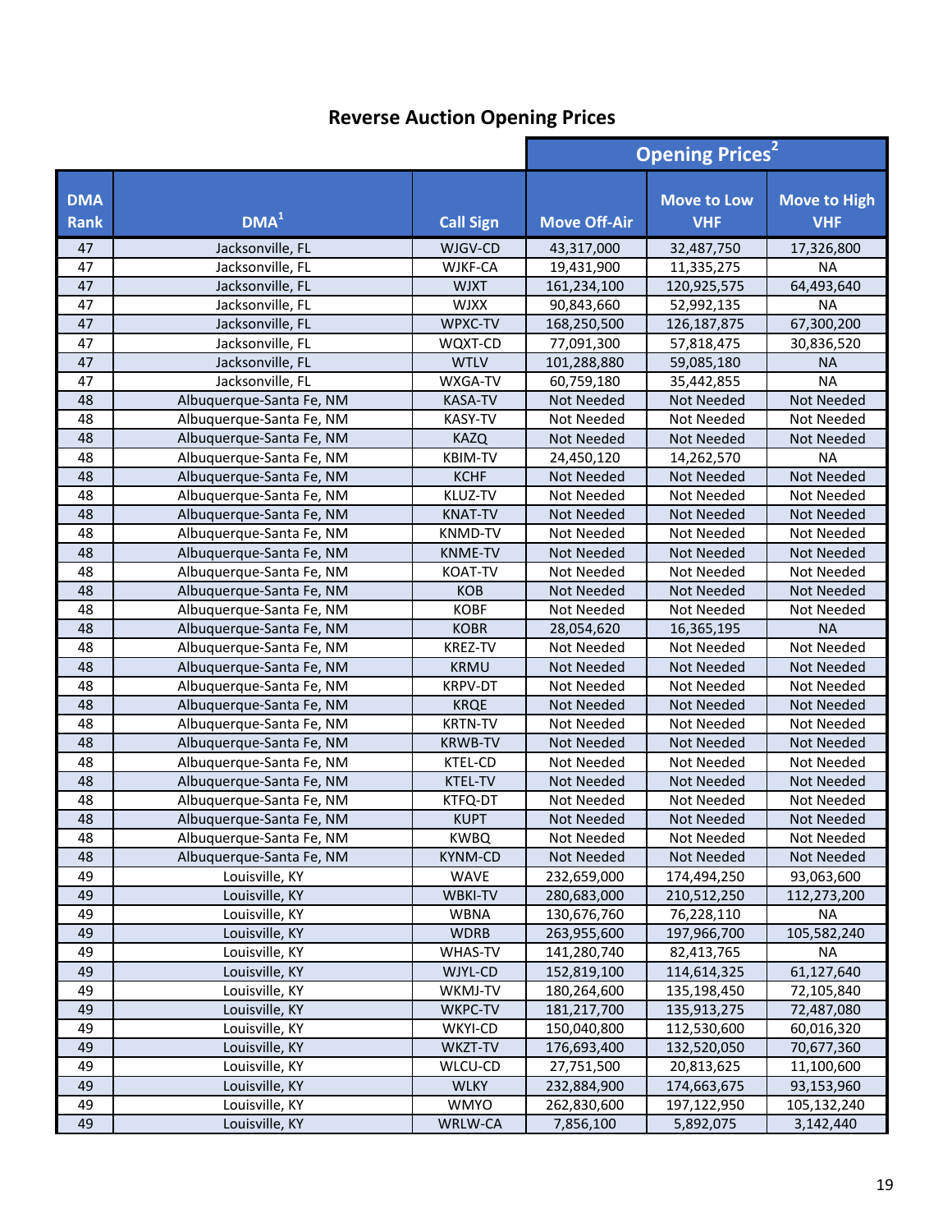## Reverse Auction Opening Prices

| DMA Rank | DMA[1] | Call Sign | Opening Prices[2] | | |
|---|---|---|---|---|---|
| | | | Move Off-Air | Move to Low VHF | Move to High VHF |
| 47 | Jacksonville, FL | WJGV-CD | 43,317,000 | 32,487,750 | 17,326,800 |
| 47 | Jacksonville, FL | WJKF-CA | 19,431,900 | 11,335,275 | NA |
| 47 | Jacksonville, FL | WJXT | 161,234,100 | 120,925,575 | 64,493,640 |
| 47 | Jacksonville, FL | WJXX | 90,843,660 | 52,992,135 | NA |
| 47 | Jacksonville, FL | WPXC-TV | 168,250,500 | 126,187,875 | 67,300,200 |
| 47 | Jacksonville, FL | WQXT-CD | 77,091,300 | 57,818,475 | 30,836,520 |
| 47 | Jacksonville, FL | WTLV | 101,288,880 | 59,085,180 | NA |
| 47 | Jacksonville, FL | WXGA-TV | 60,759,180 | 35,442,855 | NA |
| 48 | Albuquerque-Santa Fe, NM | KASA-TV | Not Needed | Not Needed | Not Needed |
| 48 | Albuquerque-Santa Fe, NM | KASY-TV | Not Needed | Not Needed | Not Needed |
| 48 | Albuquerque-Santa Fe, NM | KAZQ | Not Needed | Not Needed | Not Needed |
| 48 | Albuquerque-Santa Fe, NM | KBIM-TV | 24,450,120 | 14,262,570 | NA |
| 48 | Albuquerque-Santa Fe, NM | KCHF | Not Needed | Not Needed | Not Needed |
| 48 | Albuquerque-Santa Fe, NM | KLUZ-TV | Not Needed | Not Needed | Not Needed |
| 48 | Albuquerque-Santa Fe, NM | KNAT-TV | Not Needed | Not Needed | Not Needed |
| 48 | Albuquerque-Santa Fe, NM | KNMD-TV | Not Needed | Not Needed | Not Needed |
| 48 | Albuquerque-Santa Fe, NM | KNME-TV | Not Needed | Not Needed | Not Needed |
| 48 | Albuquerque-Santa Fe, NM | KOAT-TV | Not Needed | Not Needed | Not Needed |
| 48 | Albuquerque-Santa Fe, NM | KOB | Not Needed | Not Needed | Not Needed |
| 48 | Albuquerque-Santa Fe, NM | KOBF | Not Needed | Not Needed | Not Needed |
| 48 | Albuquerque-Santa Fe, NM | KOBR | 28,054,620 | 16,365,195 | NA |
| 48 | Albuquerque-Santa Fe, NM | KREZ-TV | Not Needed | Not Needed | Not Needed |
| 48 | Albuquerque-Santa Fe, NM | KRMU | Not Needed | Not Needed | Not Needed |
| 48 | Albuquerque-Santa Fe, NM | KRPV-DT | Not Needed | Not Needed | Not Needed |
| 48 | Albuquerque-Santa Fe, NM | KRQE | Not Needed | Not Needed | Not Needed |
| 48 | Albuquerque-Santa Fe, NM | KRTN-TV | Not Needed | Not Needed | Not Needed |
| 48 | Albuquerque-Santa Fe, NM | KRWB-TV | Not Needed | Not Needed | Not Needed |
| 48 | Albuquerque-Santa Fe, NM | KTEL-CD | Not Needed | Not Needed | Not Needed |
| 48 | Albuquerque-Santa Fe, NM | KTEL-TV | Not Needed | Not Needed | Not Needed |
| 48 | Albuquerque-Santa Fe, NM | KTFQ-DT | Not Needed | Not Needed | Not Needed |
| 48 | Albuquerque-Santa Fe, NM | KUPT | Not Needed | Not Needed | Not Needed |
| 48 | Albuquerque-Santa Fe, NM | KWBQ | Not Needed | Not Needed | Not Needed |
| 48 | Albuquerque-Santa Fe, NM | KYNM-CD | Not Needed | Not Needed | Not Needed |
| 49 | Louisville, KY | WAVE | 232,659,000 | 174,494,250 | 93,063,600 |
| 49 | Louisville, KY | WBKI-TV | 280,683,000 | 210,512,250 | 112,273,200 |
| 49 | Louisville, KY | WBNA | 130,676,760 | 76,228,110 | NA |
| 49 | Louisville, KY | WDRB | 263,955,600 | 197,966,700 | 105,582,240 |
| 49 | Louisville, KY | WHAS-TV | 141,280,740 | 82,413,765 | NA |
| 49 | Louisville, KY | WJYL-CD | 152,819,100 | 114,614,325 | 61,127,640 |
| 49 | Louisville, KY | WKMJ-TV | 180,264,600 | 135,198,450 | 72,105,840 |
| 49 | Louisville, KY | WKPC-TV | 181,217,700 | 135,913,275 | 72,487,080 |
| 49 | Louisville, KY | WKYI-CD | 150,040,800 | 112,530,600 | 60,016,320 |
| 49 | Louisville, KY | WKZT-TV | 176,693,400 | 132,520,050 | 70,677,360 |
| 49 | Louisville, KY | WLCU-CD | 27,751,500 | 20,813,625 | 11,100,600 |
| 49 | Louisville, KY | WLKY | 232,884,900 | 174,663,675 | 93,153,960 |
| 49 | Louisville, KY | WMYO | 262,830,600 | 197,122,950 | 105,132,240 |
| 49 | Louisville, KY | WRLW-CA | 7,856,100 | 5,892,075 | 3,142,440 |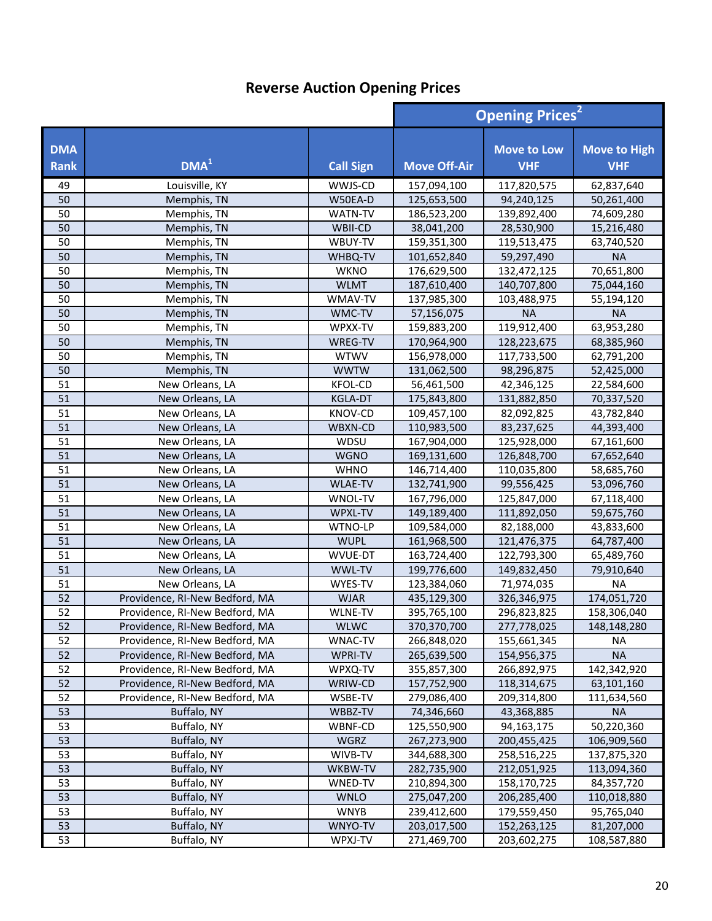## Reverse Auction Opening Prices

| DMA Rank | DMA[1] | Call Sign | Opening Prices[2] | | |
|---|---|---|---|---|---|
| | | | Move Off-Air | Move to Low VHF | Move to High VHF |
| 49 | Louisville, KY | WWJS-CD | 157,094,100 | 117,820,575 | 62,837,640 |
| 50 | Memphis, TN | W50EA-D | 125,653,500 | 94,240,125 | 50,261,400 |
| 50 | Memphis, TN | WATN-TV | 186,523,200 | 139,892,400 | 74,609,280 |
| 50 | Memphis, TN | WBII-CD | 38,041,200 | 28,530,900 | 15,216,480 |
| 50 | Memphis, TN | WBUY-TV | 159,351,300 | 119,513,475 | 63,740,520 |
| 50 | Memphis, TN | WHBQ-TV | 101,652,840 | 59,297,490 | NA |
| 50 | Memphis, TN | WKNO | 176,629,500 | 132,472,125 | 70,651,800 |
| 50 | Memphis, TN | WLMT | 187,610,400 | 140,707,800 | 75,044,160 |
| 50 | Memphis, TN | WMAV-TV | 137,985,300 | 103,488,975 | 55,194,120 |
| 50 | Memphis, TN | WMC-TV | 57,156,075 | NA | NA |
| 50 | Memphis, TN | WPXX-TV | 159,883,200 | 119,912,400 | 63,953,280 |
| 50 | Memphis, TN | WREG-TV | 170,964,900 | 128,223,675 | 68,385,960 |
| 50 | Memphis, TN | WTWV | 156,978,000 | 117,733,500 | 62,791,200 |
| 50 | Memphis, TN | WWTW | 131,062,500 | 98,296,875 | 52,425,000 |
| 51 | New Orleans, LA | KFOL-CD | 56,461,500 | 42,346,125 | 22,584,600 |
| 51 | New Orleans, LA | KGLA-DT | 175,843,800 | 131,882,850 | 70,337,520 |
| 51 | New Orleans, LA | KNOV-CD | 109,457,100 | 82,092,825 | 43,782,840 |
| 51 | New Orleans, LA | WBXN-CD | 110,983,500 | 83,237,625 | 44,393,400 |
| 51 | New Orleans, LA | WDSU | 167,904,000 | 125,928,000 | 67,161,600 |
| 51 | New Orleans, LA | WGNO | 169,131,600 | 126,848,700 | 67,652,640 |
| 51 | New Orleans, LA | WHNO | 146,714,400 | 110,035,800 | 58,685,760 |
| 51 | New Orleans, LA | WLAE-TV | 132,741,900 | 99,556,425 | 53,096,760 |
| 51 | New Orleans, LA | WNOL-TV | 167,796,000 | 125,847,000 | 67,118,400 |
| 51 | New Orleans, LA | WPXL-TV | 149,189,400 | 111,892,050 | 59,675,760 |
| 51 | New Orleans, LA | WTNO-LP | 109,584,000 | 82,188,000 | 43,833,600 |
| 51 | New Orleans, LA | WUPL | 161,968,500 | 121,476,375 | 64,787,400 |
| 51 | New Orleans, LA | WVUE-DT | 163,724,400 | 122,793,300 | 65,489,760 |
| 51 | New Orleans, LA | WWL-TV | 199,776,600 | 149,832,450 | 79,910,640 |
| 51 | New Orleans, LA | WYES-TV | 123,384,060 | 71,974,035 | NA |
| 52 | Providence, RI-New Bedford, MA | WJAR | 435,129,300 | 326,346,975 | 174,051,720 |
| 52 | Providence, RI-New Bedford, MA | WLNE-TV | 395,765,100 | 296,823,825 | 158,306,040 |
| 52 | Providence, RI-New Bedford, MA | WLWC | 370,370,700 | 277,778,025 | 148,148,280 |
| 52 | Providence, RI-New Bedford, MA | WNAC-TV | 266,848,020 | 155,661,345 | NA |
| 52 | Providence, RI-New Bedford, MA | WPRI-TV | 265,639,500 | 154,956,375 | NA |
| 52 | Providence, RI-New Bedford, MA | WPXQ-TV | 355,857,300 | 266,892,975 | 142,342,920 |
| 52 | Providence, RI-New Bedford, MA | WRIW-CD | 157,752,900 | 118,314,675 | 63,101,160 |
| 52 | Providence, RI-New Bedford, MA | WSBE-TV | 279,086,400 | 209,314,800 | 111,634,560 |
| 53 | Buffalo, NY | WBBZ-TV | 74,346,660 | 43,368,885 | NA |
| 53 | Buffalo, NY | WBNF-CD | 125,550,900 | 94,163,175 | 50,220,360 |
| 53 | Buffalo, NY | WGRZ | 267,273,900 | 200,455,425 | 106,909,560 |
| 53 | Buffalo, NY | WIVB-TV | 344,688,300 | 258,516,225 | 137,875,320 |
| 53 | Buffalo, NY | WKBW-TV | 282,735,900 | 212,051,925 | 113,094,360 |
| 53 | Buffalo, NY | WNED-TV | 210,894,300 | 158,170,725 | 84,357,720 |
| 53 | Buffalo, NY | WNLO | 275,047,200 | 206,285,400 | 110,018,880 |
| 53 | Buffalo, NY | WNYB | 239,412,600 | 179,559,450 | 95,765,040 |
| 53 | Buffalo, NY | WNYO-TV | 203,017,500 | 152,263,125 | 81,207,000 |
| 53 | Buffalo, NY | WPXJ-TV | 271,469,700 | 203,602,275 | 108,587,880 |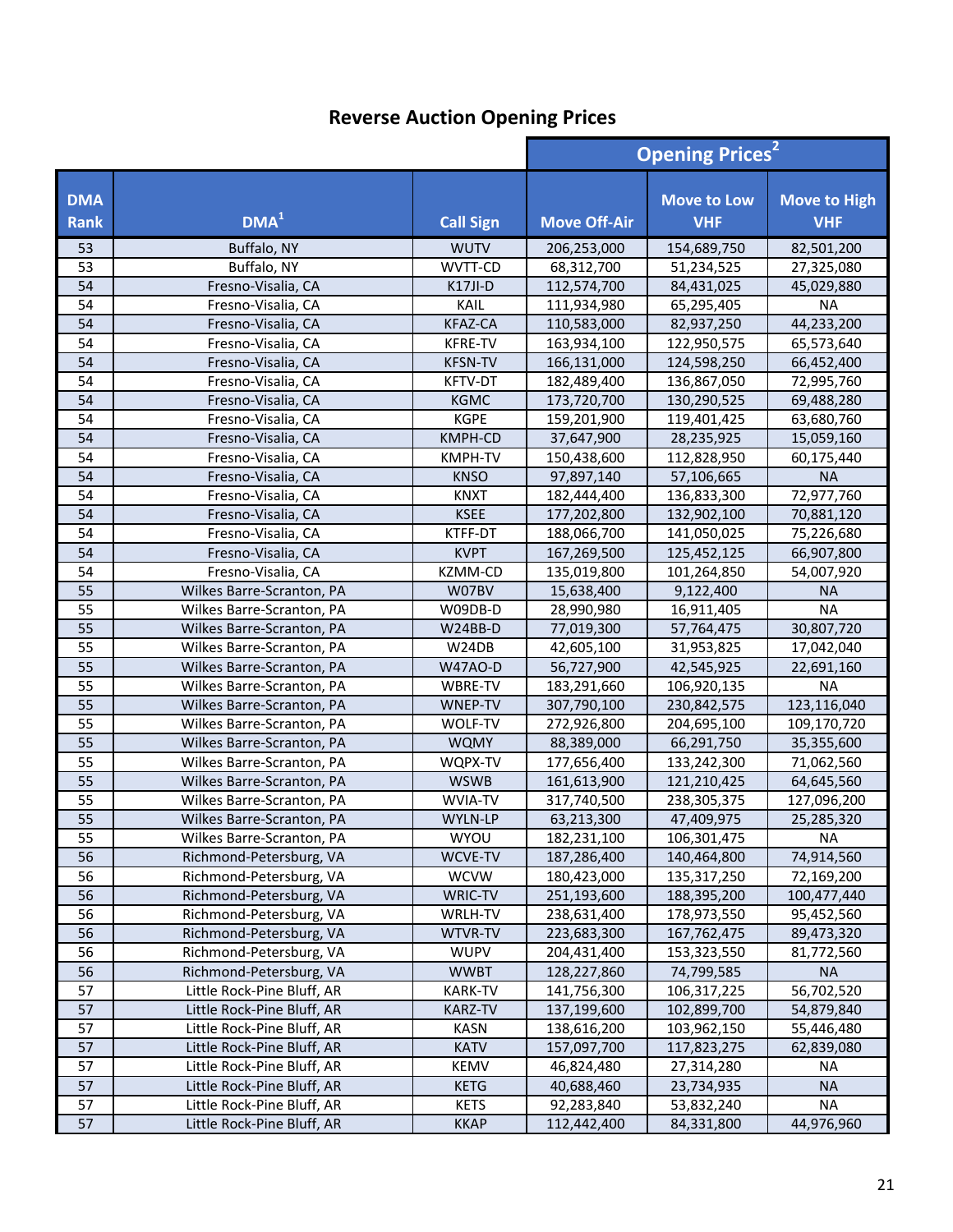# Reverse Auction Opening Prices

| DMA Rank | DMA[1] | Call Sign | Opening Prices[2] Move Off-Air | Move to Low VHF | Move to High VHF |
|---|---|---|---|---|---|
| 53 | Buffalo, NY | WUTV | 206,253,000 | 154,689,750 | 82,501,200 |
| 53 | Buffalo, NY | WVTT-CD | 68,312,700 | 51,234,525 | 27,325,080 |
| 54 | Fresno-Visalia, CA | K17JI-D | 112,574,700 | 84,431,025 | 45,029,880 |
| 54 | Fresno-Visalia, CA | KAIL | 111,934,980 | 65,295,405 | NA |
| 54 | Fresno-Visalia, CA | KFAZ-CA | 110,583,000 | 82,937,250 | 44,233,200 |
| 54 | Fresno-Visalia, CA | KFRE-TV | 163,934,100 | 122,950,575 | 65,573,640 |
| 54 | Fresno-Visalia, CA | KFSN-TV | 166,131,000 | 124,598,250 | 66,452,400 |
| 54 | Fresno-Visalia, CA | KFTV-DT | 182,489,400 | 136,867,050 | 72,995,760 |
| 54 | Fresno-Visalia, CA | KGMC | 173,720,700 | 130,290,525 | 69,488,280 |
| 54 | Fresno-Visalia, CA | KGPE | 159,201,900 | 119,401,425 | 63,680,760 |
| 54 | Fresno-Visalia, CA | KMPH-CD | 37,647,900 | 28,235,925 | 15,059,160 |
| 54 | Fresno-Visalia, CA | KMPH-TV | 150,438,600 | 112,828,950 | 60,175,440 |
| 54 | Fresno-Visalia, CA | KNSO | 97,897,140 | 57,106,665 | NA |
| 54 | Fresno-Visalia, CA | KNXT | 182,444,400 | 136,833,300 | 72,977,760 |
| 54 | Fresno-Visalia, CA | KSEE | 177,202,800 | 132,902,100 | 70,881,120 |
| 54 | Fresno-Visalia, CA | KTFF-DT | 188,066,700 | 141,050,025 | 75,226,680 |
| 54 | Fresno-Visalia, CA | KVPT | 167,269,500 | 125,452,125 | 66,907,800 |
| 54 | Fresno-Visalia, CA | KZMM-CD | 135,019,800 | 101,264,850 | 54,007,920 |
| 55 | Wilkes Barre-Scranton, PA | W07BV | 15,638,400 | 9,122,400 | NA |
| 55 | Wilkes Barre-Scranton, PA | W09DB-D | 28,990,980 | 16,911,405 | NA |
| 55 | Wilkes Barre-Scranton, PA | W24BB-D | 77,019,300 | 57,764,475 | 30,807,720 |
| 55 | Wilkes Barre-Scranton, PA | W24DB | 42,605,100 | 31,953,825 | 17,042,040 |
| 55 | Wilkes Barre-Scranton, PA | W47AO-D | 56,727,900 | 42,545,925 | 22,691,160 |
| 55 | Wilkes Barre-Scranton, PA | WBRE-TV | 183,291,660 | 106,920,135 | NA |
| 55 | Wilkes Barre-Scranton, PA | WNEP-TV | 307,790,100 | 230,842,575 | 123,116,040 |
| 55 | Wilkes Barre-Scranton, PA | WOLF-TV | 272,926,800 | 204,695,100 | 109,170,720 |
| 55 | Wilkes Barre-Scranton, PA | WQMY | 88,389,000 | 66,291,750 | 35,355,600 |
| 55 | Wilkes Barre-Scranton, PA | WQPX-TV | 177,656,400 | 133,242,300 | 71,062,560 |
| 55 | Wilkes Barre-Scranton, PA | WSWB | 161,613,900 | 121,210,425 | 64,645,560 |
| 55 | Wilkes Barre-Scranton, PA | WVIA-TV | 317,740,500 | 238,305,375 | 127,096,200 |
| 55 | Wilkes Barre-Scranton, PA | WYLN-LP | 63,213,300 | 47,409,975 | 25,285,320 |
| 55 | Wilkes Barre-Scranton, PA | WYOU | 182,231,100 | 106,301,475 | NA |
| 56 | Richmond-Petersburg, VA | WCVE-TV | 187,286,400 | 140,464,800 | 74,914,560 |
| 56 | Richmond-Petersburg, VA | WCVW | 180,423,000 | 135,317,250 | 72,169,200 |
| 56 | Richmond-Petersburg, VA | WRIC-TV | 251,193,600 | 188,395,200 | 100,477,440 |
| 56 | Richmond-Petersburg, VA | WRLH-TV | 238,631,400 | 178,973,550 | 95,452,560 |
| 56 | Richmond-Petersburg, VA | WTVR-TV | 223,683,300 | 167,762,475 | 89,473,320 |
| 56 | Richmond-Petersburg, VA | WUPV | 204,431,400 | 153,323,550 | 81,772,560 |
| 56 | Richmond-Petersburg, VA | WWBT | 128,227,860 | 74,799,585 | NA |
| 57 | Little Rock-Pine Bluff, AR | KARK-TV | 141,756,300 | 106,317,225 | 56,702,520 |
| 57 | Little Rock-Pine Bluff, AR | KARZ-TV | 137,199,600 | 102,899,700 | 54,879,840 |
| 57 | Little Rock-Pine Bluff, AR | KASN | 138,616,200 | 103,962,150 | 55,446,480 |
| 57 | Little Rock-Pine Bluff, AR | KATV | 157,097,700 | 117,823,275 | 62,839,080 |
| 57 | Little Rock-Pine Bluff, AR | KEMV | 46,824,480 | 27,314,280 | NA |
| 57 | Little Rock-Pine Bluff, AR | KETG | 40,688,460 | 23,734,935 | NA |
| 57 | Little Rock-Pine Bluff, AR | KETS | 92,283,840 | 53,832,240 | NA |
| 57 | Little Rock-Pine Bluff, AR | KKAP | 112,442,400 | 84,331,800 | 44,976,960 |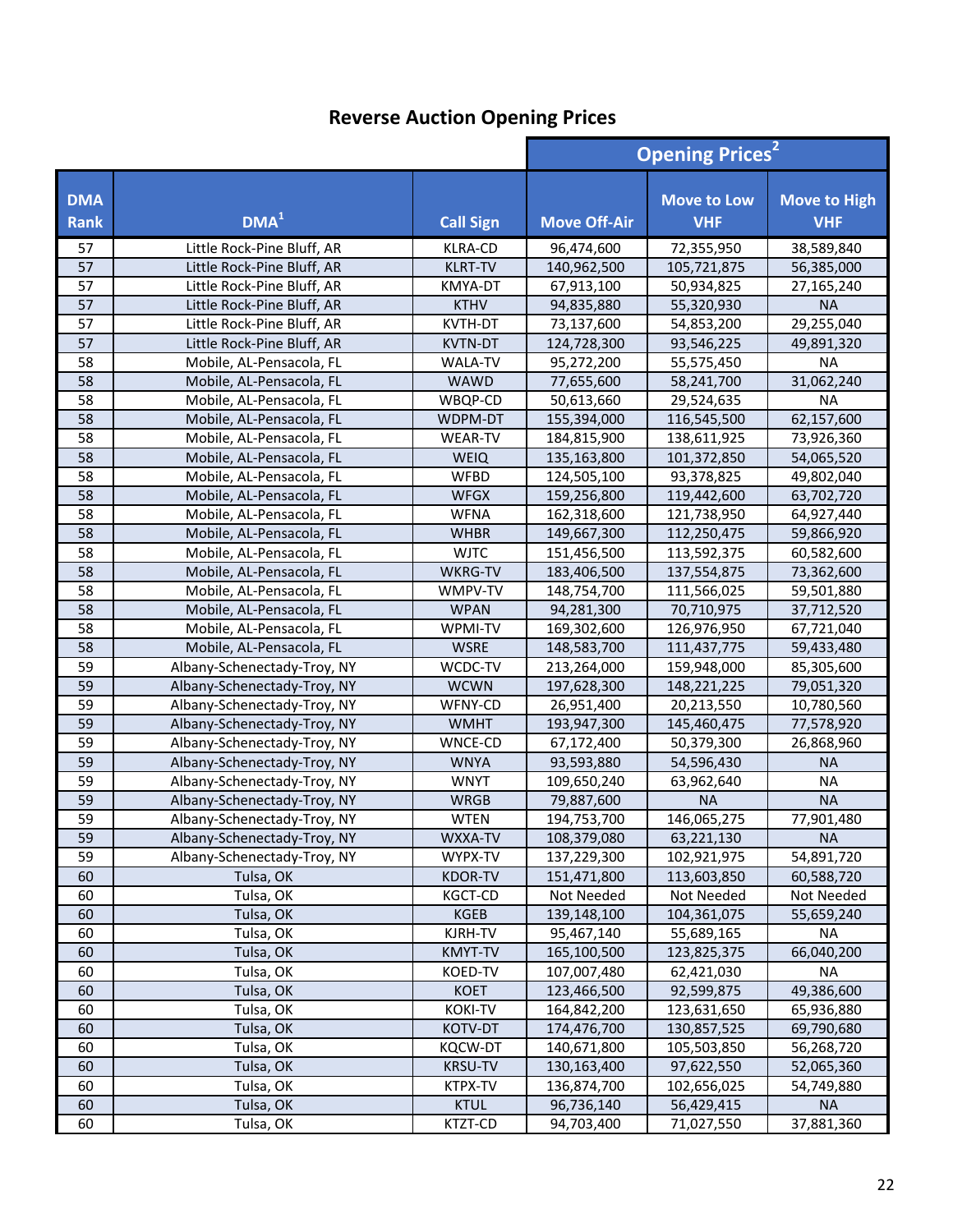## Reverse Auction Opening Prices

| | | | Opening Prices[2] | | |
|---|---|---|---|---|---|
| DMA Rank | DMA[1] | Call Sign | Move Off-Air | Move to Low VHF | Move to High VHF |
| 57 | Little Rock-Pine Bluff, AR | KLRA-CD | 96,474,600 | 72,355,950 | 38,589,840 |
| 57 | Little Rock-Pine Bluff, AR | KLRT-TV | 140,962,500 | 105,721,875 | 56,385,000 |
| 57 | Little Rock-Pine Bluff, AR | KMYA-DT | 67,913,100 | 50,934,825 | 27,165,240 |
| 57 | Little Rock-Pine Bluff, AR | KTHV | 94,835,880 | 55,320,930 | NA |
| 57 | Little Rock-Pine Bluff, AR | KVTH-DT | 73,137,600 | 54,853,200 | 29,255,040 |
| 57 | Little Rock-Pine Bluff, AR | KVTN-DT | 124,728,300 | 93,546,225 | 49,891,320 |
| 58 | Mobile, AL-Pensacola, FL | WALA-TV | 95,272,200 | 55,575,450 | NA |
| 58 | Mobile, AL-Pensacola, FL | WAWD | 77,655,600 | 58,241,700 | 31,062,240 |
| 58 | Mobile, AL-Pensacola, FL | WBQP-CD | 50,613,660 | 29,524,635 | NA |
| 58 | Mobile, AL-Pensacola, FL | WDPM-DT | 155,394,000 | 116,545,500 | 62,157,600 |
| 58 | Mobile, AL-Pensacola, FL | WEAR-TV | 184,815,900 | 138,611,925 | 73,926,360 |
| 58 | Mobile, AL-Pensacola, FL | WEIQ | 135,163,800 | 101,372,850 | 54,065,520 |
| 58 | Mobile, AL-Pensacola, FL | WFBD | 124,505,100 | 93,378,825 | 49,802,040 |
| 58 | Mobile, AL-Pensacola, FL | WFGX | 159,256,800 | 119,442,600 | 63,702,720 |
| 58 | Mobile, AL-Pensacola, FL | WFNA | 162,318,600 | 121,738,950 | 64,927,440 |
| 58 | Mobile, AL-Pensacola, FL | WHBR | 149,667,300 | 112,250,475 | 59,866,920 |
| 58 | Mobile, AL-Pensacola, FL | WJTC | 151,456,500 | 113,592,375 | 60,582,600 |
| 58 | Mobile, AL-Pensacola, FL | WKRG-TV | 183,406,500 | 137,554,875 | 73,362,600 |
| 58 | Mobile, AL-Pensacola, FL | WMPV-TV | 148,754,700 | 111,566,025 | 59,501,880 |
| 58 | Mobile, AL-Pensacola, FL | WPAN | 94,281,300 | 70,710,975 | 37,712,520 |
| 58 | Mobile, AL-Pensacola, FL | WPMI-TV | 169,302,600 | 126,976,950 | 67,721,040 |
| 58 | Mobile, AL-Pensacola, FL | WSRE | 148,583,700 | 111,437,775 | 59,433,480 |
| 59 | Albany-Schenectady-Troy, NY | WCDC-TV | 213,264,000 | 159,948,000 | 85,305,600 |
| 59 | Albany-Schenectady-Troy, NY | WCWN | 197,628,300 | 148,221,225 | 79,051,320 |
| 59 | Albany-Schenectady-Troy, NY | WFNY-CD | 26,951,400 | 20,213,550 | 10,780,560 |
| 59 | Albany-Schenectady-Troy, NY | WMHT | 193,947,300 | 145,460,475 | 77,578,920 |
| 59 | Albany-Schenectady-Troy, NY | WNCE-CD | 67,172,400 | 50,379,300 | 26,868,960 |
| 59 | Albany-Schenectady-Troy, NY | WNYA | 93,593,880 | 54,596,430 | NA |
| 59 | Albany-Schenectady-Troy, NY | WNYT | 109,650,240 | 63,962,640 | NA |
| 59 | Albany-Schenectady-Troy, NY | WRGB | 79,887,600 | NA | NA |
| 59 | Albany-Schenectady-Troy, NY | WTEN | 194,753,700 | 146,065,275 | 77,901,480 |
| 59 | Albany-Schenectady-Troy, NY | WXXA-TV | 108,379,080 | 63,221,130 | NA |
| 59 | Albany-Schenectady-Troy, NY | WYPX-TV | 137,229,300 | 102,921,975 | 54,891,720 |
| 60 | Tulsa, OK | KDOR-TV | 151,471,800 | 113,603,850 | 60,588,720 |
| 60 | Tulsa, OK | KGCT-CD | Not Needed | Not Needed | Not Needed |
| 60 | Tulsa, OK | KGEB | 139,148,100 | 104,361,075 | 55,659,240 |
| 60 | Tulsa, OK | KJRH-TV | 95,467,140 | 55,689,165 | NA |
| 60 | Tulsa, OK | KMYT-TV | 165,100,500 | 123,825,375 | 66,040,200 |
| 60 | Tulsa, OK | KOED-TV | 107,007,480 | 62,421,030 | NA |
| 60 | Tulsa, OK | KOET | 123,466,500 | 92,599,875 | 49,386,600 |
| 60 | Tulsa, OK | KOKI-TV | 164,842,200 | 123,631,650 | 65,936,880 |
| 60 | Tulsa, OK | KOTV-DT | 174,476,700 | 130,857,525 | 69,790,680 |
| 60 | Tulsa, OK | KQCW-DT | 140,671,800 | 105,503,850 | 56,268,720 |
| 60 | Tulsa, OK | KRSU-TV | 130,163,400 | 97,622,550 | 52,065,360 |
| 60 | Tulsa, OK | KTPX-TV | 136,874,700 | 102,656,025 | 54,749,880 |
| 60 | Tulsa, OK | KTUL | 96,736,140 | 56,429,415 | NA |
| 60 | Tulsa, OK | KTZT-CD | 94,703,400 | 71,027,550 | 37,881,360 |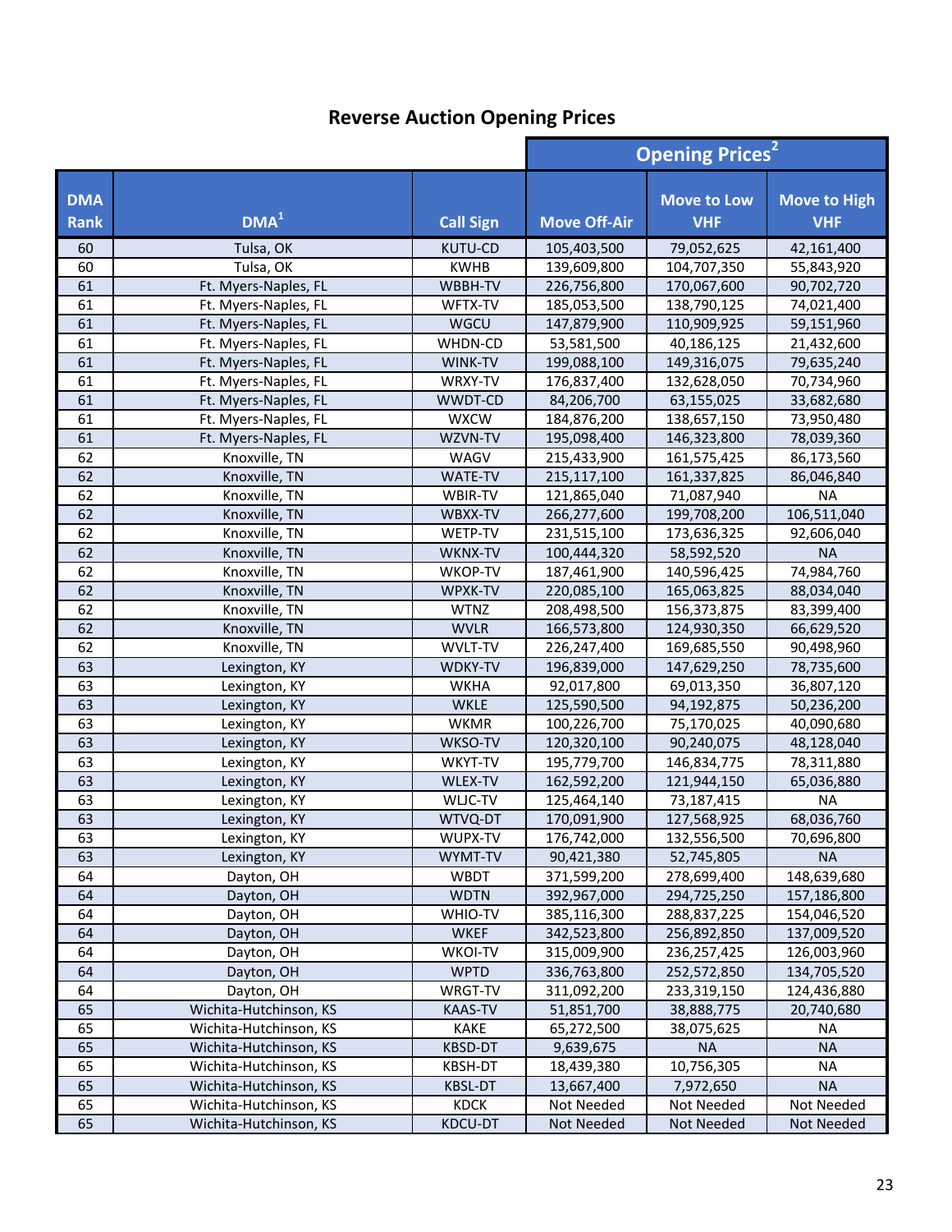## Reverse Auction Opening Prices

| DMA Rank | DMA[1] | Call Sign | Opening Prices[2] | | |
|---|---|---|---|---|---|
| | | | Move Off-Air | Move to Low VHF | Move to High VHF |
| 60 | Tulsa, OK | KUTU-CD | 105,403,500 | 79,052,625 | 42,161,400 |
| 60 | Tulsa, OK | KWHB | 139,609,800 | 104,707,350 | 55,843,920 |
| 61 | Ft. Myers-Naples, FL | WBBH-TV | 226,756,800 | 170,067,600 | 90,702,720 |
| 61 | Ft. Myers-Naples, FL | WFTX-TV | 185,053,500 | 138,790,125 | 74,021,400 |
| 61 | Ft. Myers-Naples, FL | WGCU | 147,879,900 | 110,909,925 | 59,151,960 |
| 61 | Ft. Myers-Naples, FL | WHDN-CD | 53,581,500 | 40,186,125 | 21,432,600 |
| 61 | Ft. Myers-Naples, FL | WINK-TV | 199,088,100 | 149,316,075 | 79,635,240 |
| 61 | Ft. Myers-Naples, FL | WRXY-TV | 176,837,400 | 132,628,050 | 70,734,960 |
| 61 | Ft. Myers-Naples, FL | WWDT-CD | 84,206,700 | 63,155,025 | 33,682,680 |
| 61 | Ft. Myers-Naples, FL | WXCW | 184,876,200 | 138,657,150 | 73,950,480 |
| 61 | Ft. Myers-Naples, FL | WZVN-TV | 195,098,400 | 146,323,800 | 78,039,360 |
| 62 | Knoxville, TN | WAGV | 215,433,900 | 161,575,425 | 86,173,560 |
| 62 | Knoxville, TN | WATE-TV | 215,117,100 | 161,337,825 | 86,046,840 |
| 62 | Knoxville, TN | WBIR-TV | 121,865,040 | 71,087,940 | NA |
| 62 | Knoxville, TN | WBXX-TV | 266,277,600 | 199,708,200 | 106,511,040 |
| 62 | Knoxville, TN | WETP-TV | 231,515,100 | 173,636,325 | 92,606,040 |
| 62 | Knoxville, TN | WKNX-TV | 100,444,320 | 58,592,520 | NA |
| 62 | Knoxville, TN | WKOP-TV | 187,461,900 | 140,596,425 | 74,984,760 |
| 62 | Knoxville, TN | WPXK-TV | 220,085,100 | 165,063,825 | 88,034,040 |
| 62 | Knoxville, TN | WTNZ | 208,498,500 | 156,373,875 | 83,399,400 |
| 62 | Knoxville, TN | WVLR | 166,573,800 | 124,930,350 | 66,629,520 |
| 62 | Knoxville, TN | WVLT-TV | 226,247,400 | 169,685,550 | 90,498,960 |
| 63 | Lexington, KY | WDKY-TV | 196,839,000 | 147,629,250 | 78,735,600 |
| 63 | Lexington, KY | WKHA | 92,017,800 | 69,013,350 | 36,807,120 |
| 63 | Lexington, KY | WKLE | 125,590,500 | 94,192,875 | 50,236,200 |
| 63 | Lexington, KY | WKMR | 100,226,700 | 75,170,025 | 40,090,680 |
| 63 | Lexington, KY | WKSO-TV | 120,320,100 | 90,240,075 | 48,128,040 |
| 63 | Lexington, KY | WKYT-TV | 195,779,700 | 146,834,775 | 78,311,880 |
| 63 | Lexington, KY | WLEX-TV | 162,592,200 | 121,944,150 | 65,036,880 |
| 63 | Lexington, KY | WLJC-TV | 125,464,140 | 73,187,415 | NA |
| 63 | Lexington, KY | WTVQ-DT | 170,091,900 | 127,568,925 | 68,036,760 |
| 63 | Lexington, KY | WUPX-TV | 176,742,000 | 132,556,500 | 70,696,800 |
| 63 | Lexington, KY | WYMT-TV | 90,421,380 | 52,745,805 | NA |
| 64 | Dayton, OH | WBDT | 371,599,200 | 278,699,400 | 148,639,680 |
| 64 | Dayton, OH | WDTN | 392,967,000 | 294,725,250 | 157,186,800 |
| 64 | Dayton, OH | WHIO-TV | 385,116,300 | 288,837,225 | 154,046,520 |
| 64 | Dayton, OH | WKEF | 342,523,800 | 256,892,850 | 137,009,520 |
| 64 | Dayton, OH | WKOI-TV | 315,009,900 | 236,257,425 | 126,003,960 |
| 64 | Dayton, OH | WPTD | 336,763,800 | 252,572,850 | 134,705,520 |
| 64 | Dayton, OH | WRGT-TV | 311,092,200 | 233,319,150 | 124,436,880 |
| 65 | Wichita-Hutchinson, KS | KAAS-TV | 51,851,700 | 38,888,775 | 20,740,680 |
| 65 | Wichita-Hutchinson, KS | KAKE | 65,272,500 | 38,075,625 | NA |
| 65 | Wichita-Hutchinson, KS | KBSD-DT | 9,639,675 | NA | NA |
| 65 | Wichita-Hutchinson, KS | KBSH-DT | 18,439,380 | 10,756,305 | NA |
| 65 | Wichita-Hutchinson, KS | KBSL-DT | 13,667,400 | 7,972,650 | NA |
| 65 | Wichita-Hutchinson, KS | KDCK | Not Needed | Not Needed | Not Needed |
| 65 | Wichita-Hutchinson, KS | KDCU-DT | Not Needed | Not Needed | Not Needed |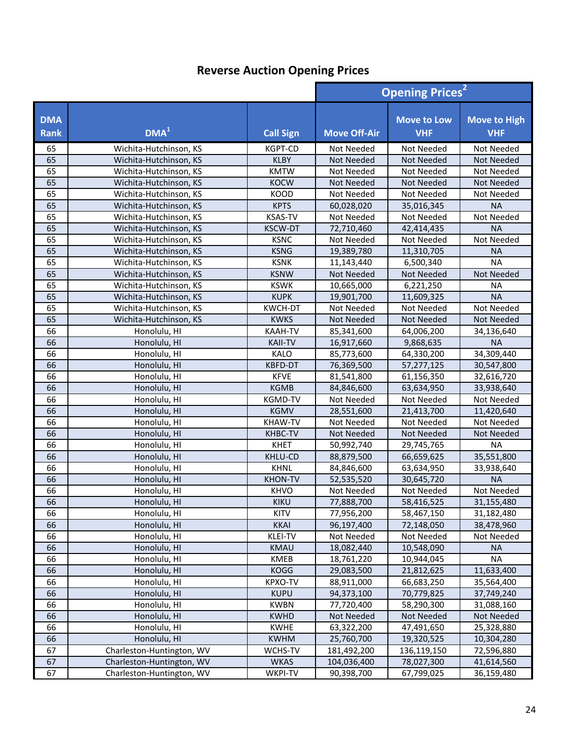# Reverse Auction Opening Prices

| DMA Rank | DMA[1] | Call Sign | Opening Prices[2] Move Off-Air | Move to Low VHF | Move to High VHF |
|---|---|---|---|---|---|
| 65 | Wichita-Hutchinson, KS | KGPT-CD | Not Needed | Not Needed | Not Needed |
| 65 | Wichita-Hutchinson, KS | KLBY | Not Needed | Not Needed | Not Needed |
| 65 | Wichita-Hutchinson, KS | KMTW | Not Needed | Not Needed | Not Needed |
| 65 | Wichita-Hutchinson, KS | KOCW | Not Needed | Not Needed | Not Needed |
| 65 | Wichita-Hutchinson, KS | KOOD | Not Needed | Not Needed | Not Needed |
| 65 | Wichita-Hutchinson, KS | KPTS | 60,028,020 | 35,016,345 | NA |
| 65 | Wichita-Hutchinson, KS | KSAS-TV | Not Needed | Not Needed | Not Needed |
| 65 | Wichita-Hutchinson, KS | KSCW-DT | 72,710,460 | 42,414,435 | NA |
| 65 | Wichita-Hutchinson, KS | KSNC | Not Needed | Not Needed | Not Needed |
| 65 | Wichita-Hutchinson, KS | KSNG | 19,389,780 | 11,310,705 | NA |
| 65 | Wichita-Hutchinson, KS | KSNK | 11,143,440 | 6,500,340 | NA |
| 65 | Wichita-Hutchinson, KS | KSNW | Not Needed | Not Needed | Not Needed |
| 65 | Wichita-Hutchinson, KS | KSWK | 10,665,000 | 6,221,250 | NA |
| 65 | Wichita-Hutchinson, KS | KUPK | 19,901,700 | 11,609,325 | NA |
| 65 | Wichita-Hutchinson, KS | KWCH-DT | Not Needed | Not Needed | Not Needed |
| 65 | Wichita-Hutchinson, KS | KWKS | Not Needed | Not Needed | Not Needed |
| 66 | Honolulu, HI | KAAH-TV | 85,341,600 | 64,006,200 | 34,136,640 |
| 66 | Honolulu, HI | KAII-TV | 16,917,660 | 9,868,635 | NA |
| 66 | Honolulu, HI | KALO | 85,773,600 | 64,330,200 | 34,309,440 |
| 66 | Honolulu, HI | KBFD-DT | 76,369,500 | 57,277,125 | 30,547,800 |
| 66 | Honolulu, HI | KFVE | 81,541,800 | 61,156,350 | 32,616,720 |
| 66 | Honolulu, HI | KGMB | 84,846,600 | 63,634,950 | 33,938,640 |
| 66 | Honolulu, HI | KGMD-TV | Not Needed | Not Needed | Not Needed |
| 66 | Honolulu, HI | KGMV | 28,551,600 | 21,413,700 | 11,420,640 |
| 66 | Honolulu, HI | KHAW-TV | Not Needed | Not Needed | Not Needed |
| 66 | Honolulu, HI | KHBC-TV | Not Needed | Not Needed | Not Needed |
| 66 | Honolulu, HI | KHET | 50,992,740 | 29,745,765 | NA |
| 66 | Honolulu, HI | KHLU-CD | 88,879,500 | 66,659,625 | 35,551,800 |
| 66 | Honolulu, HI | KHNL | 84,846,600 | 63,634,950 | 33,938,640 |
| 66 | Honolulu, HI | KHON-TV | 52,535,520 | 30,645,720 | NA |
| 66 | Honolulu, HI | KHVO | Not Needed | Not Needed | Not Needed |
| 66 | Honolulu, HI | KIKU | 77,888,700 | 58,416,525 | 31,155,480 |
| 66 | Honolulu, HI | KITV | 77,956,200 | 58,467,150 | 31,182,480 |
| 66 | Honolulu, HI | KKAI | 96,197,400 | 72,148,050 | 38,478,960 |
| 66 | Honolulu, HI | KLEI-TV | Not Needed | Not Needed | Not Needed |
| 66 | Honolulu, HI | KMAU | 18,082,440 | 10,548,090 | NA |
| 66 | Honolulu, HI | KMEB | 18,761,220 | 10,944,045 | NA |
| 66 | Honolulu, HI | KOGG | 29,083,500 | 21,812,625 | 11,633,400 |
| 66 | Honolulu, HI | KPXO-TV | 88,911,000 | 66,683,250 | 35,564,400 |
| 66 | Honolulu, HI | KUPU | 94,373,100 | 70,779,825 | 37,749,240 |
| 66 | Honolulu, HI | KWBN | 77,720,400 | 58,290,300 | 31,088,160 |
| 66 | Honolulu, HI | KWHD | Not Needed | Not Needed | Not Needed |
| 66 | Honolulu, HI | KWHE | 63,322,200 | 47,491,650 | 25,328,880 |
| 66 | Honolulu, HI | KWHM | 25,760,700 | 19,320,525 | 10,304,280 |
| 67 | Charleston-Huntington, WV | WCHS-TV | 181,492,200 | 136,119,150 | 72,596,880 |
| 67 | Charleston-Huntington, WV | WKAS | 104,036,400 | 78,027,300 | 41,614,560 |
| 67 | Charleston-Huntington, WV | WKPI-TV | 90,398,700 | 67,799,025 | 36,159,480 |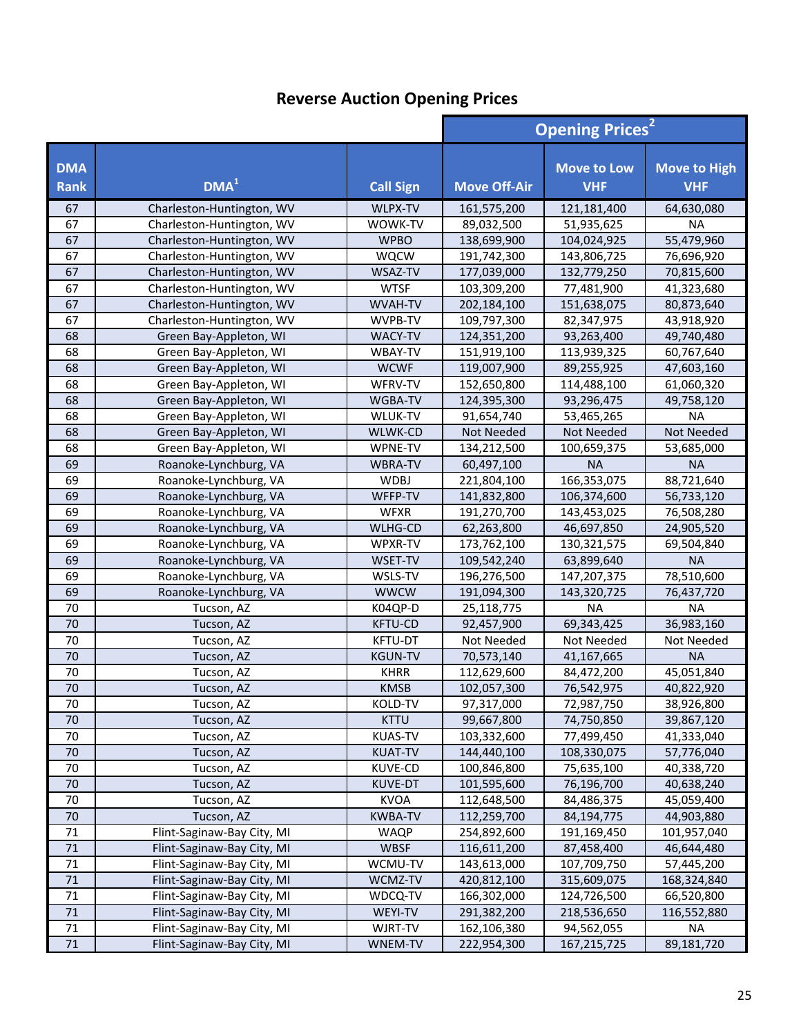## Reverse Auction Opening Prices

| DMA Rank | DMA[1] | Call Sign | Opening Prices[2] | | |
|---|---|---|---|---|---|
| | | | Move Off-Air | Move to Low VHF | Move to High VHF |
| 67 | Charleston-Huntington, WV | WLPX-TV | 161,575,200 | 121,181,400 | 64,630,080 |
| 67 | Charleston-Huntington, WV | WOWK-TV | 89,032,500 | 51,935,625 | NA |
| 67 | Charleston-Huntington, WV | WPBO | 138,699,900 | 104,024,925 | 55,479,960 |
| 67 | Charleston-Huntington, WV | WQCW | 191,742,300 | 143,806,725 | 76,696,920 |
| 67 | Charleston-Huntington, WV | WSAZ-TV | 177,039,000 | 132,779,250 | 70,815,600 |
| 67 | Charleston-Huntington, WV | WTSF | 103,309,200 | 77,481,900 | 41,323,680 |
| 67 | Charleston-Huntington, WV | WVAH-TV | 202,184,100 | 151,638,075 | 80,873,640 |
| 67 | Charleston-Huntington, WV | WVPB-TV | 109,797,300 | 82,347,975 | 43,918,920 |
| 68 | Green Bay-Appleton, WI | WACY-TV | 124,351,200 | 93,263,400 | 49,740,480 |
| 68 | Green Bay-Appleton, WI | WBAY-TV | 151,919,100 | 113,939,325 | 60,767,640 |
| 68 | Green Bay-Appleton, WI | WCWF | 119,007,900 | 89,255,925 | 47,603,160 |
| 68 | Green Bay-Appleton, WI | WFRV-TV | 152,650,800 | 114,488,100 | 61,060,320 |
| 68 | Green Bay-Appleton, WI | WGBA-TV | 124,395,300 | 93,296,475 | 49,758,120 |
| 68 | Green Bay-Appleton, WI | WLUK-TV | 91,654,740 | 53,465,265 | NA |
| 68 | Green Bay-Appleton, WI | WLWK-CD | Not Needed | Not Needed | Not Needed |
| 68 | Green Bay-Appleton, WI | WPNE-TV | 134,212,500 | 100,659,375 | 53,685,000 |
| 69 | Roanoke-Lynchburg, VA | WBRA-TV | 60,497,100 | NA | NA |
| 69 | Roanoke-Lynchburg, VA | WDBJ | 221,804,100 | 166,353,075 | 88,721,640 |
| 69 | Roanoke-Lynchburg, VA | WFFP-TV | 141,832,800 | 106,374,600 | 56,733,120 |
| 69 | Roanoke-Lynchburg, VA | WFXR | 191,270,700 | 143,453,025 | 76,508,280 |
| 69 | Roanoke-Lynchburg, VA | WLHG-CD | 62,263,800 | 46,697,850 | 24,905,520 |
| 69 | Roanoke-Lynchburg, VA | WPXR-TV | 173,762,100 | 130,321,575 | 69,504,840 |
| 69 | Roanoke-Lynchburg, VA | WSET-TV | 109,542,240 | 63,899,640 | NA |
| 69 | Roanoke-Lynchburg, VA | WSLS-TV | 196,276,500 | 147,207,375 | 78,510,600 |
| 69 | Roanoke-Lynchburg, VA | WWCW | 191,094,300 | 143,320,725 | 76,437,720 |
| 70 | Tucson, AZ | K04QP-D | 25,118,775 | NA | NA |
| 70 | Tucson, AZ | KFTU-CD | 92,457,900 | 69,343,425 | 36,983,160 |
| 70 | Tucson, AZ | KFTU-DT | Not Needed | Not Needed | Not Needed |
| 70 | Tucson, AZ | KGUN-TV | 70,573,140 | 41,167,665 | NA |
| 70 | Tucson, AZ | KHRR | 112,629,600 | 84,472,200 | 45,051,840 |
| 70 | Tucson, AZ | KMSB | 102,057,300 | 76,542,975 | 40,822,920 |
| 70 | Tucson, AZ | KOLD-TV | 97,317,000 | 72,987,750 | 38,926,800 |
| 70 | Tucson, AZ | KTTU | 99,667,800 | 74,750,850 | 39,867,120 |
| 70 | Tucson, AZ | KUAS-TV | 103,332,600 | 77,499,450 | 41,333,040 |
| 70 | Tucson, AZ | KUAT-TV | 144,440,100 | 108,330,075 | 57,776,040 |
| 70 | Tucson, AZ | KUVE-CD | 100,846,800 | 75,635,100 | 40,338,720 |
| 70 | Tucson, AZ | KUVE-DT | 101,595,600 | 76,196,700 | 40,638,240 |
| 70 | Tucson, AZ | KVOA | 112,648,500 | 84,486,375 | 45,059,400 |
| 70 | Tucson, AZ | KWBA-TV | 112,259,700 | 84,194,775 | 44,903,880 |
| 71 | Flint-Saginaw-Bay City, MI | WAQP | 254,892,600 | 191,169,450 | 101,957,040 |
| 71 | Flint-Saginaw-Bay City, MI | WBSF | 116,611,200 | 87,458,400 | 46,644,480 |
| 71 | Flint-Saginaw-Bay City, MI | WCMU-TV | 143,613,000 | 107,709,750 | 57,445,200 |
| 71 | Flint-Saginaw-Bay City, MI | WCMZ-TV | 420,812,100 | 315,609,075 | 168,324,840 |
| 71 | Flint-Saginaw-Bay City, MI | WDCQ-TV | 166,302,000 | 124,726,500 | 66,520,800 |
| 71 | Flint-Saginaw-Bay City, MI | WEYI-TV | 291,382,200 | 218,536,650 | 116,552,880 |
| 71 | Flint-Saginaw-Bay City, MI | WJRT-TV | 162,106,380 | 94,562,055 | NA |
| 71 | Flint-Saginaw-Bay City, MI | WNEM-TV | 222,954,300 | 167,215,725 | 89,181,720 |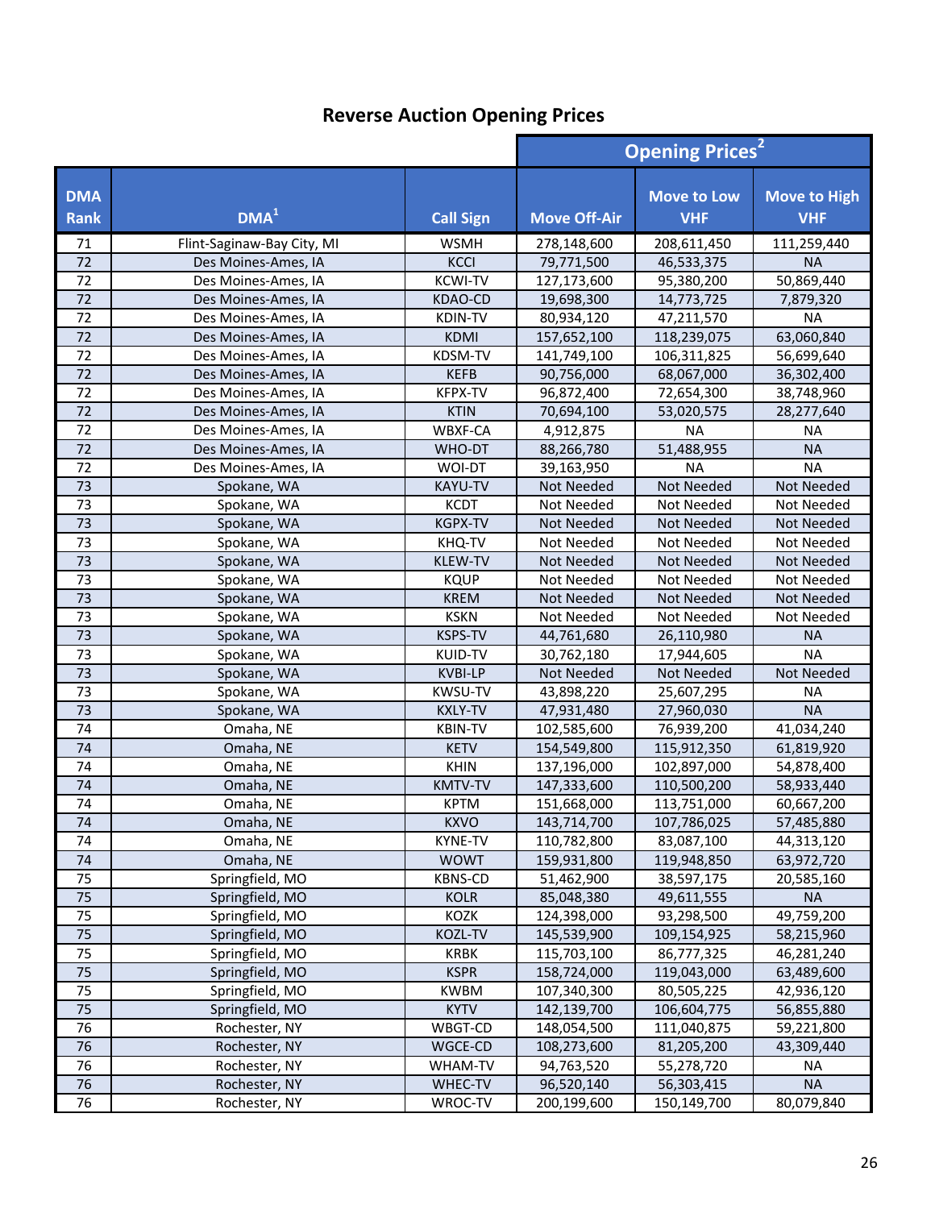# Reverse Auction Opening Prices

| DMA Rank | DMA[1] | Call Sign | Opening Prices[2] Move Off-Air | Move to Low VHF | Move to High VHF |
|---|---|---|---|---|---|
| 71 | Flint-Saginaw-Bay City, MI | WSMH | 278,148,600 | 208,611,450 | 111,259,440 |
| 72 | Des Moines-Ames, IA | KCCI | 79,771,500 | 46,533,375 | NA |
| 72 | Des Moines-Ames, IA | KCWI-TV | 127,173,600 | 95,380,200 | 50,869,440 |
| 72 | Des Moines-Ames, IA | KDAO-CD | 19,698,300 | 14,773,725 | 7,879,320 |
| 72 | Des Moines-Ames, IA | KDIN-TV | 80,934,120 | 47,211,570 | NA |
| 72 | Des Moines-Ames, IA | KDMI | 157,652,100 | 118,239,075 | 63,060,840 |
| 72 | Des Moines-Ames, IA | KDSM-TV | 141,749,100 | 106,311,825 | 56,699,640 |
| 72 | Des Moines-Ames, IA | KEFB | 90,756,000 | 68,067,000 | 36,302,400 |
| 72 | Des Moines-Ames, IA | KFPX-TV | 96,872,400 | 72,654,300 | 38,748,960 |
| 72 | Des Moines-Ames, IA | KTIN | 70,694,100 | 53,020,575 | 28,277,640 |
| 72 | Des Moines-Ames, IA | WBXF-CA | 4,912,875 | NA | NA |
| 72 | Des Moines-Ames, IA | WHO-DT | 88,266,780 | 51,488,955 | NA |
| 72 | Des Moines-Ames, IA | WOI-DT | 39,163,950 | NA | NA |
| 73 | Spokane, WA | KAYU-TV | Not Needed | Not Needed | Not Needed |
| 73 | Spokane, WA | KCDT | Not Needed | Not Needed | Not Needed |
| 73 | Spokane, WA | KGPX-TV | Not Needed | Not Needed | Not Needed |
| 73 | Spokane, WA | KHQ-TV | Not Needed | Not Needed | Not Needed |
| 73 | Spokane, WA | KLEW-TV | Not Needed | Not Needed | Not Needed |
| 73 | Spokane, WA | KQUP | Not Needed | Not Needed | Not Needed |
| 73 | Spokane, WA | KREM | Not Needed | Not Needed | Not Needed |
| 73 | Spokane, WA | KSKN | Not Needed | Not Needed | Not Needed |
| 73 | Spokane, WA | KSPS-TV | 44,761,680 | 26,110,980 | NA |
| 73 | Spokane, WA | KUID-TV | 30,762,180 | 17,944,605 | NA |
| 73 | Spokane, WA | KVBI-LP | Not Needed | Not Needed | Not Needed |
| 73 | Spokane, WA | KWSU-TV | 43,898,220 | 25,607,295 | NA |
| 73 | Spokane, WA | KXLY-TV | 47,931,480 | 27,960,030 | NA |
| 74 | Omaha, NE | KBIN-TV | 102,585,600 | 76,939,200 | 41,034,240 |
| 74 | Omaha, NE | KETV | 154,549,800 | 115,912,350 | 61,819,920 |
| 74 | Omaha, NE | KHIN | 137,196,000 | 102,897,000 | 54,878,400 |
| 74 | Omaha, NE | KMTV-TV | 147,333,600 | 110,500,200 | 58,933,440 |
| 74 | Omaha, NE | KPTM | 151,668,000 | 113,751,000 | 60,667,200 |
| 74 | Omaha, NE | KXVO | 143,714,700 | 107,786,025 | 57,485,880 |
| 74 | Omaha, NE | KYNE-TV | 110,782,800 | 83,087,100 | 44,313,120 |
| 74 | Omaha, NE | WOWT | 159,931,800 | 119,948,850 | 63,972,720 |
| 75 | Springfield, MO | KBNS-CD | 51,462,900 | 38,597,175 | 20,585,160 |
| 75 | Springfield, MO | KOLR | 85,048,380 | 49,611,555 | NA |
| 75 | Springfield, MO | KOZK | 124,398,000 | 93,298,500 | 49,759,200 |
| 75 | Springfield, MO | KOZL-TV | 145,539,900 | 109,154,925 | 58,215,960 |
| 75 | Springfield, MO | KRBK | 115,703,100 | 86,777,325 | 46,281,240 |
| 75 | Springfield, MO | KSPR | 158,724,000 | 119,043,000 | 63,489,600 |
| 75 | Springfield, MO | KWBM | 107,340,300 | 80,505,225 | 42,936,120 |
| 75 | Springfield, MO | KYTV | 142,139,700 | 106,604,775 | 56,855,880 |
| 76 | Rochester, NY | WBGT-CD | 148,054,500 | 111,040,875 | 59,221,800 |
| 76 | Rochester, NY | WGCE-CD | 108,273,600 | 81,205,200 | 43,309,440 |
| 76 | Rochester, NY | WHAM-TV | 94,763,520 | 55,278,720 | NA |
| 76 | Rochester, NY | WHEC-TV | 96,520,140 | 56,303,415 | NA |
| 76 | Rochester, NY | WROC-TV | 200,199,600 | 150,149,700 | 80,079,840 |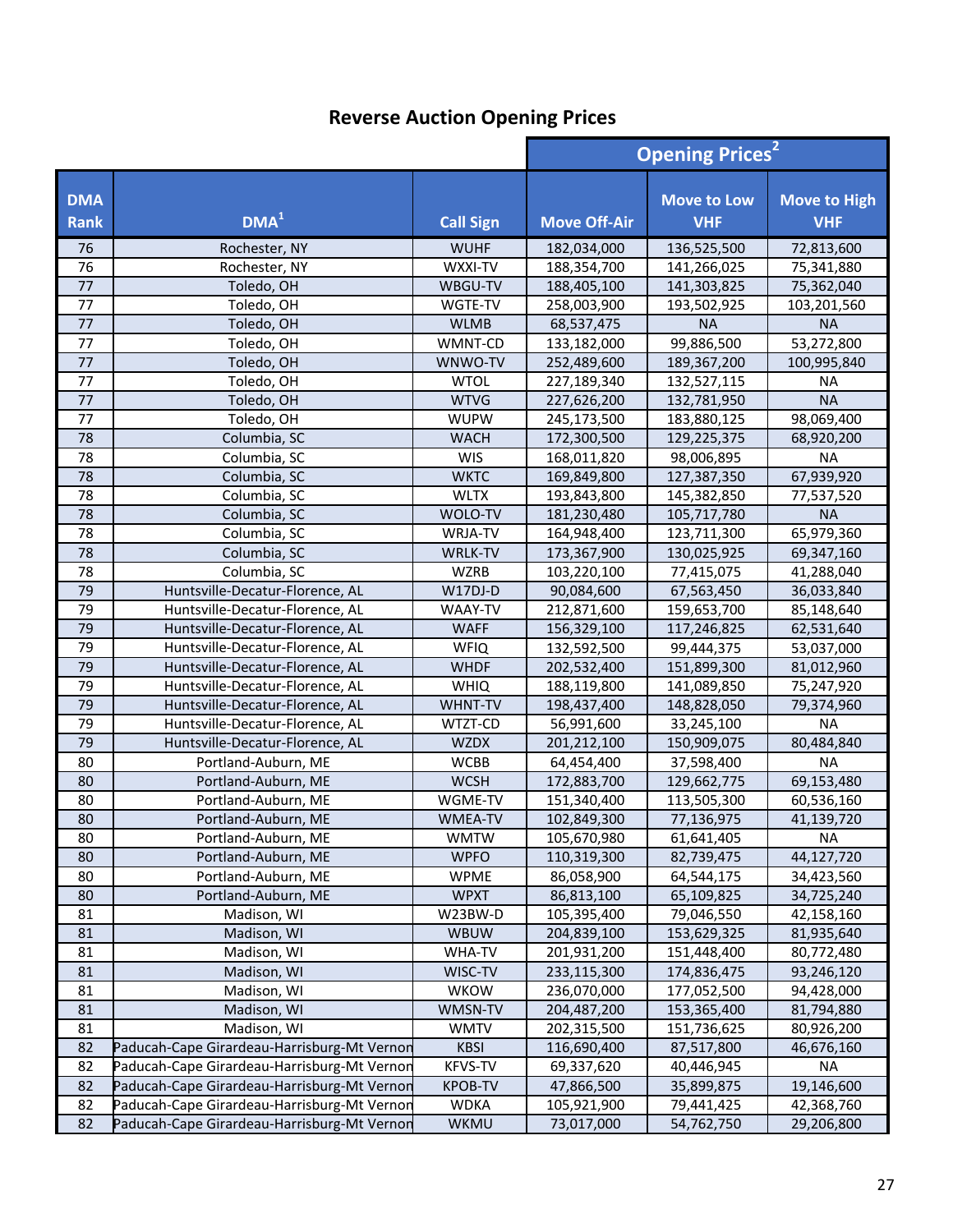## Reverse Auction Opening Prices

| DMA Rank | DMA[1] | Call Sign | Opening Prices[2] | | |
|---|---|---|---|---|---|
| | | | Move Off-Air | Move to Low VHF | Move to High VHF |
| 76 | Rochester, NY | WUHF | 182,034,000 | 136,525,500 | 72,813,600 |
| 76 | Rochester, NY | WXXI-TV | 188,354,700 | 141,266,025 | 75,341,880 |
| 77 | Toledo, OH | WBGU-TV | 188,405,100 | 141,303,825 | 75,362,040 |
| 77 | Toledo, OH | WGTE-TV | 258,003,900 | 193,502,925 | 103,201,560 |
| 77 | Toledo, OH | WLMB | 68,537,475 | NA | NA |
| 77 | Toledo, OH | WMNT-CD | 133,182,000 | 99,886,500 | 53,272,800 |
| 77 | Toledo, OH | WNWO-TV | 252,489,600 | 189,367,200 | 100,995,840 |
| 77 | Toledo, OH | WTOL | 227,189,340 | 132,527,115 | NA |
| 77 | Toledo, OH | WTVG | 227,626,200 | 132,781,950 | NA |
| 77 | Toledo, OH | WUPW | 245,173,500 | 183,880,125 | 98,069,400 |
| 78 | Columbia, SC | WACH | 172,300,500 | 129,225,375 | 68,920,200 |
| 78 | Columbia, SC | WIS | 168,011,820 | 98,006,895 | NA |
| 78 | Columbia, SC | WKTC | 169,849,800 | 127,387,350 | 67,939,920 |
| 78 | Columbia, SC | WLTX | 193,843,800 | 145,382,850 | 77,537,520 |
| 78 | Columbia, SC | WOLO-TV | 181,230,480 | 105,717,780 | NA |
| 78 | Columbia, SC | WRJA-TV | 164,948,400 | 123,711,300 | 65,979,360 |
| 78 | Columbia, SC | WRLK-TV | 173,367,900 | 130,025,925 | 69,347,160 |
| 78 | Columbia, SC | WZRB | 103,220,100 | 77,415,075 | 41,288,040 |
| 79 | Huntsville-Decatur-Florence, AL | W17DJ-D | 90,084,600 | 67,563,450 | 36,033,840 |
| 79 | Huntsville-Decatur-Florence, AL | WAAY-TV | 212,871,600 | 159,653,700 | 85,148,640 |
| 79 | Huntsville-Decatur-Florence, AL | WAFF | 156,329,100 | 117,246,825 | 62,531,640 |
| 79 | Huntsville-Decatur-Florence, AL | WFIQ | 132,592,500 | 99,444,375 | 53,037,000 |
| 79 | Huntsville-Decatur-Florence, AL | WHDF | 202,532,400 | 151,899,300 | 81,012,960 |
| 79 | Huntsville-Decatur-Florence, AL | WHIQ | 188,119,800 | 141,089,850 | 75,247,920 |
| 79 | Huntsville-Decatur-Florence, AL | WHNT-TV | 198,437,400 | 148,828,050 | 79,374,960 |
| 79 | Huntsville-Decatur-Florence, AL | WTZT-CD | 56,991,600 | 33,245,100 | NA |
| 79 | Huntsville-Decatur-Florence, AL | WZDX | 201,212,100 | 150,909,075 | 80,484,840 |
| 80 | Portland-Auburn, ME | WCBB | 64,454,400 | 37,598,400 | NA |
| 80 | Portland-Auburn, ME | WCSH | 172,883,700 | 129,662,775 | 69,153,480 |
| 80 | Portland-Auburn, ME | WGME-TV | 151,340,400 | 113,505,300 | 60,536,160 |
| 80 | Portland-Auburn, ME | WMEA-TV | 102,849,300 | 77,136,975 | 41,139,720 |
| 80 | Portland-Auburn, ME | WMTW | 105,670,980 | 61,641,405 | NA |
| 80 | Portland-Auburn, ME | WPFO | 110,319,300 | 82,739,475 | 44,127,720 |
| 80 | Portland-Auburn, ME | WPME | 86,058,900 | 64,544,175 | 34,423,560 |
| 80 | Portland-Auburn, ME | WPXT | 86,813,100 | 65,109,825 | 34,725,240 |
| 81 | Madison, WI | W23BW-D | 105,395,400 | 79,046,550 | 42,158,160 |
| 81 | Madison, WI | WBUW | 204,839,100 | 153,629,325 | 81,935,640 |
| 81 | Madison, WI | WHA-TV | 201,931,200 | 151,448,400 | 80,772,480 |
| 81 | Madison, WI | WISC-TV | 233,115,300 | 174,836,475 | 93,246,120 |
| 81 | Madison, WI | WKOW | 236,070,000 | 177,052,500 | 94,428,000 |
| 81 | Madison, WI | WMSN-TV | 204,487,200 | 153,365,400 | 81,794,880 |
| 81 | Madison, WI | WMTV | 202,315,500 | 151,736,625 | 80,926,200 |
| 82 | Paducah-Cape Girardeau-Harrisburg-Mt Vernon | KBSI | 116,690,400 | 87,517,800 | 46,676,160 |
| 82 | Paducah-Cape Girardeau-Harrisburg-Mt Vernon | KFVS-TV | 69,337,620 | 40,446,945 | NA |
| 82 | Paducah-Cape Girardeau-Harrisburg-Mt Vernon | KPOB-TV | 47,866,500 | 35,899,875 | 19,146,600 |
| 82 | Paducah-Cape Girardeau-Harrisburg-Mt Vernon | WDKA | 105,921,900 | 79,441,425 | 42,368,760 |
| 82 | Paducah-Cape Girardeau-Harrisburg-Mt Vernon | WKMU | 73,017,000 | 54,762,750 | 29,206,800 |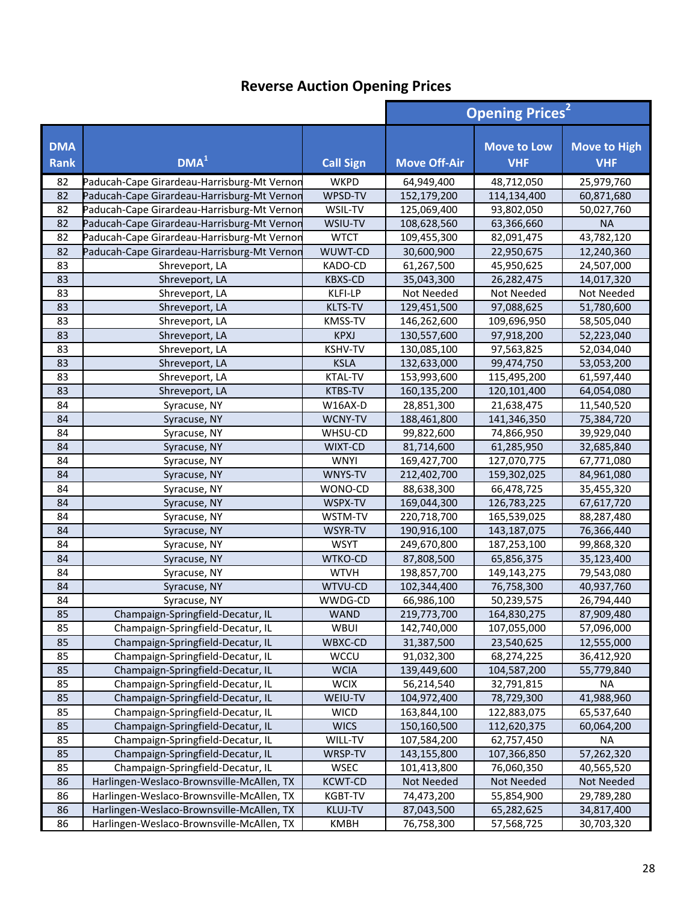## Reverse Auction Opening Prices

| DMA Rank | DMA[1] | Call Sign | Opening Prices[2] Move Off-Air | Move to Low VHF | Move to High VHF |
|---|---|---|---|---|---|
| 82 | Paducah-Cape Girardeau-Harrisburg-Mt Vernon | WKPD | 64,949,400 | 48,712,050 | 25,979,760 |
| 82 | Paducah-Cape Girardeau-Harrisburg-Mt Vernon | WPSD-TV | 152,179,200 | 114,134,400 | 60,871,680 |
| 82 | Paducah-Cape Girardeau-Harrisburg-Mt Vernon | WSIL-TV | 125,069,400 | 93,802,050 | 50,027,760 |
| 82 | Paducah-Cape Girardeau-Harrisburg-Mt Vernon | WSIU-TV | 108,628,560 | 63,366,660 | NA |
| 82 | Paducah-Cape Girardeau-Harrisburg-Mt Vernon | WTCT | 109,455,300 | 82,091,475 | 43,782,120 |
| 82 | Paducah-Cape Girardeau-Harrisburg-Mt Vernon | WUWT-CD | 30,600,900 | 22,950,675 | 12,240,360 |
| 83 | Shreveport, LA | KADO-CD | 61,267,500 | 45,950,625 | 24,507,000 |
| 83 | Shreveport, LA | KBXS-CD | 35,043,300 | 26,282,475 | 14,017,320 |
| 83 | Shreveport, LA | KLFI-LP | Not Needed | Not Needed | Not Needed |
| 83 | Shreveport, LA | KLTS-TV | 129,451,500 | 97,088,625 | 51,780,600 |
| 83 | Shreveport, LA | KMSS-TV | 146,262,600 | 109,696,950 | 58,505,040 |
| 83 | Shreveport, LA | KPXJ | 130,557,600 | 97,918,200 | 52,223,040 |
| 83 | Shreveport, LA | KSHV-TV | 130,085,100 | 97,563,825 | 52,034,040 |
| 83 | Shreveport, LA | KSLA | 132,633,000 | 99,474,750 | 53,053,200 |
| 83 | Shreveport, LA | KTAL-TV | 153,993,600 | 115,495,200 | 61,597,440 |
| 83 | Shreveport, LA | KTBS-TV | 160,135,200 | 120,101,400 | 64,054,080 |
| 84 | Syracuse, NY | W16AX-D | 28,851,300 | 21,638,475 | 11,540,520 |
| 84 | Syracuse, NY | WCNY-TV | 188,461,800 | 141,346,350 | 75,384,720 |
| 84 | Syracuse, NY | WHSU-CD | 99,822,600 | 74,866,950 | 39,929,040 |
| 84 | Syracuse, NY | WIXT-CD | 81,714,600 | 61,285,950 | 32,685,840 |
| 84 | Syracuse, NY | WNYI | 169,427,700 | 127,070,775 | 67,771,080 |
| 84 | Syracuse, NY | WNYS-TV | 212,402,700 | 159,302,025 | 84,961,080 |
| 84 | Syracuse, NY | WONO-CD | 88,638,300 | 66,478,725 | 35,455,320 |
| 84 | Syracuse, NY | WSPX-TV | 169,044,300 | 126,783,225 | 67,617,720 |
| 84 | Syracuse, NY | WSTM-TV | 220,718,700 | 165,539,025 | 88,287,480 |
| 84 | Syracuse, NY | WSYR-TV | 190,916,100 | 143,187,075 | 76,366,440 |
| 84 | Syracuse, NY | WSYT | 249,670,800 | 187,253,100 | 99,868,320 |
| 84 | Syracuse, NY | WTKO-CD | 87,808,500 | 65,856,375 | 35,123,400 |
| 84 | Syracuse, NY | WTVH | 198,857,700 | 149,143,275 | 79,543,080 |
| 84 | Syracuse, NY | WTVU-CD | 102,344,400 | 76,758,300 | 40,937,760 |
| 84 | Syracuse, NY | WWDG-CD | 66,986,100 | 50,239,575 | 26,794,440 |
| 85 | Champaign-Springfield-Decatur, IL | WAND | 219,773,700 | 164,830,275 | 87,909,480 |
| 85 | Champaign-Springfield-Decatur, IL | WBUI | 142,740,000 | 107,055,000 | 57,096,000 |
| 85 | Champaign-Springfield-Decatur, IL | WBXC-CD | 31,387,500 | 23,540,625 | 12,555,000 |
| 85 | Champaign-Springfield-Decatur, IL | WCCU | 91,032,300 | 68,274,225 | 36,412,920 |
| 85 | Champaign-Springfield-Decatur, IL | WCIA | 139,449,600 | 104,587,200 | 55,779,840 |
| 85 | Champaign-Springfield-Decatur, IL | WCIX | 56,214,540 | 32,791,815 | NA |
| 85 | Champaign-Springfield-Decatur, IL | WEIU-TV | 104,972,400 | 78,729,300 | 41,988,960 |
| 85 | Champaign-Springfield-Decatur, IL | WICD | 163,844,100 | 122,883,075 | 65,537,640 |
| 85 | Champaign-Springfield-Decatur, IL | WICS | 150,160,500 | 112,620,375 | 60,064,200 |
| 85 | Champaign-Springfield-Decatur, IL | WILL-TV | 107,584,200 | 62,757,450 | NA |
| 85 | Champaign-Springfield-Decatur, IL | WRSP-TV | 143,155,800 | 107,366,850 | 57,262,320 |
| 85 | Champaign-Springfield-Decatur, IL | WSEC | 101,413,800 | 76,060,350 | 40,565,520 |
| 86 | Harlingen-Weslaco-Brownsville-McAllen, TX | KCWT-CD | Not Needed | Not Needed | Not Needed |
| 86 | Harlingen-Weslaco-Brownsville-McAllen, TX | KGBT-TV | 74,473,200 | 55,854,900 | 29,789,280 |
| 86 | Harlingen-Weslaco-Brownsville-McAllen, TX | KLUJ-TV | 87,043,500 | 65,282,625 | 34,817,400 |
| 86 | Harlingen-Weslaco-Brownsville-McAllen, TX | KMBH | 76,758,300 | 57,568,725 | 30,703,320 |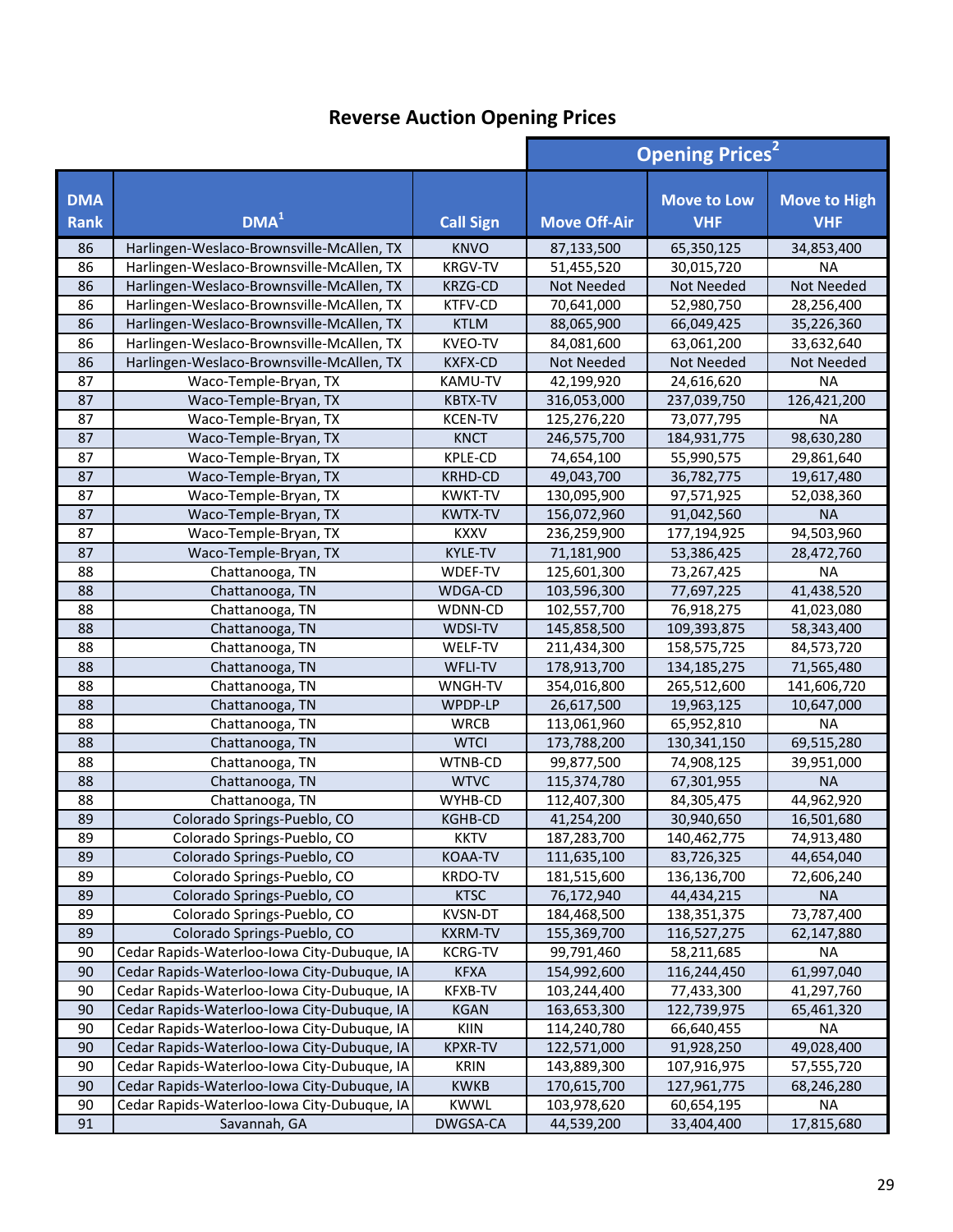# Reverse Auction Opening Prices

| DMA Rank | DMA[1] | Call Sign | Opening Prices[2] Move Off-Air | Move to Low VHF | Move to High VHF |
|---|---|---|---|---|---|
| 86 | Harlingen-Weslaco-Brownsville-McAllen, TX | KNVO | 87,133,500 | 65,350,125 | 34,853,400 |
| 86 | Harlingen-Weslaco-Brownsville-McAllen, TX | KRGV-TV | 51,455,520 | 30,015,720 | NA |
| 86 | Harlingen-Weslaco-Brownsville-McAllen, TX | KRZG-CD | Not Needed | Not Needed | Not Needed |
| 86 | Harlingen-Weslaco-Brownsville-McAllen, TX | KTFV-CD | 70,641,000 | 52,980,750 | 28,256,400 |
| 86 | Harlingen-Weslaco-Brownsville-McAllen, TX | KTLM | 88,065,900 | 66,049,425 | 35,226,360 |
| 86 | Harlingen-Weslaco-Brownsville-McAllen, TX | KVEO-TV | 84,081,600 | 63,061,200 | 33,632,640 |
| 86 | Harlingen-Weslaco-Brownsville-McAllen, TX | KXFX-CD | Not Needed | Not Needed | Not Needed |
| 87 | Waco-Temple-Bryan, TX | KAMU-TV | 42,199,920 | 24,616,620 | NA |
| 87 | Waco-Temple-Bryan, TX | KBTX-TV | 316,053,000 | 237,039,750 | 126,421,200 |
| 87 | Waco-Temple-Bryan, TX | KCEN-TV | 125,276,220 | 73,077,795 | NA |
| 87 | Waco-Temple-Bryan, TX | KNCT | 246,575,700 | 184,931,775 | 98,630,280 |
| 87 | Waco-Temple-Bryan, TX | KPLE-CD | 74,654,100 | 55,990,575 | 29,861,640 |
| 87 | Waco-Temple-Bryan, TX | KRHD-CD | 49,043,700 | 36,782,775 | 19,617,480 |
| 87 | Waco-Temple-Bryan, TX | KWKT-TV | 130,095,900 | 97,571,925 | 52,038,360 |
| 87 | Waco-Temple-Bryan, TX | KWTX-TV | 156,072,960 | 91,042,560 | NA |
| 87 | Waco-Temple-Bryan, TX | KXXV | 236,259,900 | 177,194,925 | 94,503,960 |
| 87 | Waco-Temple-Bryan, TX | KYLE-TV | 71,181,900 | 53,386,425 | 28,472,760 |
| 88 | Chattanooga, TN | WDEF-TV | 125,601,300 | 73,267,425 | NA |
| 88 | Chattanooga, TN | WDGA-CD | 103,596,300 | 77,697,225 | 41,438,520 |
| 88 | Chattanooga, TN | WDNN-CD | 102,557,700 | 76,918,275 | 41,023,080 |
| 88 | Chattanooga, TN | WDSI-TV | 145,858,500 | 109,393,875 | 58,343,400 |
| 88 | Chattanooga, TN | WELF-TV | 211,434,300 | 158,575,725 | 84,573,720 |
| 88 | Chattanooga, TN | WFLI-TV | 178,913,700 | 134,185,275 | 71,565,480 |
| 88 | Chattanooga, TN | WNGH-TV | 354,016,800 | 265,512,600 | 141,606,720 |
| 88 | Chattanooga, TN | WPDP-LP | 26,617,500 | 19,963,125 | 10,647,000 |
| 88 | Chattanooga, TN | WRCB | 113,061,960 | 65,952,810 | NA |
| 88 | Chattanooga, TN | WTCI | 173,788,200 | 130,341,150 | 69,515,280 |
| 88 | Chattanooga, TN | WTNB-CD | 99,877,500 | 74,908,125 | 39,951,000 |
| 88 | Chattanooga, TN | WTVC | 115,374,780 | 67,301,955 | NA |
| 88 | Chattanooga, TN | WYHB-CD | 112,407,300 | 84,305,475 | 44,962,920 |
| 89 | Colorado Springs-Pueblo, CO | KGHB-CD | 41,254,200 | 30,940,650 | 16,501,680 |
| 89 | Colorado Springs-Pueblo, CO | KKTV | 187,283,700 | 140,462,775 | 74,913,480 |
| 89 | Colorado Springs-Pueblo, CO | KOAA-TV | 111,635,100 | 83,726,325 | 44,654,040 |
| 89 | Colorado Springs-Pueblo, CO | KRDO-TV | 181,515,600 | 136,136,700 | 72,606,240 |
| 89 | Colorado Springs-Pueblo, CO | KTSC | 76,172,940 | 44,434,215 | NA |
| 89 | Colorado Springs-Pueblo, CO | KVSN-DT | 184,468,500 | 138,351,375 | 73,787,400 |
| 89 | Colorado Springs-Pueblo, CO | KXRM-TV | 155,369,700 | 116,527,275 | 62,147,880 |
| 90 | Cedar Rapids-Waterloo-Iowa City-Dubuque, IA | KCRG-TV | 99,791,460 | 58,211,685 | NA |
| 90 | Cedar Rapids-Waterloo-Iowa City-Dubuque, IA | KFXA | 154,992,600 | 116,244,450 | 61,997,040 |
| 90 | Cedar Rapids-Waterloo-Iowa City-Dubuque, IA | KFXB-TV | 103,244,400 | 77,433,300 | 41,297,760 |
| 90 | Cedar Rapids-Waterloo-Iowa City-Dubuque, IA | KGAN | 163,653,300 | 122,739,975 | 65,461,320 |
| 90 | Cedar Rapids-Waterloo-Iowa City-Dubuque, IA | KIIN | 114,240,780 | 66,640,455 | NA |
| 90 | Cedar Rapids-Waterloo-Iowa City-Dubuque, IA | KPXR-TV | 122,571,000 | 91,928,250 | 49,028,400 |
| 90 | Cedar Rapids-Waterloo-Iowa City-Dubuque, IA | KRIN | 143,889,300 | 107,916,975 | 57,555,720 |
| 90 | Cedar Rapids-Waterloo-Iowa City-Dubuque, IA | KWKB | 170,615,700 | 127,961,775 | 68,246,280 |
| 90 | Cedar Rapids-Waterloo-Iowa City-Dubuque, IA | KWWL | 103,978,620 | 60,654,195 | NA |
| 91 | Savannah, GA | DWGSA-CA | 44,539,200 | 33,404,400 | 17,815,680 |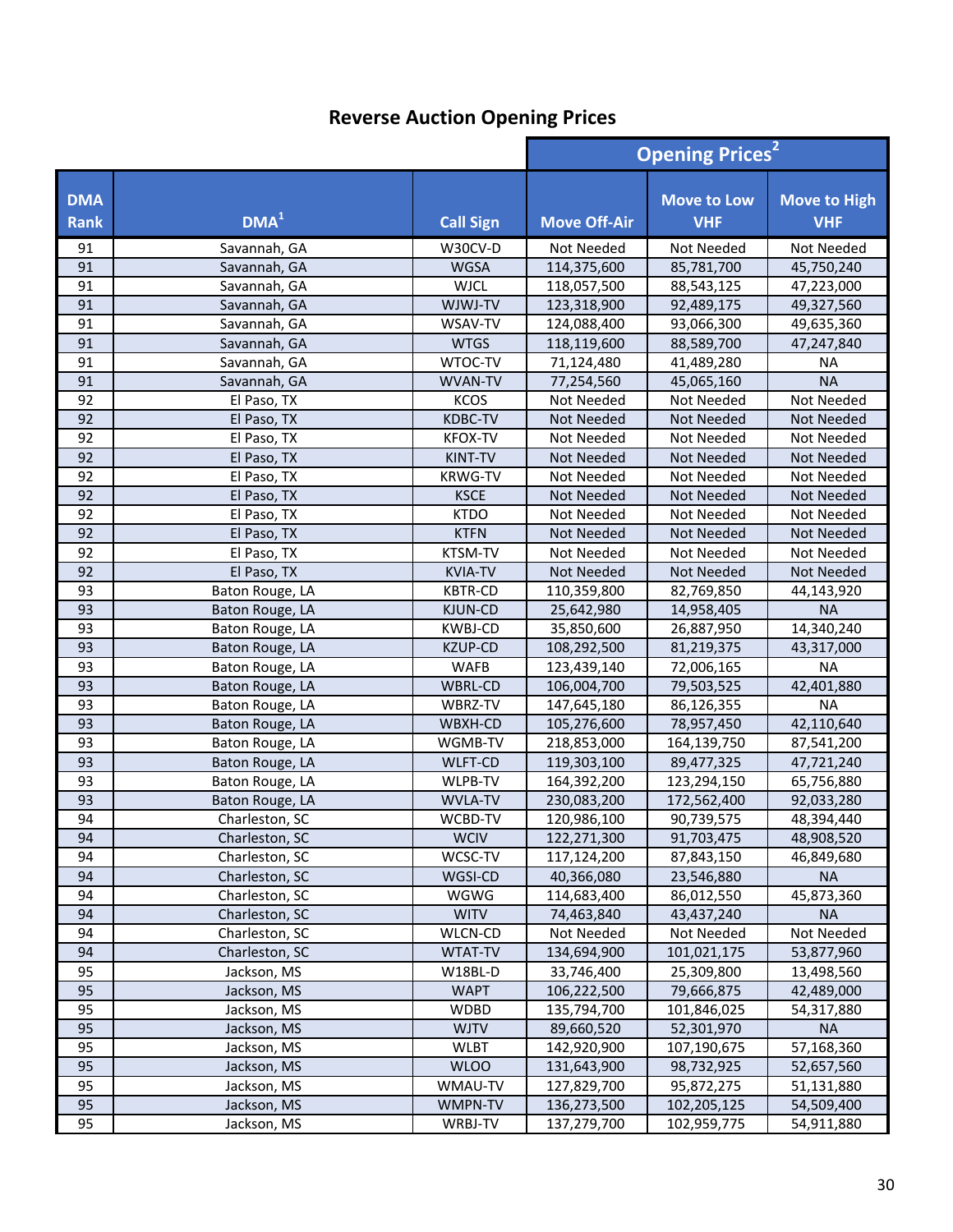## Reverse Auction Opening Prices

| DMA Rank | DMA[1] | Call Sign | Opening Prices[2] | | |
|---|---|---|---|---|---|
| | | | Move Off-Air | Move to Low VHF | Move to High VHF |
| 91 | Savannah, GA | W30CV-D | Not Needed | Not Needed | Not Needed |
| 91 | Savannah, GA | WGSA | 114,375,600 | 85,781,700 | 45,750,240 |
| 91 | Savannah, GA | WJCL | 118,057,500 | 88,543,125 | 47,223,000 |
| 91 | Savannah, GA | WJWJ-TV | 123,318,900 | 92,489,175 | 49,327,560 |
| 91 | Savannah, GA | WSAV-TV | 124,088,400 | 93,066,300 | 49,635,360 |
| 91 | Savannah, GA | WTGS | 118,119,600 | 88,589,700 | 47,247,840 |
| 91 | Savannah, GA | WTOC-TV | 71,124,480 | 41,489,280 | NA |
| 91 | Savannah, GA | WVAN-TV | 77,254,560 | 45,065,160 | NA |
| 92 | El Paso, TX | KCOS | Not Needed | Not Needed | Not Needed |
| 92 | El Paso, TX | KDBC-TV | Not Needed | Not Needed | Not Needed |
| 92 | El Paso, TX | KFOX-TV | Not Needed | Not Needed | Not Needed |
| 92 | El Paso, TX | KINT-TV | Not Needed | Not Needed | Not Needed |
| 92 | El Paso, TX | KRWG-TV | Not Needed | Not Needed | Not Needed |
| 92 | El Paso, TX | KSCE | Not Needed | Not Needed | Not Needed |
| 92 | El Paso, TX | KTDO | Not Needed | Not Needed | Not Needed |
| 92 | El Paso, TX | KTFN | Not Needed | Not Needed | Not Needed |
| 92 | El Paso, TX | KTSM-TV | Not Needed | Not Needed | Not Needed |
| 92 | El Paso, TX | KVIA-TV | Not Needed | Not Needed | Not Needed |
| 93 | Baton Rouge, LA | KBTR-CD | 110,359,800 | 82,769,850 | 44,143,920 |
| 93 | Baton Rouge, LA | KJUN-CD | 25,642,980 | 14,958,405 | NA |
| 93 | Baton Rouge, LA | KWBJ-CD | 35,850,600 | 26,887,950 | 14,340,240 |
| 93 | Baton Rouge, LA | KZUP-CD | 108,292,500 | 81,219,375 | 43,317,000 |
| 93 | Baton Rouge, LA | WAFB | 123,439,140 | 72,006,165 | NA |
| 93 | Baton Rouge, LA | WBRL-CD | 106,004,700 | 79,503,525 | 42,401,880 |
| 93 | Baton Rouge, LA | WBRZ-TV | 147,645,180 | 86,126,355 | NA |
| 93 | Baton Rouge, LA | WBXH-CD | 105,276,600 | 78,957,450 | 42,110,640 |
| 93 | Baton Rouge, LA | WGMB-TV | 218,853,000 | 164,139,750 | 87,541,200 |
| 93 | Baton Rouge, LA | WLFT-CD | 119,303,100 | 89,477,325 | 47,721,240 |
| 93 | Baton Rouge, LA | WLPB-TV | 164,392,200 | 123,294,150 | 65,756,880 |
| 93 | Baton Rouge, LA | WVLA-TV | 230,083,200 | 172,562,400 | 92,033,280 |
| 94 | Charleston, SC | WCBD-TV | 120,986,100 | 90,739,575 | 48,394,440 |
| 94 | Charleston, SC | WCIV | 122,271,300 | 91,703,475 | 48,908,520 |
| 94 | Charleston, SC | WCSC-TV | 117,124,200 | 87,843,150 | 46,849,680 |
| 94 | Charleston, SC | WGSI-CD | 40,366,080 | 23,546,880 | NA |
| 94 | Charleston, SC | WGWG | 114,683,400 | 86,012,550 | 45,873,360 |
| 94 | Charleston, SC | WITV | 74,463,840 | 43,437,240 | NA |
| 94 | Charleston, SC | WLCN-CD | Not Needed | Not Needed | Not Needed |
| 94 | Charleston, SC | WTAT-TV | 134,694,900 | 101,021,175 | 53,877,960 |
| 95 | Jackson, MS | W18BL-D | 33,746,400 | 25,309,800 | 13,498,560 |
| 95 | Jackson, MS | WAPT | 106,222,500 | 79,666,875 | 42,489,000 |
| 95 | Jackson, MS | WDBD | 135,794,700 | 101,846,025 | 54,317,880 |
| 95 | Jackson, MS | WJTV | 89,660,520 | 52,301,970 | NA |
| 95 | Jackson, MS | WLBT | 142,920,900 | 107,190,675 | 57,168,360 |
| 95 | Jackson, MS | WLOO | 131,643,900 | 98,732,925 | 52,657,560 |
| 95 | Jackson, MS | WMAU-TV | 127,829,700 | 95,872,275 | 51,131,880 |
| 95 | Jackson, MS | WMPN-TV | 136,273,500 | 102,205,125 | 54,509,400 |
| 95 | Jackson, MS | WRBJ-TV | 137,279,700 | 102,959,775 | 54,911,880 |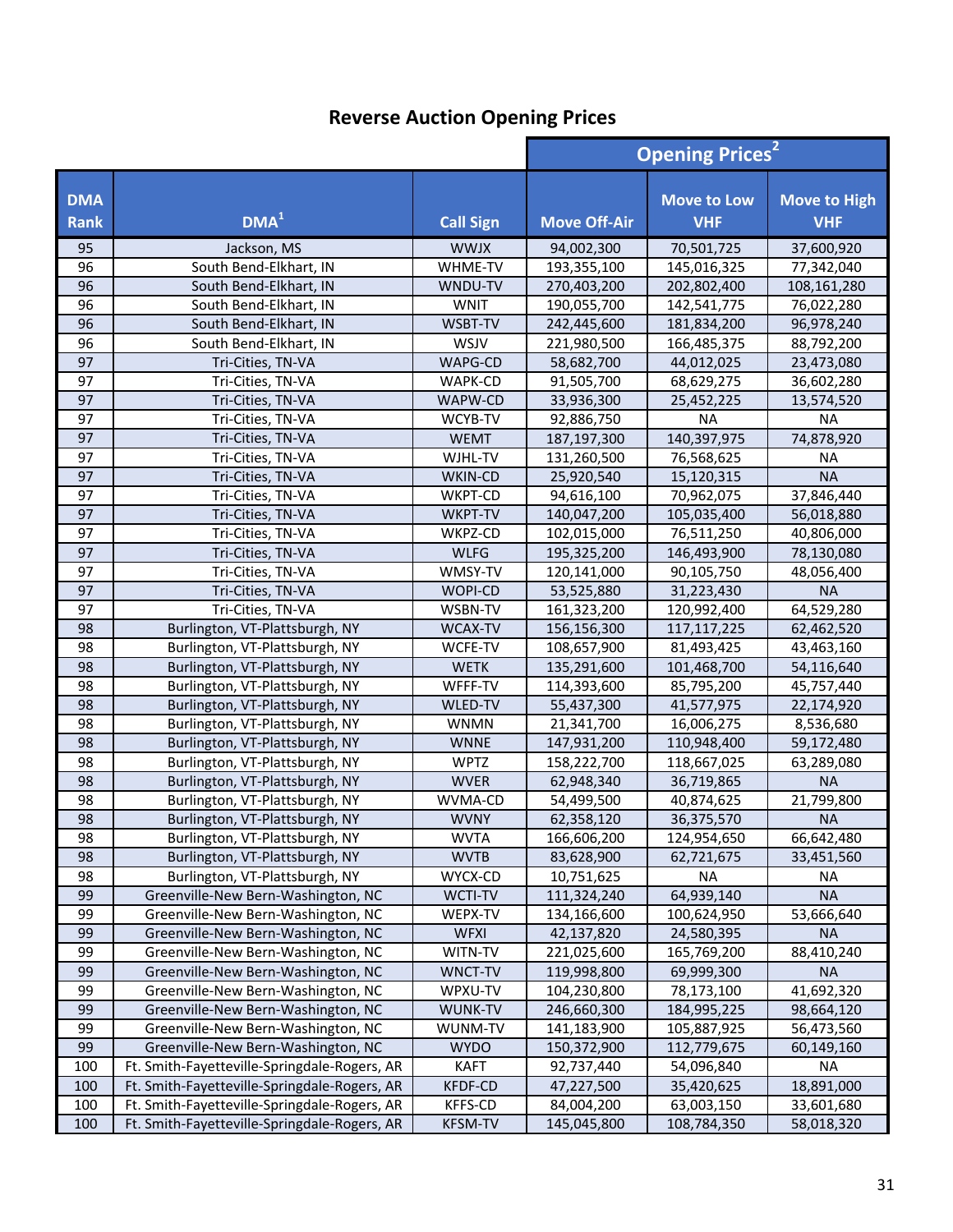## Reverse Auction Opening Prices

| DMA Rank | DMA[1] | Call Sign | Opening Prices[2] | | |
|---|---|---|---|---|---|
| | | | Move Off-Air | Move to Low VHF | Move to High VHF |
| 95 | Jackson, MS | WWJX | 94,002,300 | 70,501,725 | 37,600,920 |
| 96 | South Bend-Elkhart, IN | WHME-TV | 193,355,100 | 145,016,325 | 77,342,040 |
| 96 | South Bend-Elkhart, IN | WNDU-TV | 270,403,200 | 202,802,400 | 108,161,280 |
| 96 | South Bend-Elkhart, IN | WNIT | 190,055,700 | 142,541,775 | 76,022,280 |
| 96 | South Bend-Elkhart, IN | WSBT-TV | 242,445,600 | 181,834,200 | 96,978,240 |
| 96 | South Bend-Elkhart, IN | WSJV | 221,980,500 | 166,485,375 | 88,792,200 |
| 97 | Tri-Cities, TN-VA | WAPG-CD | 58,682,700 | 44,012,025 | 23,473,080 |
| 97 | Tri-Cities, TN-VA | WAPK-CD | 91,505,700 | 68,629,275 | 36,602,280 |
| 97 | Tri-Cities, TN-VA | WAPW-CD | 33,936,300 | 25,452,225 | 13,574,520 |
| 97 | Tri-Cities, TN-VA | WCYB-TV | 92,886,750 | NA | NA |
| 97 | Tri-Cities, TN-VA | WEMT | 187,197,300 | 140,397,975 | 74,878,920 |
| 97 | Tri-Cities, TN-VA | WJHL-TV | 131,260,500 | 76,568,625 | NA |
| 97 | Tri-Cities, TN-VA | WKIN-CD | 25,920,540 | 15,120,315 | NA |
| 97 | Tri-Cities, TN-VA | WKPT-CD | 94,616,100 | 70,962,075 | 37,846,440 |
| 97 | Tri-Cities, TN-VA | WKPT-TV | 140,047,200 | 105,035,400 | 56,018,880 |
| 97 | Tri-Cities, TN-VA | WKPZ-CD | 102,015,000 | 76,511,250 | 40,806,000 |
| 97 | Tri-Cities, TN-VA | WLFG | 195,325,200 | 146,493,900 | 78,130,080 |
| 97 | Tri-Cities, TN-VA | WMSY-TV | 120,141,000 | 90,105,750 | 48,056,400 |
| 97 | Tri-Cities, TN-VA | WOPI-CD | 53,525,880 | 31,223,430 | NA |
| 97 | Tri-Cities, TN-VA | WSBN-TV | 161,323,200 | 120,992,400 | 64,529,280 |
| 98 | Burlington, VT-Plattsburgh, NY | WCAX-TV | 156,156,300 | 117,117,225 | 62,462,520 |
| 98 | Burlington, VT-Plattsburgh, NY | WCFE-TV | 108,657,900 | 81,493,425 | 43,463,160 |
| 98 | Burlington, VT-Plattsburgh, NY | WETK | 135,291,600 | 101,468,700 | 54,116,640 |
| 98 | Burlington, VT-Plattsburgh, NY | WFFF-TV | 114,393,600 | 85,795,200 | 45,757,440 |
| 98 | Burlington, VT-Plattsburgh, NY | WLED-TV | 55,437,300 | 41,577,975 | 22,174,920 |
| 98 | Burlington, VT-Plattsburgh, NY | WNMN | 21,341,700 | 16,006,275 | 8,536,680 |
| 98 | Burlington, VT-Plattsburgh, NY | WNNE | 147,931,200 | 110,948,400 | 59,172,480 |
| 98 | Burlington, VT-Plattsburgh, NY | WPTZ | 158,222,700 | 118,667,025 | 63,289,080 |
| 98 | Burlington, VT-Plattsburgh, NY | WVER | 62,948,340 | 36,719,865 | NA |
| 98 | Burlington, VT-Plattsburgh, NY | WVMA-CD | 54,499,500 | 40,874,625 | 21,799,800 |
| 98 | Burlington, VT-Plattsburgh, NY | WVNY | 62,358,120 | 36,375,570 | NA |
| 98 | Burlington, VT-Plattsburgh, NY | WVTA | 166,606,200 | 124,954,650 | 66,642,480 |
| 98 | Burlington, VT-Plattsburgh, NY | WVTB | 83,628,900 | 62,721,675 | 33,451,560 |
| 98 | Burlington, VT-Plattsburgh, NY | WYCX-CD | 10,751,625 | NA | NA |
| 99 | Greenville-New Bern-Washington, NC | WCTI-TV | 111,324,240 | 64,939,140 | NA |
| 99 | Greenville-New Bern-Washington, NC | WEPX-TV | 134,166,600 | 100,624,950 | 53,666,640 |
| 99 | Greenville-New Bern-Washington, NC | WFXI | 42,137,820 | 24,580,395 | NA |
| 99 | Greenville-New Bern-Washington, NC | WITN-TV | 221,025,600 | 165,769,200 | 88,410,240 |
| 99 | Greenville-New Bern-Washington, NC | WNCT-TV | 119,998,800 | 69,999,300 | NA |
| 99 | Greenville-New Bern-Washington, NC | WPXU-TV | 104,230,800 | 78,173,100 | 41,692,320 |
| 99 | Greenville-New Bern-Washington, NC | WUNK-TV | 246,660,300 | 184,995,225 | 98,664,120 |
| 99 | Greenville-New Bern-Washington, NC | WUNM-TV | 141,183,900 | 105,887,925 | 56,473,560 |
| 99 | Greenville-New Bern-Washington, NC | WYDO | 150,372,900 | 112,779,675 | 60,149,160 |
| 100 | Ft. Smith-Fayetteville-Springdale-Rogers, AR | KAFT | 92,737,440 | 54,096,840 | NA |
| 100 | Ft. Smith-Fayetteville-Springdale-Rogers, AR | KFDF-CD | 47,227,500 | 35,420,625 | 18,891,000 |
| 100 | Ft. Smith-Fayetteville-Springdale-Rogers, AR | KFFS-CD | 84,004,200 | 63,003,150 | 33,601,680 |
| 100 | Ft. Smith-Fayetteville-Springdale-Rogers, AR | KFSM-TV | 145,045,800 | 108,784,350 | 58,018,320 |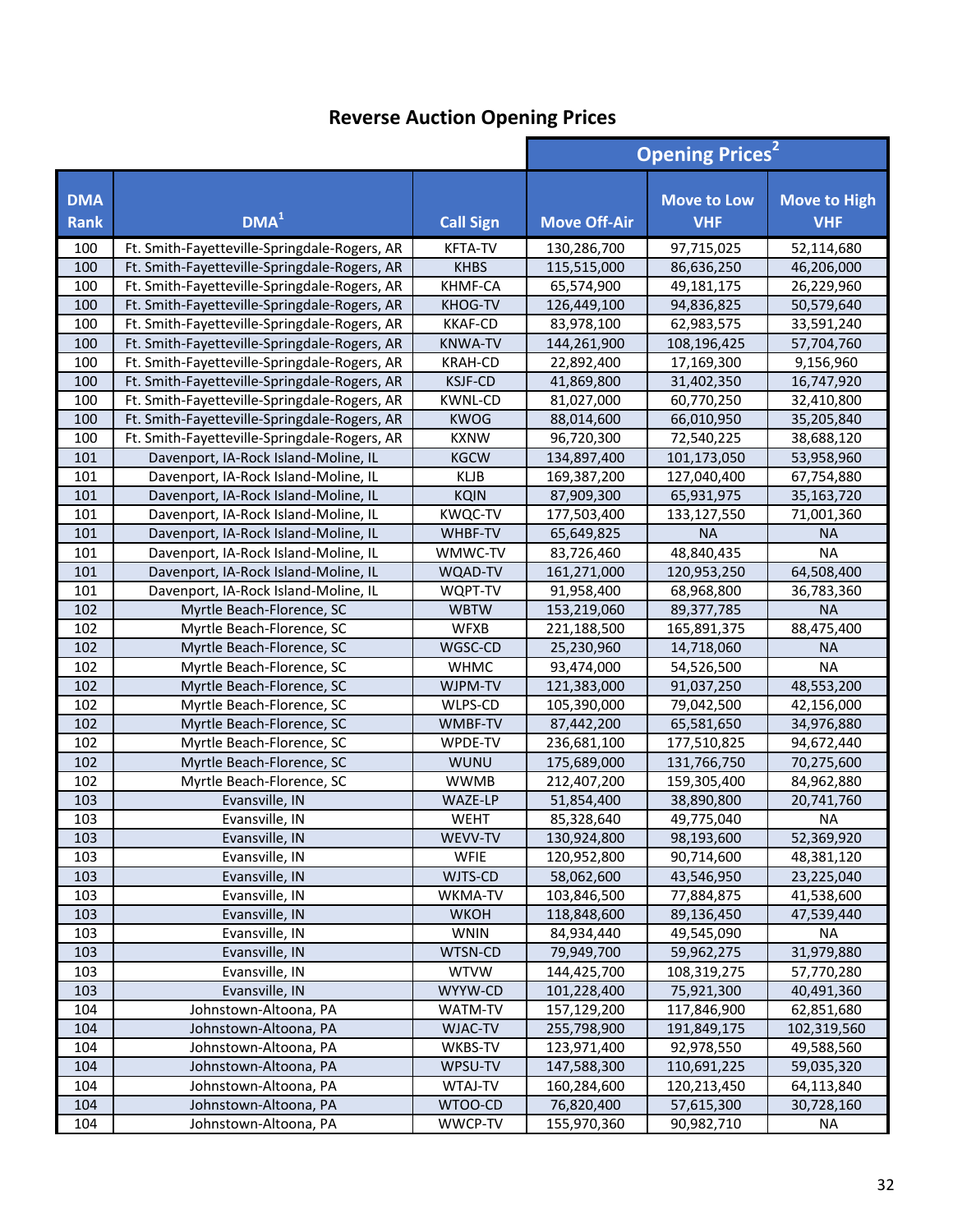## Reverse Auction Opening Prices

| DMA Rank | DMA[1] | Call Sign | Opening Prices[2] | | |
|---|---|---|---|---|---|
| | | | Move Off-Air | Move to Low VHF | Move to High VHF |
| 100 | Ft. Smith-Fayetteville-Springdale-Rogers, AR | KFTA-TV | 130,286,700 | 97,715,025 | 52,114,680 |
| 100 | Ft. Smith-Fayetteville-Springdale-Rogers, AR | KHBS | 115,515,000 | 86,636,250 | 46,206,000 |
| 100 | Ft. Smith-Fayetteville-Springdale-Rogers, AR | KHMF-CA | 65,574,900 | 49,181,175 | 26,229,960 |
| 100 | Ft. Smith-Fayetteville-Springdale-Rogers, AR | KHOG-TV | 126,449,100 | 94,836,825 | 50,579,640 |
| 100 | Ft. Smith-Fayetteville-Springdale-Rogers, AR | KKAF-CD | 83,978,100 | 62,983,575 | 33,591,240 |
| 100 | Ft. Smith-Fayetteville-Springdale-Rogers, AR | KNWA-TV | 144,261,900 | 108,196,425 | 57,704,760 |
| 100 | Ft. Smith-Fayetteville-Springdale-Rogers, AR | KRAH-CD | 22,892,400 | 17,169,300 | 9,156,960 |
| 100 | Ft. Smith-Fayetteville-Springdale-Rogers, AR | KSJF-CD | 41,869,800 | 31,402,350 | 16,747,920 |
| 100 | Ft. Smith-Fayetteville-Springdale-Rogers, AR | KWNL-CD | 81,027,000 | 60,770,250 | 32,410,800 |
| 100 | Ft. Smith-Fayetteville-Springdale-Rogers, AR | KWOG | 88,014,600 | 66,010,950 | 35,205,840 |
| 100 | Ft. Smith-Fayetteville-Springdale-Rogers, AR | KXNW | 96,720,300 | 72,540,225 | 38,688,120 |
| 101 | Davenport, IA-Rock Island-Moline, IL | KGCW | 134,897,400 | 101,173,050 | 53,958,960 |
| 101 | Davenport, IA-Rock Island-Moline, IL | KLJB | 169,387,200 | 127,040,400 | 67,754,880 |
| 101 | Davenport, IA-Rock Island-Moline, IL | KQIN | 87,909,300 | 65,931,975 | 35,163,720 |
| 101 | Davenport, IA-Rock Island-Moline, IL | KWQC-TV | 177,503,400 | 133,127,550 | 71,001,360 |
| 101 | Davenport, IA-Rock Island-Moline, IL | WHBF-TV | 65,649,825 | NA | NA |
| 101 | Davenport, IA-Rock Island-Moline, IL | WMWC-TV | 83,726,460 | 48,840,435 | NA |
| 101 | Davenport, IA-Rock Island-Moline, IL | WQAD-TV | 161,271,000 | 120,953,250 | 64,508,400 |
| 101 | Davenport, IA-Rock Island-Moline, IL | WQPT-TV | 91,958,400 | 68,968,800 | 36,783,360 |
| 102 | Myrtle Beach-Florence, SC | WBTW | 153,219,060 | 89,377,785 | NA |
| 102 | Myrtle Beach-Florence, SC | WFXB | 221,188,500 | 165,891,375 | 88,475,400 |
| 102 | Myrtle Beach-Florence, SC | WGSC-CD | 25,230,960 | 14,718,060 | NA |
| 102 | Myrtle Beach-Florence, SC | WHMC | 93,474,000 | 54,526,500 | NA |
| 102 | Myrtle Beach-Florence, SC | WJPM-TV | 121,383,000 | 91,037,250 | 48,553,200 |
| 102 | Myrtle Beach-Florence, SC | WLPS-CD | 105,390,000 | 79,042,500 | 42,156,000 |
| 102 | Myrtle Beach-Florence, SC | WMBF-TV | 87,442,200 | 65,581,650 | 34,976,880 |
| 102 | Myrtle Beach-Florence, SC | WPDE-TV | 236,681,100 | 177,510,825 | 94,672,440 |
| 102 | Myrtle Beach-Florence, SC | WUNU | 175,689,000 | 131,766,750 | 70,275,600 |
| 102 | Myrtle Beach-Florence, SC | WWMB | 212,407,200 | 159,305,400 | 84,962,880 |
| 103 | Evansville, IN | WAZE-LP | 51,854,400 | 38,890,800 | 20,741,760 |
| 103 | Evansville, IN | WEHT | 85,328,640 | 49,775,040 | NA |
| 103 | Evansville, IN | WEVV-TV | 130,924,800 | 98,193,600 | 52,369,920 |
| 103 | Evansville, IN | WFIE | 120,952,800 | 90,714,600 | 48,381,120 |
| 103 | Evansville, IN | WJTS-CD | 58,062,600 | 43,546,950 | 23,225,040 |
| 103 | Evansville, IN | WKMA-TV | 103,846,500 | 77,884,875 | 41,538,600 |
| 103 | Evansville, IN | WKOH | 118,848,600 | 89,136,450 | 47,539,440 |
| 103 | Evansville, IN | WNIN | 84,934,440 | 49,545,090 | NA |
| 103 | Evansville, IN | WTSN-CD | 79,949,700 | 59,962,275 | 31,979,880 |
| 103 | Evansville, IN | WTVW | 144,425,700 | 108,319,275 | 57,770,280 |
| 103 | Evansville, IN | WYYW-CD | 101,228,400 | 75,921,300 | 40,491,360 |
| 104 | Johnstown-Altoona, PA | WATM-TV | 157,129,200 | 117,846,900 | 62,851,680 |
| 104 | Johnstown-Altoona, PA | WJAC-TV | 255,798,900 | 191,849,175 | 102,319,560 |
| 104 | Johnstown-Altoona, PA | WKBS-TV | 123,971,400 | 92,978,550 | 49,588,560 |
| 104 | Johnstown-Altoona, PA | WPSU-TV | 147,588,300 | 110,691,225 | 59,035,320 |
| 104 | Johnstown-Altoona, PA | WTAJ-TV | 160,284,600 | 120,213,450 | 64,113,840 |
| 104 | Johnstown-Altoona, PA | WTOO-CD | 76,820,400 | 57,615,300 | 30,728,160 |
| 104 | Johnstown-Altoona, PA | WWCP-TV | 155,970,360 | 90,982,710 | NA |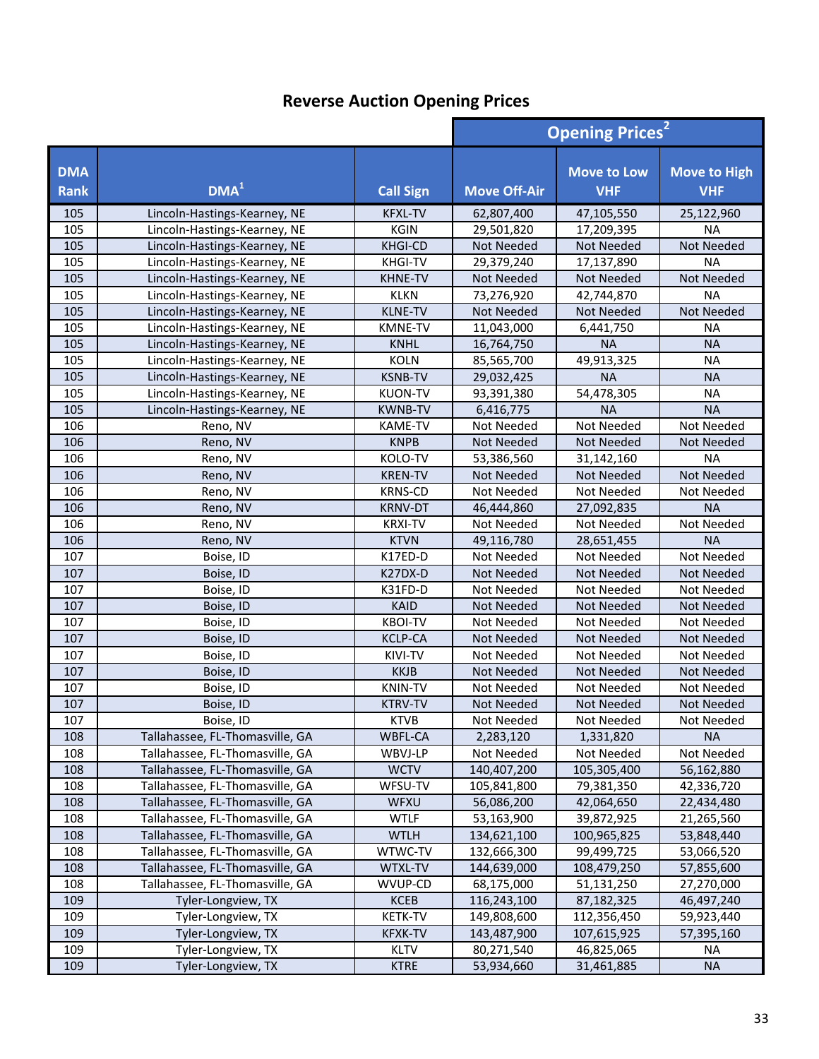## Reverse Auction Opening Prices

| DMA Rank | DMA[1] | Call Sign | Opening Prices[2] | | |
|---|---|---|---|---|---|
| | | | Move Off-Air | Move to Low VHF | Move to High VHF |
| 105 | Lincoln-Hastings-Kearney, NE | KFXL-TV | 62,807,400 | 47,105,550 | 25,122,960 |
| 105 | Lincoln-Hastings-Kearney, NE | KGIN | 29,501,820 | 17,209,395 | NA |
| 105 | Lincoln-Hastings-Kearney, NE | KHGI-CD | Not Needed | Not Needed | Not Needed |
| 105 | Lincoln-Hastings-Kearney, NE | KHGI-TV | 29,379,240 | 17,137,890 | NA |
| 105 | Lincoln-Hastings-Kearney, NE | KHNE-TV | Not Needed | Not Needed | Not Needed |
| 105 | Lincoln-Hastings-Kearney, NE | KLKN | 73,276,920 | 42,744,870 | NA |
| 105 | Lincoln-Hastings-Kearney, NE | KLNE-TV | Not Needed | Not Needed | Not Needed |
| 105 | Lincoln-Hastings-Kearney, NE | KMNE-TV | 11,043,000 | 6,441,750 | NA |
| 105 | Lincoln-Hastings-Kearney, NE | KNHL | 16,764,750 | NA | NA |
| 105 | Lincoln-Hastings-Kearney, NE | KOLN | 85,565,700 | 49,913,325 | NA |
| 105 | Lincoln-Hastings-Kearney, NE | KSNB-TV | 29,032,425 | NA | NA |
| 105 | Lincoln-Hastings-Kearney, NE | KUON-TV | 93,391,380 | 54,478,305 | NA |
| 105 | Lincoln-Hastings-Kearney, NE | KWNB-TV | 6,416,775 | NA | NA |
| 106 | Reno, NV | KAME-TV | Not Needed | Not Needed | Not Needed |
| 106 | Reno, NV | KNPB | Not Needed | Not Needed | Not Needed |
| 106 | Reno, NV | KOLO-TV | 53,386,560 | 31,142,160 | NA |
| 106 | Reno, NV | KREN-TV | Not Needed | Not Needed | Not Needed |
| 106 | Reno, NV | KRNS-CD | Not Needed | Not Needed | Not Needed |
| 106 | Reno, NV | KRNV-DT | 46,444,860 | 27,092,835 | NA |
| 106 | Reno, NV | KRXI-TV | Not Needed | Not Needed | Not Needed |
| 106 | Reno, NV | KTVN | 49,116,780 | 28,651,455 | NA |
| 107 | Boise, ID | K17ED-D | Not Needed | Not Needed | Not Needed |
| 107 | Boise, ID | K27DX-D | Not Needed | Not Needed | Not Needed |
| 107 | Boise, ID | K31FD-D | Not Needed | Not Needed | Not Needed |
| 107 | Boise, ID | KAID | Not Needed | Not Needed | Not Needed |
| 107 | Boise, ID | KBOI-TV | Not Needed | Not Needed | Not Needed |
| 107 | Boise, ID | KCLP-CA | Not Needed | Not Needed | Not Needed |
| 107 | Boise, ID | KIVI-TV | Not Needed | Not Needed | Not Needed |
| 107 | Boise, ID | KKJB | Not Needed | Not Needed | Not Needed |
| 107 | Boise, ID | KNIN-TV | Not Needed | Not Needed | Not Needed |
| 107 | Boise, ID | KTRV-TV | Not Needed | Not Needed | Not Needed |
| 107 | Boise, ID | KTVB | Not Needed | Not Needed | Not Needed |
| 108 | Tallahassee, FL-Thomasville, GA | WBFL-CA | 2,283,120 | 1,331,820 | NA |
| 108 | Tallahassee, FL-Thomasville, GA | WBVJ-LP | Not Needed | Not Needed | Not Needed |
| 108 | Tallahassee, FL-Thomasville, GA | WCTV | 140,407,200 | 105,305,400 | 56,162,880 |
| 108 | Tallahassee, FL-Thomasville, GA | WFSU-TV | 105,841,800 | 79,381,350 | 42,336,720 |
| 108 | Tallahassee, FL-Thomasville, GA | WFXU | 56,086,200 | 42,064,650 | 22,434,480 |
| 108 | Tallahassee, FL-Thomasville, GA | WTLF | 53,163,900 | 39,872,925 | 21,265,560 |
| 108 | Tallahassee, FL-Thomasville, GA | WTLH | 134,621,100 | 100,965,825 | 53,848,440 |
| 108 | Tallahassee, FL-Thomasville, GA | WTWC-TV | 132,666,300 | 99,499,725 | 53,066,520 |
| 108 | Tallahassee, FL-Thomasville, GA | WTXL-TV | 144,639,000 | 108,479,250 | 57,855,600 |
| 108 | Tallahassee, FL-Thomasville, GA | WVUP-CD | 68,175,000 | 51,131,250 | 27,270,000 |
| 109 | Tyler-Longview, TX | KCEB | 116,243,100 | 87,182,325 | 46,497,240 |
| 109 | Tyler-Longview, TX | KETK-TV | 149,808,600 | 112,356,450 | 59,923,440 |
| 109 | Tyler-Longview, TX | KFXK-TV | 143,487,900 | 107,615,925 | 57,395,160 |
| 109 | Tyler-Longview, TX | KLTV | 80,271,540 | 46,825,065 | NA |
| 109 | Tyler-Longview, TX | KTRE | 53,934,660 | 31,461,885 | NA |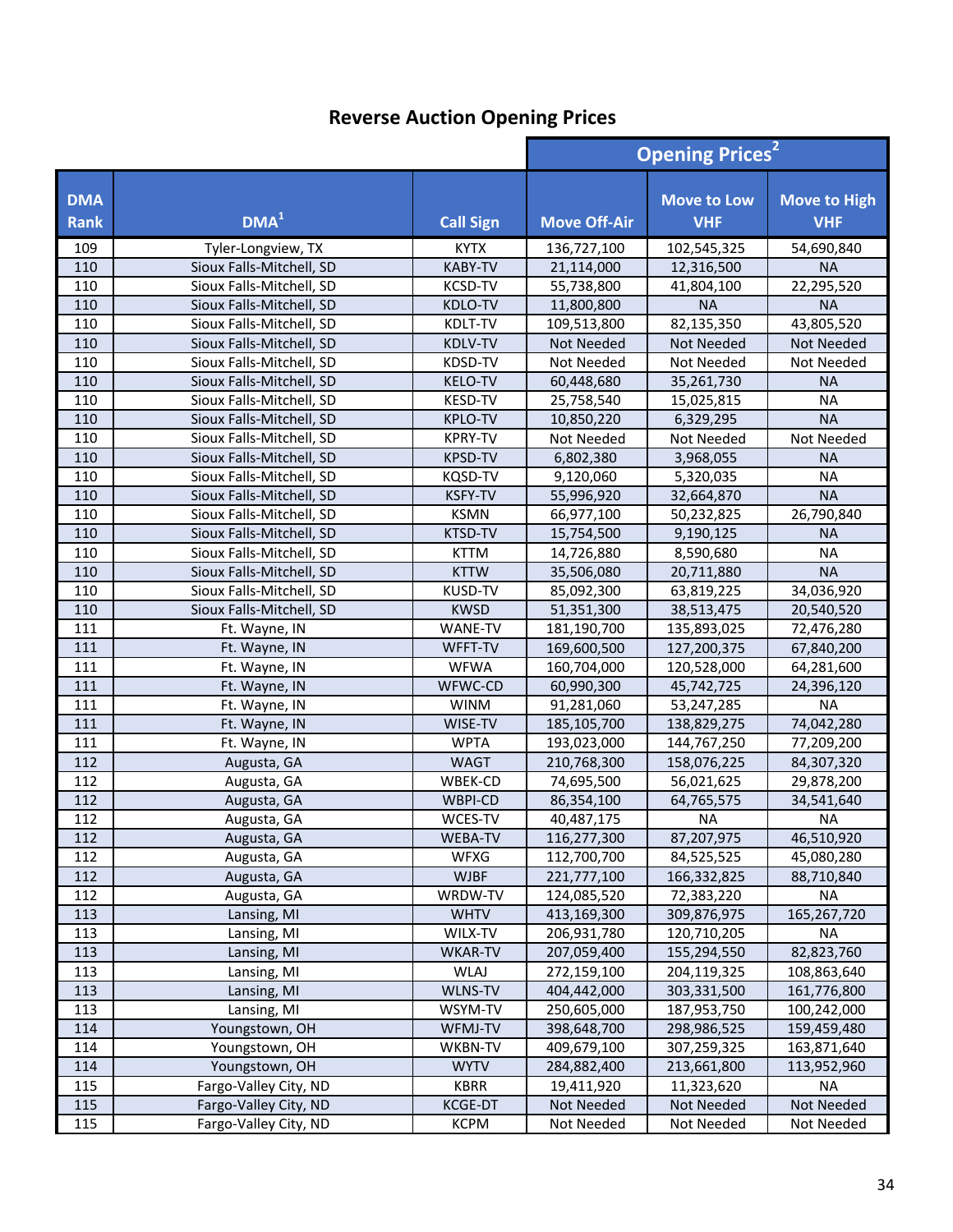## Reverse Auction Opening Prices

| DMA Rank | DMA[1] | Call Sign | Opening Prices[2] | | |
|---|---|---|---|---|---|
| | | | Move Off-Air | Move to Low VHF | Move to High VHF |
| 109 | Tyler-Longview, TX | KYTX | 136,727,100 | 102,545,325 | 54,690,840 |
| 110 | Sioux Falls-Mitchell, SD | KABY-TV | 21,114,000 | 12,316,500 | NA |
| 110 | Sioux Falls-Mitchell, SD | KCSD-TV | 55,738,800 | 41,804,100 | 22,295,520 |
| 110 | Sioux Falls-Mitchell, SD | KDLO-TV | 11,800,800 | NA | NA |
| 110 | Sioux Falls-Mitchell, SD | KDLT-TV | 109,513,800 | 82,135,350 | 43,805,520 |
| 110 | Sioux Falls-Mitchell, SD | KDLV-TV | Not Needed | Not Needed | Not Needed |
| 110 | Sioux Falls-Mitchell, SD | KDSD-TV | Not Needed | Not Needed | Not Needed |
| 110 | Sioux Falls-Mitchell, SD | KELO-TV | 60,448,680 | 35,261,730 | NA |
| 110 | Sioux Falls-Mitchell, SD | KESD-TV | 25,758,540 | 15,025,815 | NA |
| 110 | Sioux Falls-Mitchell, SD | KPLO-TV | 10,850,220 | 6,329,295 | NA |
| 110 | Sioux Falls-Mitchell, SD | KPRY-TV | Not Needed | Not Needed | Not Needed |
| 110 | Sioux Falls-Mitchell, SD | KPSD-TV | 6,802,380 | 3,968,055 | NA |
| 110 | Sioux Falls-Mitchell, SD | KQSD-TV | 9,120,060 | 5,320,035 | NA |
| 110 | Sioux Falls-Mitchell, SD | KSFY-TV | 55,996,920 | 32,664,870 | NA |
| 110 | Sioux Falls-Mitchell, SD | KSMN | 66,977,100 | 50,232,825 | 26,790,840 |
| 110 | Sioux Falls-Mitchell, SD | KTSD-TV | 15,754,500 | 9,190,125 | NA |
| 110 | Sioux Falls-Mitchell, SD | KTTM | 14,726,880 | 8,590,680 | NA |
| 110 | Sioux Falls-Mitchell, SD | KTTW | 35,506,080 | 20,711,880 | NA |
| 110 | Sioux Falls-Mitchell, SD | KUSD-TV | 85,092,300 | 63,819,225 | 34,036,920 |
| 110 | Sioux Falls-Mitchell, SD | KWSD | 51,351,300 | 38,513,475 | 20,540,520 |
| 111 | Ft. Wayne, IN | WANE-TV | 181,190,700 | 135,893,025 | 72,476,280 |
| 111 | Ft. Wayne, IN | WFFT-TV | 169,600,500 | 127,200,375 | 67,840,200 |
| 111 | Ft. Wayne, IN | WFWA | 160,704,000 | 120,528,000 | 64,281,600 |
| 111 | Ft. Wayne, IN | WFWC-CD | 60,990,300 | 45,742,725 | 24,396,120 |
| 111 | Ft. Wayne, IN | WINM | 91,281,060 | 53,247,285 | NA |
| 111 | Ft. Wayne, IN | WISE-TV | 185,105,700 | 138,829,275 | 74,042,280 |
| 111 | Ft. Wayne, IN | WPTA | 193,023,000 | 144,767,250 | 77,209,200 |
| 112 | Augusta, GA | WAGT | 210,768,300 | 158,076,225 | 84,307,320 |
| 112 | Augusta, GA | WBEK-CD | 74,695,500 | 56,021,625 | 29,878,200 |
| 112 | Augusta, GA | WBPI-CD | 86,354,100 | 64,765,575 | 34,541,640 |
| 112 | Augusta, GA | WCES-TV | 40,487,175 | NA | NA |
| 112 | Augusta, GA | WEBA-TV | 116,277,300 | 87,207,975 | 46,510,920 |
| 112 | Augusta, GA | WFXG | 112,700,700 | 84,525,525 | 45,080,280 |
| 112 | Augusta, GA | WJBF | 221,777,100 | 166,332,825 | 88,710,840 |
| 112 | Augusta, GA | WRDW-TV | 124,085,520 | 72,383,220 | NA |
| 113 | Lansing, MI | WHTV | 413,169,300 | 309,876,975 | 165,267,720 |
| 113 | Lansing, MI | WILX-TV | 206,931,780 | 120,710,205 | NA |
| 113 | Lansing, MI | WKAR-TV | 207,059,400 | 155,294,550 | 82,823,760 |
| 113 | Lansing, MI | WLAJ | 272,159,100 | 204,119,325 | 108,863,640 |
| 113 | Lansing, MI | WLNS-TV | 404,442,000 | 303,331,500 | 161,776,800 |
| 113 | Lansing, MI | WSYM-TV | 250,605,000 | 187,953,750 | 100,242,000 |
| 114 | Youngstown, OH | WFMJ-TV | 398,648,700 | 298,986,525 | 159,459,480 |
| 114 | Youngstown, OH | WKBN-TV | 409,679,100 | 307,259,325 | 163,871,640 |
| 114 | Youngstown, OH | WYTV | 284,882,400 | 213,661,800 | 113,952,960 |
| 115 | Fargo-Valley City, ND | KBRR | 19,411,920 | 11,323,620 | NA |
| 115 | Fargo-Valley City, ND | KCGE-DT | Not Needed | Not Needed | Not Needed |
| 115 | Fargo-Valley City, ND | KCPM | Not Needed | Not Needed | Not Needed |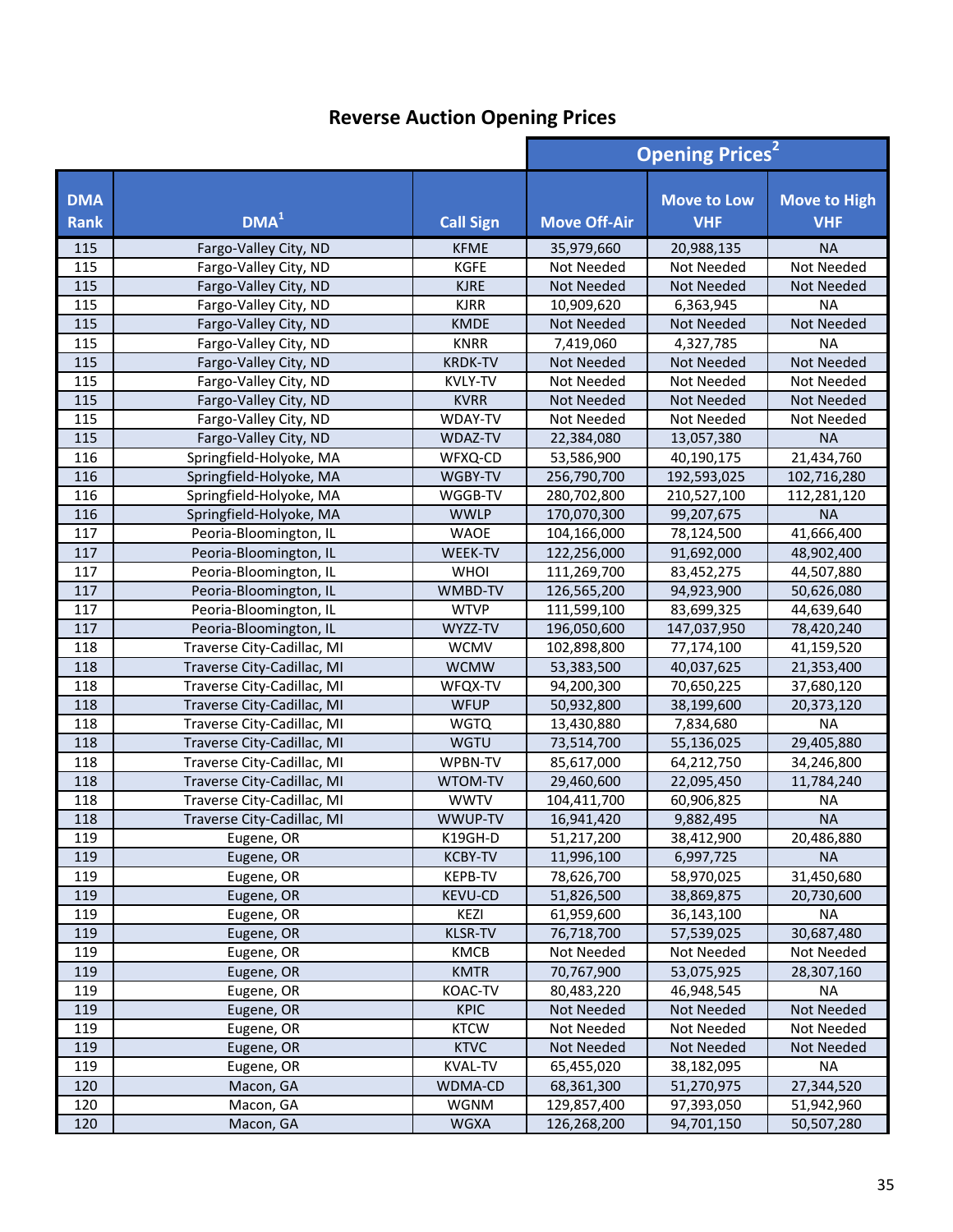## Reverse Auction Opening Prices

| | | | Opening Prices[2] | | |
|---|---|---|---|---|---|
| DMA Rank | DMA[1] | Call Sign | Move Off-Air | Move to Low VHF | Move to High VHF |
| 115 | Fargo-Valley City, ND | KFME | 35,979,660 | 20,988,135 | NA |
| 115 | Fargo-Valley City, ND | KGFE | Not Needed | Not Needed | Not Needed |
| 115 | Fargo-Valley City, ND | KJRE | Not Needed | Not Needed | Not Needed |
| 115 | Fargo-Valley City, ND | KJRR | 10,909,620 | 6,363,945 | NA |
| 115 | Fargo-Valley City, ND | KMDE | Not Needed | Not Needed | Not Needed |
| 115 | Fargo-Valley City, ND | KNRR | 7,419,060 | 4,327,785 | NA |
| 115 | Fargo-Valley City, ND | KRDK-TV | Not Needed | Not Needed | Not Needed |
| 115 | Fargo-Valley City, ND | KVLY-TV | Not Needed | Not Needed | Not Needed |
| 115 | Fargo-Valley City, ND | KVRR | Not Needed | Not Needed | Not Needed |
| 115 | Fargo-Valley City, ND | WDAY-TV | Not Needed | Not Needed | Not Needed |
| 115 | Fargo-Valley City, ND | WDAZ-TV | 22,384,080 | 13,057,380 | NA |
| 116 | Springfield-Holyoke, MA | WFXQ-CD | 53,586,900 | 40,190,175 | 21,434,760 |
| 116 | Springfield-Holyoke, MA | WGBY-TV | 256,790,700 | 192,593,025 | 102,716,280 |
| 116 | Springfield-Holyoke, MA | WGGB-TV | 280,702,800 | 210,527,100 | 112,281,120 |
| 116 | Springfield-Holyoke, MA | WWLP | 170,070,300 | 99,207,675 | NA |
| 117 | Peoria-Bloomington, IL | WAOE | 104,166,000 | 78,124,500 | 41,666,400 |
| 117 | Peoria-Bloomington, IL | WEEK-TV | 122,256,000 | 91,692,000 | 48,902,400 |
| 117 | Peoria-Bloomington, IL | WHOI | 111,269,700 | 83,452,275 | 44,507,880 |
| 117 | Peoria-Bloomington, IL | WMBD-TV | 126,565,200 | 94,923,900 | 50,626,080 |
| 117 | Peoria-Bloomington, IL | WTVP | 111,599,100 | 83,699,325 | 44,639,640 |
| 117 | Peoria-Bloomington, IL | WYZZ-TV | 196,050,600 | 147,037,950 | 78,420,240 |
| 118 | Traverse City-Cadillac, MI | WCMV | 102,898,800 | 77,174,100 | 41,159,520 |
| 118 | Traverse City-Cadillac, MI | WCMW | 53,383,500 | 40,037,625 | 21,353,400 |
| 118 | Traverse City-Cadillac, MI | WFQX-TV | 94,200,300 | 70,650,225 | 37,680,120 |
| 118 | Traverse City-Cadillac, MI | WFUP | 50,932,800 | 38,199,600 | 20,373,120 |
| 118 | Traverse City-Cadillac, MI | WGTQ | 13,430,880 | 7,834,680 | NA |
| 118 | Traverse City-Cadillac, MI | WGTU | 73,514,700 | 55,136,025 | 29,405,880 |
| 118 | Traverse City-Cadillac, MI | WPBN-TV | 85,617,000 | 64,212,750 | 34,246,800 |
| 118 | Traverse City-Cadillac, MI | WTOM-TV | 29,460,600 | 22,095,450 | 11,784,240 |
| 118 | Traverse City-Cadillac, MI | WWTV | 104,411,700 | 60,906,825 | NA |
| 118 | Traverse City-Cadillac, MI | WWUP-TV | 16,941,420 | 9,882,495 | NA |
| 119 | Eugene, OR | K19GH-D | 51,217,200 | 38,412,900 | 20,486,880 |
| 119 | Eugene, OR | KCBY-TV | 11,996,100 | 6,997,725 | NA |
| 119 | Eugene, OR | KEPB-TV | 78,626,700 | 58,970,025 | 31,450,680 |
| 119 | Eugene, OR | KEVU-CD | 51,826,500 | 38,869,875 | 20,730,600 |
| 119 | Eugene, OR | KEZI | 61,959,600 | 36,143,100 | NA |
| 119 | Eugene, OR | KLSR-TV | 76,718,700 | 57,539,025 | 30,687,480 |
| 119 | Eugene, OR | KMCB | Not Needed | Not Needed | Not Needed |
| 119 | Eugene, OR | KMTR | 70,767,900 | 53,075,925 | 28,307,160 |
| 119 | Eugene, OR | KOAC-TV | 80,483,220 | 46,948,545 | NA |
| 119 | Eugene, OR | KPIC | Not Needed | Not Needed | Not Needed |
| 119 | Eugene, OR | KTCW | Not Needed | Not Needed | Not Needed |
| 119 | Eugene, OR | KTVC | Not Needed | Not Needed | Not Needed |
| 119 | Eugene, OR | KVAL-TV | 65,455,020 | 38,182,095 | NA |
| 120 | Macon, GA | WDMA-CD | 68,361,300 | 51,270,975 | 27,344,520 |
| 120 | Macon, GA | WGNM | 129,857,400 | 97,393,050 | 51,942,960 |
| 120 | Macon, GA | WGXA | 126,268,200 | 94,701,150 | 50,507,280 |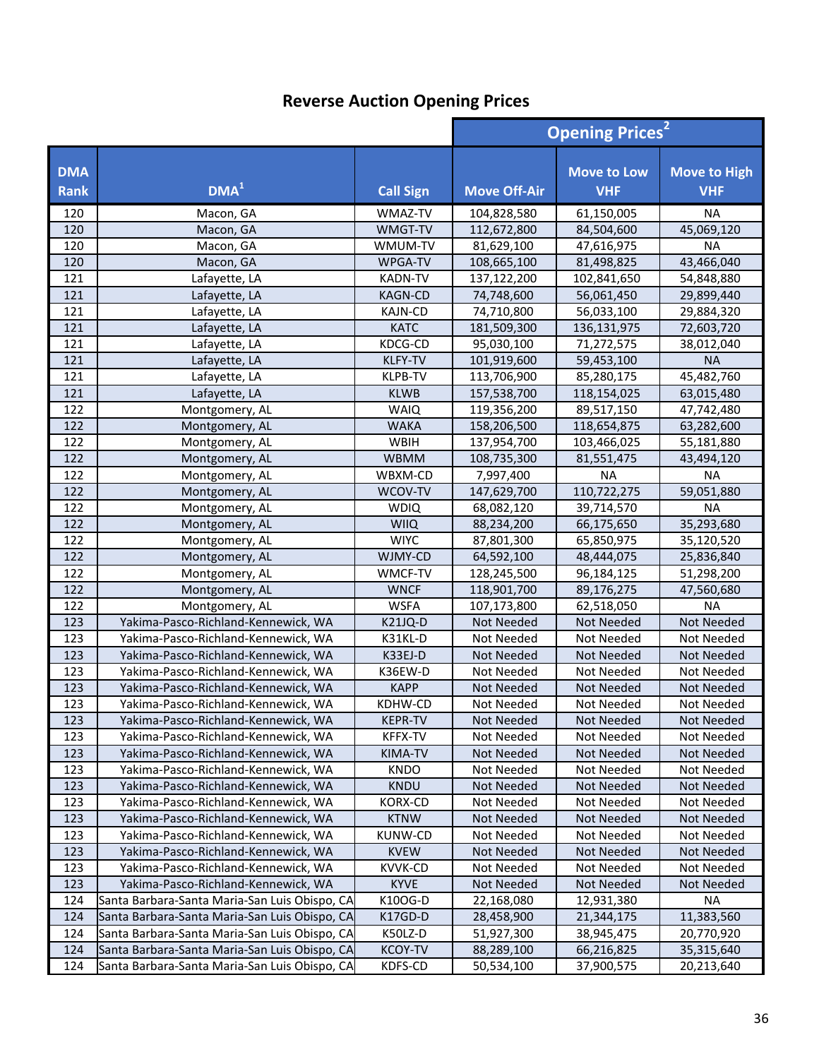## Reverse Auction Opening Prices

| DMA Rank | DMA[1] | Call Sign | Opening Prices[2] | | |
|---|---|---|---|---|---|
| | | | Move Off-Air | Move to Low VHF | Move to High VHF |
| 120 | Macon, GA | WMAZ-TV | 104,828,580 | 61,150,005 | NA |
| 120 | Macon, GA | WMGT-TV | 112,672,800 | 84,504,600 | 45,069,120 |
| 120 | Macon, GA | WMUM-TV | 81,629,100 | 47,616,975 | NA |
| 120 | Macon, GA | WPGA-TV | 108,665,100 | 81,498,825 | 43,466,040 |
| 121 | Lafayette, LA | KADN-TV | 137,122,200 | 102,841,650 | 54,848,880 |
| 121 | Lafayette, LA | KAGN-CD | 74,748,600 | 56,061,450 | 29,899,440 |
| 121 | Lafayette, LA | KAJN-CD | 74,710,800 | 56,033,100 | 29,884,320 |
| 121 | Lafayette, LA | KATC | 181,509,300 | 136,131,975 | 72,603,720 |
| 121 | Lafayette, LA | KDCG-CD | 95,030,100 | 71,272,575 | 38,012,040 |
| 121 | Lafayette, LA | KLFY-TV | 101,919,600 | 59,453,100 | NA |
| 121 | Lafayette, LA | KLPB-TV | 113,706,900 | 85,280,175 | 45,482,760 |
| 121 | Lafayette, LA | KLWB | 157,538,700 | 118,154,025 | 63,015,480 |
| 122 | Montgomery, AL | WAIQ | 119,356,200 | 89,517,150 | 47,742,480 |
| 122 | Montgomery, AL | WAKA | 158,206,500 | 118,654,875 | 63,282,600 |
| 122 | Montgomery, AL | WBIH | 137,954,700 | 103,466,025 | 55,181,880 |
| 122 | Montgomery, AL | WBMM | 108,735,300 | 81,551,475 | 43,494,120 |
| 122 | Montgomery, AL | WBXM-CD | 7,997,400 | NA | NA |
| 122 | Montgomery, AL | WCOV-TV | 147,629,700 | 110,722,275 | 59,051,880 |
| 122 | Montgomery, AL | WDIQ | 68,082,120 | 39,714,570 | NA |
| 122 | Montgomery, AL | WIIQ | 88,234,200 | 66,175,650 | 35,293,680 |
| 122 | Montgomery, AL | WIYC | 87,801,300 | 65,850,975 | 35,120,520 |
| 122 | Montgomery, AL | WJMY-CD | 64,592,100 | 48,444,075 | 25,836,840 |
| 122 | Montgomery, AL | WMCF-TV | 128,245,500 | 96,184,125 | 51,298,200 |
| 122 | Montgomery, AL | WNCF | 118,901,700 | 89,176,275 | 47,560,680 |
| 122 | Montgomery, AL | WSFA | 107,173,800 | 62,518,050 | NA |
| 123 | Yakima-Pasco-Richland-Kennewick, WA | K21JQ-D | Not Needed | Not Needed | Not Needed |
| 123 | Yakima-Pasco-Richland-Kennewick, WA | K31KL-D | Not Needed | Not Needed | Not Needed |
| 123 | Yakima-Pasco-Richland-Kennewick, WA | K33EJ-D | Not Needed | Not Needed | Not Needed |
| 123 | Yakima-Pasco-Richland-Kennewick, WA | K36EW-D | Not Needed | Not Needed | Not Needed |
| 123 | Yakima-Pasco-Richland-Kennewick, WA | KAPP | Not Needed | Not Needed | Not Needed |
| 123 | Yakima-Pasco-Richland-Kennewick, WA | KDHW-CD | Not Needed | Not Needed | Not Needed |
| 123 | Yakima-Pasco-Richland-Kennewick, WA | KEPR-TV | Not Needed | Not Needed | Not Needed |
| 123 | Yakima-Pasco-Richland-Kennewick, WA | KFFX-TV | Not Needed | Not Needed | Not Needed |
| 123 | Yakima-Pasco-Richland-Kennewick, WA | KIMA-TV | Not Needed | Not Needed | Not Needed |
| 123 | Yakima-Pasco-Richland-Kennewick, WA | KNDO | Not Needed | Not Needed | Not Needed |
| 123 | Yakima-Pasco-Richland-Kennewick, WA | KNDU | Not Needed | Not Needed | Not Needed |
| 123 | Yakima-Pasco-Richland-Kennewick, WA | KORX-CD | Not Needed | Not Needed | Not Needed |
| 123 | Yakima-Pasco-Richland-Kennewick, WA | KTNW | Not Needed | Not Needed | Not Needed |
| 123 | Yakima-Pasco-Richland-Kennewick, WA | KUNW-CD | Not Needed | Not Needed | Not Needed |
| 123 | Yakima-Pasco-Richland-Kennewick, WA | KVEW | Not Needed | Not Needed | Not Needed |
| 123 | Yakima-Pasco-Richland-Kennewick, WA | KVVK-CD | Not Needed | Not Needed | Not Needed |
| 123 | Yakima-Pasco-Richland-Kennewick, WA | KYVE | Not Needed | Not Needed | Not Needed |
| 124 | Santa Barbara-Santa Maria-San Luis Obispo, CA | K10OG-D | 22,168,080 | 12,931,380 | NA |
| 124 | Santa Barbara-Santa Maria-San Luis Obispo, CA | K17GD-D | 28,458,900 | 21,344,175 | 11,383,560 |
| 124 | Santa Barbara-Santa Maria-San Luis Obispo, CA | K50LZ-D | 51,927,300 | 38,945,475 | 20,770,920 |
| 124 | Santa Barbara-Santa Maria-San Luis Obispo, CA | KCOY-TV | 88,289,100 | 66,216,825 | 35,315,640 |
| 124 | Santa Barbara-Santa Maria-San Luis Obispo, CA | KDFS-CD | 50,534,100 | 37,900,575 | 20,213,640 |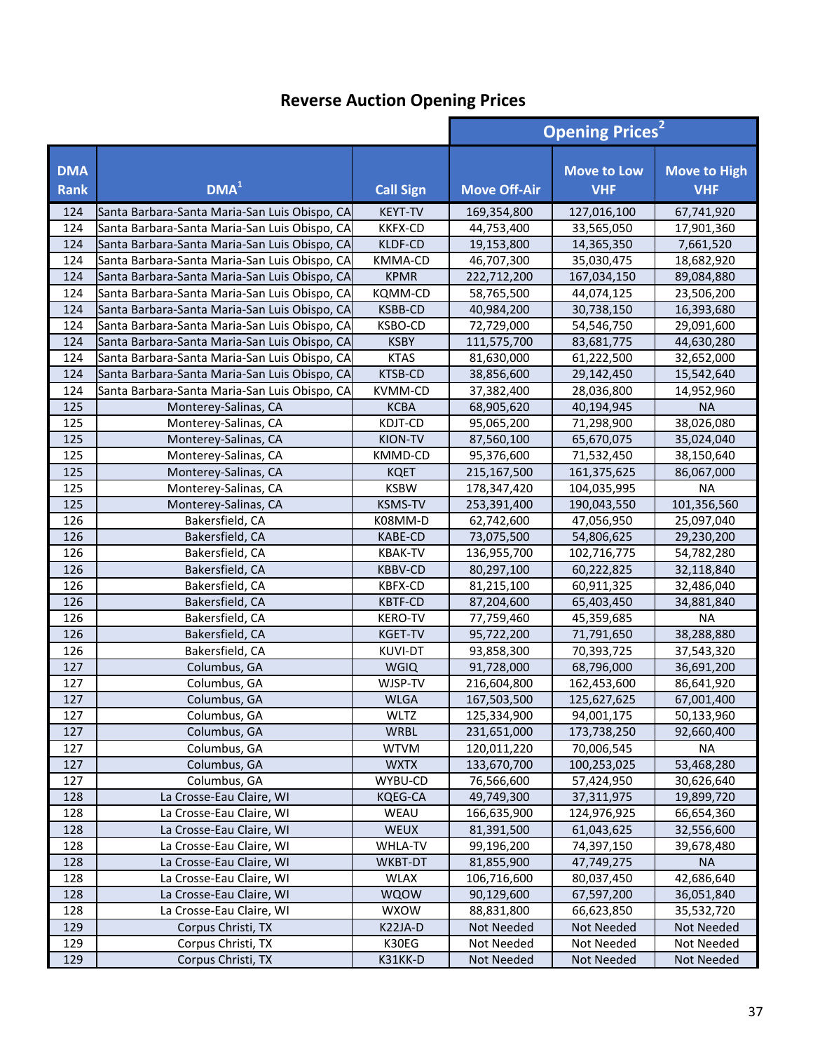# Reverse Auction Opening Prices

| DMA Rank | DMA[1] | Call Sign | Opening Prices[2] | | |
|---|---|---|---|---|---|
| | | | Move Off-Air | Move to Low VHF | Move to High VHF |
| 124 | Santa Barbara-Santa Maria-San Luis Obispo, CA | KEYT-TV | 169,354,800 | 127,016,100 | 67,741,920 |
| 124 | Santa Barbara-Santa Maria-San Luis Obispo, CA | KKFX-CD | 44,753,400 | 33,565,050 | 17,901,360 |
| 124 | Santa Barbara-Santa Maria-San Luis Obispo, CA | KLDF-CD | 19,153,800 | 14,365,350 | 7,661,520 |
| 124 | Santa Barbara-Santa Maria-San Luis Obispo, CA | KMMA-CD | 46,707,300 | 35,030,475 | 18,682,920 |
| 124 | Santa Barbara-Santa Maria-San Luis Obispo, CA | KPMR | 222,712,200 | 167,034,150 | 89,084,880 |
| 124 | Santa Barbara-Santa Maria-San Luis Obispo, CA | KQMM-CD | 58,765,500 | 44,074,125 | 23,506,200 |
| 124 | Santa Barbara-Santa Maria-San Luis Obispo, CA | KSBB-CD | 40,984,200 | 30,738,150 | 16,393,680 |
| 124 | Santa Barbara-Santa Maria-San Luis Obispo, CA | KSBO-CD | 72,729,000 | 54,546,750 | 29,091,600 |
| 124 | Santa Barbara-Santa Maria-San Luis Obispo, CA | KSBY | 111,575,700 | 83,681,775 | 44,630,280 |
| 124 | Santa Barbara-Santa Maria-San Luis Obispo, CA | KTAS | 81,630,000 | 61,222,500 | 32,652,000 |
| 124 | Santa Barbara-Santa Maria-San Luis Obispo, CA | KTSB-CD | 38,856,600 | 29,142,450 | 15,542,640 |
| 124 | Santa Barbara-Santa Maria-San Luis Obispo, CA | KVMM-CD | 37,382,400 | 28,036,800 | 14,952,960 |
| 125 | Monterey-Salinas, CA | KCBA | 68,905,620 | 40,194,945 | NA |
| 125 | Monterey-Salinas, CA | KDJT-CD | 95,065,200 | 71,298,900 | 38,026,080 |
| 125 | Monterey-Salinas, CA | KION-TV | 87,560,100 | 65,670,075 | 35,024,040 |
| 125 | Monterey-Salinas, CA | KMMD-CD | 95,376,600 | 71,532,450 | 38,150,640 |
| 125 | Monterey-Salinas, CA | KQET | 215,167,500 | 161,375,625 | 86,067,000 |
| 125 | Monterey-Salinas, CA | KSBW | 178,347,420 | 104,035,995 | NA |
| 125 | Monterey-Salinas, CA | KSMS-TV | 253,391,400 | 190,043,550 | 101,356,560 |
| 126 | Bakersfield, CA | K08MM-D | 62,742,600 | 47,056,950 | 25,097,040 |
| 126 | Bakersfield, CA | KABE-CD | 73,075,500 | 54,806,625 | 29,230,200 |
| 126 | Bakersfield, CA | KBAK-TV | 136,955,700 | 102,716,775 | 54,782,280 |
| 126 | Bakersfield, CA | KBBV-CD | 80,297,100 | 60,222,825 | 32,118,840 |
| 126 | Bakersfield, CA | KBFX-CD | 81,215,100 | 60,911,325 | 32,486,040 |
| 126 | Bakersfield, CA | KBTF-CD | 87,204,600 | 65,403,450 | 34,881,840 |
| 126 | Bakersfield, CA | KERO-TV | 77,759,460 | 45,359,685 | NA |
| 126 | Bakersfield, CA | KGET-TV | 95,722,200 | 71,791,650 | 38,288,880 |
| 126 | Bakersfield, CA | KUVI-DT | 93,858,300 | 70,393,725 | 37,543,320 |
| 127 | Columbus, GA | WGIQ | 91,728,000 | 68,796,000 | 36,691,200 |
| 127 | Columbus, GA | WJSP-TV | 216,604,800 | 162,453,600 | 86,641,920 |
| 127 | Columbus, GA | WLGA | 167,503,500 | 125,627,625 | 67,001,400 |
| 127 | Columbus, GA | WLTZ | 125,334,900 | 94,001,175 | 50,133,960 |
| 127 | Columbus, GA | WRBL | 231,651,000 | 173,738,250 | 92,660,400 |
| 127 | Columbus, GA | WTVM | 120,011,220 | 70,006,545 | NA |
| 127 | Columbus, GA | WXTX | 133,670,700 | 100,253,025 | 53,468,280 |
| 127 | Columbus, GA | WYBU-CD | 76,566,600 | 57,424,950 | 30,626,640 |
| 128 | La Crosse-Eau Claire, WI | KQEG-CA | 49,749,300 | 37,311,975 | 19,899,720 |
| 128 | La Crosse-Eau Claire, WI | WEAU | 166,635,900 | 124,976,925 | 66,654,360 |
| 128 | La Crosse-Eau Claire, WI | WEUX | 81,391,500 | 61,043,625 | 32,556,600 |
| 128 | La Crosse-Eau Claire, WI | WHLA-TV | 99,196,200 | 74,397,150 | 39,678,480 |
| 128 | La Crosse-Eau Claire, WI | WKBT-DT | 81,855,900 | 47,749,275 | NA |
| 128 | La Crosse-Eau Claire, WI | WLAX | 106,716,600 | 80,037,450 | 42,686,640 |
| 128 | La Crosse-Eau Claire, WI | WQOW | 90,129,600 | 67,597,200 | 36,051,840 |
| 128 | La Crosse-Eau Claire, WI | WXOW | 88,831,800 | 66,623,850 | 35,532,720 |
| 129 | Corpus Christi, TX | K22JA-D | Not Needed | Not Needed | Not Needed |
| 129 | Corpus Christi, TX | K30EG | Not Needed | Not Needed | Not Needed |
| 129 | Corpus Christi, TX | K31KK-D | Not Needed | Not Needed | Not Needed |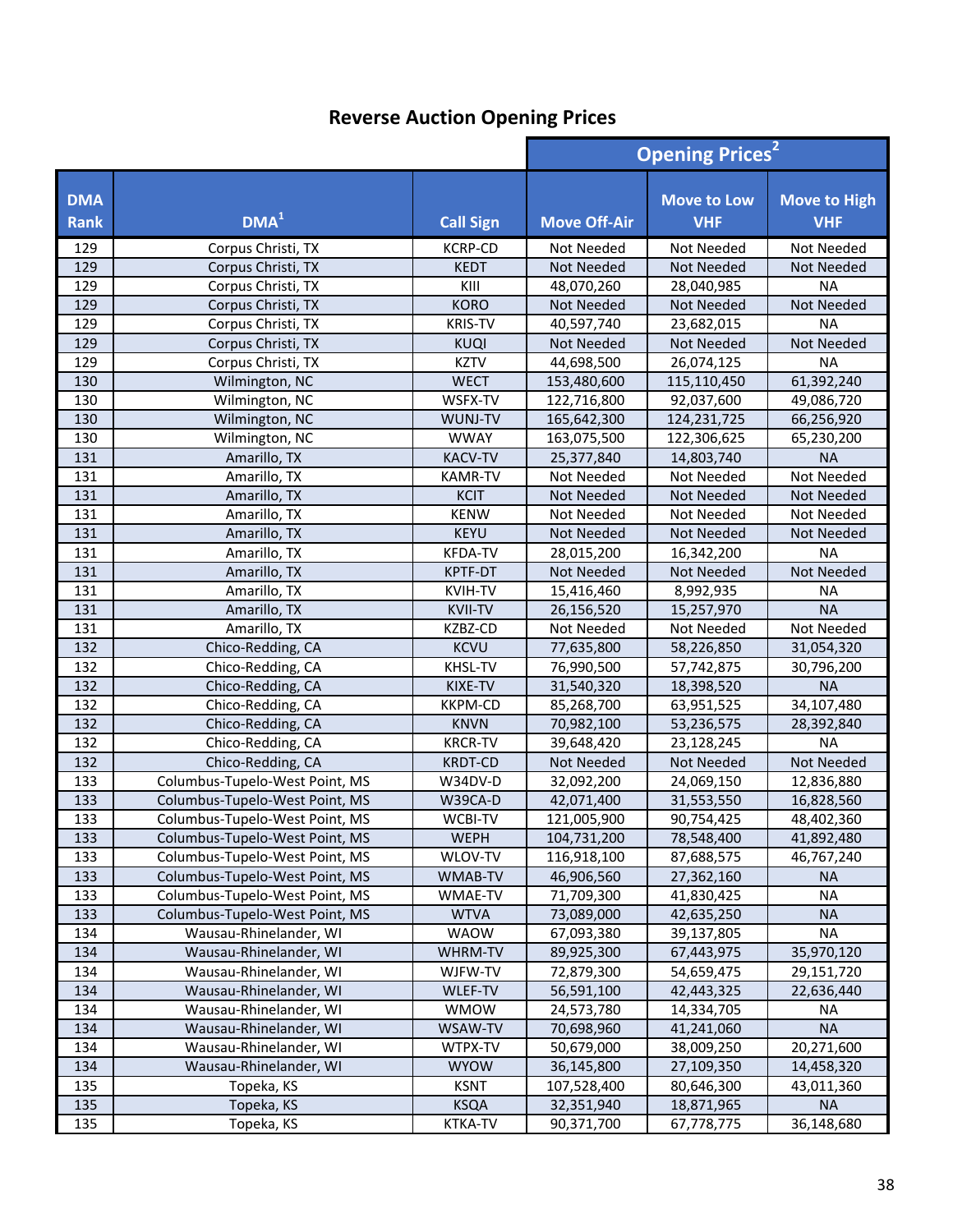# Reverse Auction Opening Prices

| DMA Rank | DMA[1] | Call Sign | Opening Prices[2] | | |
|---|---|---|---|---|---|
| | | | Move Off-Air | Move to Low VHF | Move to High VHF |
| 129 | Corpus Christi, TX | KCRP-CD | Not Needed | Not Needed | Not Needed |
| 129 | Corpus Christi, TX | KEDT | Not Needed | Not Needed | Not Needed |
| 129 | Corpus Christi, TX | KIII | 48,070,260 | 28,040,985 | NA |
| 129 | Corpus Christi, TX | KORO | Not Needed | Not Needed | Not Needed |
| 129 | Corpus Christi, TX | KRIS-TV | 40,597,740 | 23,682,015 | NA |
| 129 | Corpus Christi, TX | KUQI | Not Needed | Not Needed | Not Needed |
| 129 | Corpus Christi, TX | KZTV | 44,698,500 | 26,074,125 | NA |
| 130 | Wilmington, NC | WECT | 153,480,600 | 115,110,450 | 61,392,240 |
| 130 | Wilmington, NC | WSFX-TV | 122,716,800 | 92,037,600 | 49,086,720 |
| 130 | Wilmington, NC | WUNJ-TV | 165,642,300 | 124,231,725 | 66,256,920 |
| 130 | Wilmington, NC | WWAY | 163,075,500 | 122,306,625 | 65,230,200 |
| 131 | Amarillo, TX | KACV-TV | 25,377,840 | 14,803,740 | NA |
| 131 | Amarillo, TX | KAMR-TV | Not Needed | Not Needed | Not Needed |
| 131 | Amarillo, TX | KCIT | Not Needed | Not Needed | Not Needed |
| 131 | Amarillo, TX | KENW | Not Needed | Not Needed | Not Needed |
| 131 | Amarillo, TX | KEYU | Not Needed | Not Needed | Not Needed |
| 131 | Amarillo, TX | KFDA-TV | 28,015,200 | 16,342,200 | NA |
| 131 | Amarillo, TX | KPTF-DT | Not Needed | Not Needed | Not Needed |
| 131 | Amarillo, TX | KVIH-TV | 15,416,460 | 8,992,935 | NA |
| 131 | Amarillo, TX | KVII-TV | 26,156,520 | 15,257,970 | NA |
| 131 | Amarillo, TX | KZBZ-CD | Not Needed | Not Needed | Not Needed |
| 132 | Chico-Redding, CA | KCVU | 77,635,800 | 58,226,850 | 31,054,320 |
| 132 | Chico-Redding, CA | KHSL-TV | 76,990,500 | 57,742,875 | 30,796,200 |
| 132 | Chico-Redding, CA | KIXE-TV | 31,540,320 | 18,398,520 | NA |
| 132 | Chico-Redding, CA | KKPM-CD | 85,268,700 | 63,951,525 | 34,107,480 |
| 132 | Chico-Redding, CA | KNVN | 70,982,100 | 53,236,575 | 28,392,840 |
| 132 | Chico-Redding, CA | KRCR-TV | 39,648,420 | 23,128,245 | NA |
| 132 | Chico-Redding, CA | KRDT-CD | Not Needed | Not Needed | Not Needed |
| 133 | Columbus-Tupelo-West Point, MS | W34DV-D | 32,092,200 | 24,069,150 | 12,836,880 |
| 133 | Columbus-Tupelo-West Point, MS | W39CA-D | 42,071,400 | 31,553,550 | 16,828,560 |
| 133 | Columbus-Tupelo-West Point, MS | WCBI-TV | 121,005,900 | 90,754,425 | 48,402,360 |
| 133 | Columbus-Tupelo-West Point, MS | WEPH | 104,731,200 | 78,548,400 | 41,892,480 |
| 133 | Columbus-Tupelo-West Point, MS | WLOV-TV | 116,918,100 | 87,688,575 | 46,767,240 |
| 133 | Columbus-Tupelo-West Point, MS | WMAB-TV | 46,906,560 | 27,362,160 | NA |
| 133 | Columbus-Tupelo-West Point, MS | WMAE-TV | 71,709,300 | 41,830,425 | NA |
| 133 | Columbus-Tupelo-West Point, MS | WTVA | 73,089,000 | 42,635,250 | NA |
| 134 | Wausau-Rhinelander, WI | WAOW | 67,093,380 | 39,137,805 | NA |
| 134 | Wausau-Rhinelander, WI | WHRM-TV | 89,925,300 | 67,443,975 | 35,970,120 |
| 134 | Wausau-Rhinelander, WI | WJFW-TV | 72,879,300 | 54,659,475 | 29,151,720 |
| 134 | Wausau-Rhinelander, WI | WLEF-TV | 56,591,100 | 42,443,325 | 22,636,440 |
| 134 | Wausau-Rhinelander, WI | WMOW | 24,573,780 | 14,334,705 | NA |
| 134 | Wausau-Rhinelander, WI | WSAW-TV | 70,698,960 | 41,241,060 | NA |
| 134 | Wausau-Rhinelander, WI | WTPX-TV | 50,679,000 | 38,009,250 | 20,271,600 |
| 134 | Wausau-Rhinelander, WI | WYOW | 36,145,800 | 27,109,350 | 14,458,320 |
| 135 | Topeka, KS | KSNT | 107,528,400 | 80,646,300 | 43,011,360 |
| 135 | Topeka, KS | KSQA | 32,351,940 | 18,871,965 | NA |
| 135 | Topeka, KS | KTKA-TV | 90,371,700 | 67,778,775 | 36,148,680 |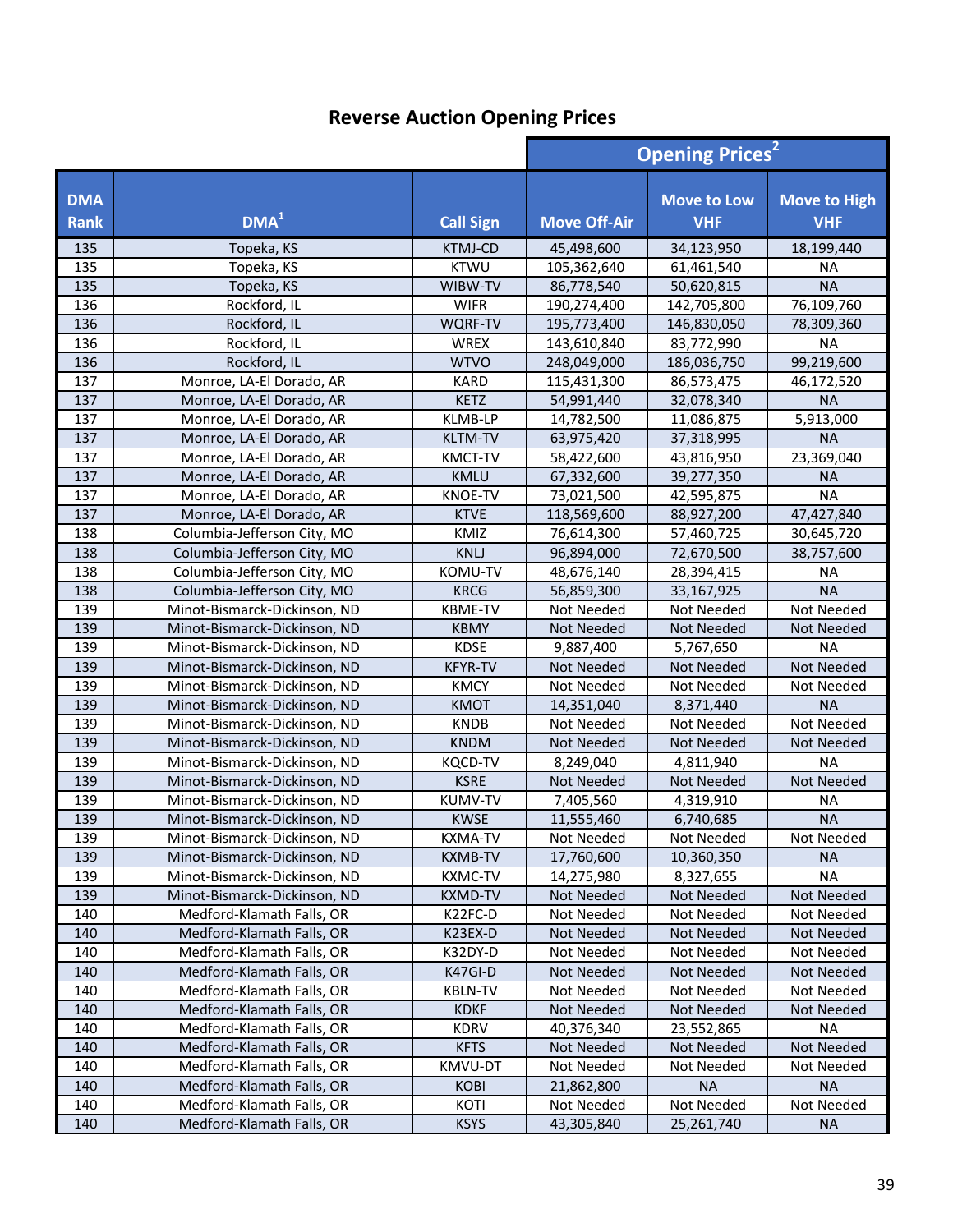# Reverse Auction Opening Prices

| DMA Rank | DMA[1] | Call Sign | Opening Prices[2] | | |
|---|---|---|---|---|---|
| | | | Move Off-Air | Move to Low VHF | Move to High VHF |
| 135 | Topeka, KS | KTMJ-CD | 45,498,600 | 34,123,950 | 18,199,440 |
| 135 | Topeka, KS | KTWU | 105,362,640 | 61,461,540 | NA |
| 135 | Topeka, KS | WIBW-TV | 86,778,540 | 50,620,815 | NA |
| 136 | Rockford, IL | WIFR | 190,274,400 | 142,705,800 | 76,109,760 |
| 136 | Rockford, IL | WQRF-TV | 195,773,400 | 146,830,050 | 78,309,360 |
| 136 | Rockford, IL | WREX | 143,610,840 | 83,772,990 | NA |
| 136 | Rockford, IL | WTVO | 248,049,000 | 186,036,750 | 99,219,600 |
| 137 | Monroe, LA-El Dorado, AR | KARD | 115,431,300 | 86,573,475 | 46,172,520 |
| 137 | Monroe, LA-El Dorado, AR | KETZ | 54,991,440 | 32,078,340 | NA |
| 137 | Monroe, LA-El Dorado, AR | KLMB-LP | 14,782,500 | 11,086,875 | 5,913,000 |
| 137 | Monroe, LA-El Dorado, AR | KLTM-TV | 63,975,420 | 37,318,995 | NA |
| 137 | Monroe, LA-El Dorado, AR | KMCT-TV | 58,422,600 | 43,816,950 | 23,369,040 |
| 137 | Monroe, LA-El Dorado, AR | KMLU | 67,332,600 | 39,277,350 | NA |
| 137 | Monroe, LA-El Dorado, AR | KNOE-TV | 73,021,500 | 42,595,875 | NA |
| 137 | Monroe, LA-El Dorado, AR | KTVE | 118,569,600 | 88,927,200 | 47,427,840 |
| 138 | Columbia-Jefferson City, MO | KMIZ | 76,614,300 | 57,460,725 | 30,645,720 |
| 138 | Columbia-Jefferson City, MO | KNLJ | 96,894,000 | 72,670,500 | 38,757,600 |
| 138 | Columbia-Jefferson City, MO | KOMU-TV | 48,676,140 | 28,394,415 | NA |
| 138 | Columbia-Jefferson City, MO | KRCG | 56,859,300 | 33,167,925 | NA |
| 139 | Minot-Bismarck-Dickinson, ND | KBME-TV | Not Needed | Not Needed | Not Needed |
| 139 | Minot-Bismarck-Dickinson, ND | KBMY | Not Needed | Not Needed | Not Needed |
| 139 | Minot-Bismarck-Dickinson, ND | KDSE | 9,887,400 | 5,767,650 | NA |
| 139 | Minot-Bismarck-Dickinson, ND | KFYR-TV | Not Needed | Not Needed | Not Needed |
| 139 | Minot-Bismarck-Dickinson, ND | KMCY | Not Needed | Not Needed | Not Needed |
| 139 | Minot-Bismarck-Dickinson, ND | KMOT | 14,351,040 | 8,371,440 | NA |
| 139 | Minot-Bismarck-Dickinson, ND | KNDB | Not Needed | Not Needed | Not Needed |
| 139 | Minot-Bismarck-Dickinson, ND | KNDM | Not Needed | Not Needed | Not Needed |
| 139 | Minot-Bismarck-Dickinson, ND | KQCD-TV | 8,249,040 | 4,811,940 | NA |
| 139 | Minot-Bismarck-Dickinson, ND | KSRE | Not Needed | Not Needed | Not Needed |
| 139 | Minot-Bismarck-Dickinson, ND | KUMV-TV | 7,405,560 | 4,319,910 | NA |
| 139 | Minot-Bismarck-Dickinson, ND | KWSE | 11,555,460 | 6,740,685 | NA |
| 139 | Minot-Bismarck-Dickinson, ND | KXMA-TV | Not Needed | Not Needed | Not Needed |
| 139 | Minot-Bismarck-Dickinson, ND | KXMB-TV | 17,760,600 | 10,360,350 | NA |
| 139 | Minot-Bismarck-Dickinson, ND | KXMC-TV | 14,275,980 | 8,327,655 | NA |
| 139 | Minot-Bismarck-Dickinson, ND | KXMD-TV | Not Needed | Not Needed | Not Needed |
| 140 | Medford-Klamath Falls, OR | K22FC-D | Not Needed | Not Needed | Not Needed |
| 140 | Medford-Klamath Falls, OR | K23EX-D | Not Needed | Not Needed | Not Needed |
| 140 | Medford-Klamath Falls, OR | K32DY-D | Not Needed | Not Needed | Not Needed |
| 140 | Medford-Klamath Falls, OR | K47GI-D | Not Needed | Not Needed | Not Needed |
| 140 | Medford-Klamath Falls, OR | KBLN-TV | Not Needed | Not Needed | Not Needed |
| 140 | Medford-Klamath Falls, OR | KDKF | Not Needed | Not Needed | Not Needed |
| 140 | Medford-Klamath Falls, OR | KDRV | 40,376,340 | 23,552,865 | NA |
| 140 | Medford-Klamath Falls, OR | KFTS | Not Needed | Not Needed | Not Needed |
| 140 | Medford-Klamath Falls, OR | KMVU-DT | Not Needed | Not Needed | Not Needed |
| 140 | Medford-Klamath Falls, OR | KOBI | 21,862,800 | NA | NA |
| 140 | Medford-Klamath Falls, OR | KOTI | Not Needed | Not Needed | Not Needed |
| 140 | Medford-Klamath Falls, OR | KSYS | 43,305,840 | 25,261,740 | NA |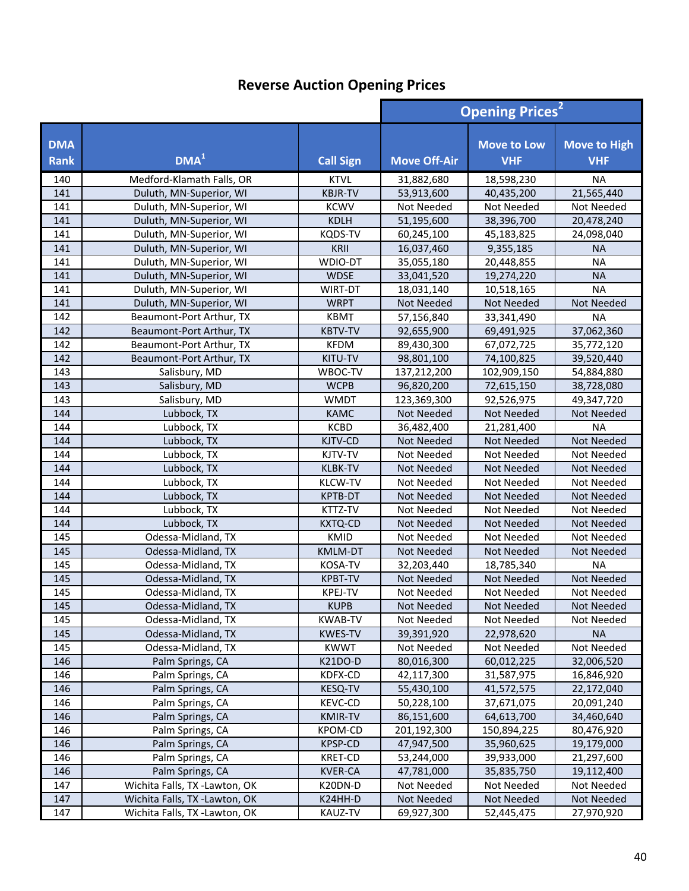## Reverse Auction Opening Prices

| DMA Rank | DMA[1] | Call Sign | Opening Prices[2] | | |
|---|---|---|---|---|---|
| | | | Move Off-Air | Move to Low VHF | Move to High VHF |
| 140 | Medford-Klamath Falls, OR | KTVL | 31,882,680 | 18,598,230 | NA |
| 141 | Duluth, MN-Superior, WI | KBJR-TV | 53,913,600 | 40,435,200 | 21,565,440 |
| 141 | Duluth, MN-Superior, WI | KCWV | Not Needed | Not Needed | Not Needed |
| 141 | Duluth, MN-Superior, WI | KDLH | 51,195,600 | 38,396,700 | 20,478,240 |
| 141 | Duluth, MN-Superior, WI | KQDS-TV | 60,245,100 | 45,183,825 | 24,098,040 |
| 141 | Duluth, MN-Superior, WI | KRII | 16,037,460 | 9,355,185 | NA |
| 141 | Duluth, MN-Superior, WI | WDIO-DT | 35,055,180 | 20,448,855 | NA |
| 141 | Duluth, MN-Superior, WI | WDSE | 33,041,520 | 19,274,220 | NA |
| 141 | Duluth, MN-Superior, WI | WIRT-DT | 18,031,140 | 10,518,165 | NA |
| 141 | Duluth, MN-Superior, WI | WRPT | Not Needed | Not Needed | Not Needed |
| 142 | Beaumont-Port Arthur, TX | KBMT | 57,156,840 | 33,341,490 | NA |
| 142 | Beaumont-Port Arthur, TX | KBTV-TV | 92,655,900 | 69,491,925 | 37,062,360 |
| 142 | Beaumont-Port Arthur, TX | KFDM | 89,430,300 | 67,072,725 | 35,772,120 |
| 142 | Beaumont-Port Arthur, TX | KITU-TV | 98,801,100 | 74,100,825 | 39,520,440 |
| 143 | Salisbury, MD | WBOC-TV | 137,212,200 | 102,909,150 | 54,884,880 |
| 143 | Salisbury, MD | WCPB | 96,820,200 | 72,615,150 | 38,728,080 |
| 143 | Salisbury, MD | WMDT | 123,369,300 | 92,526,975 | 49,347,720 |
| 144 | Lubbock, TX | KAMC | Not Needed | Not Needed | Not Needed |
| 144 | Lubbock, TX | KCBD | 36,482,400 | 21,281,400 | NA |
| 144 | Lubbock, TX | KJTV-CD | Not Needed | Not Needed | Not Needed |
| 144 | Lubbock, TX | KJTV-TV | Not Needed | Not Needed | Not Needed |
| 144 | Lubbock, TX | KLBK-TV | Not Needed | Not Needed | Not Needed |
| 144 | Lubbock, TX | KLCW-TV | Not Needed | Not Needed | Not Needed |
| 144 | Lubbock, TX | KPTB-DT | Not Needed | Not Needed | Not Needed |
| 144 | Lubbock, TX | KTTZ-TV | Not Needed | Not Needed | Not Needed |
| 144 | Lubbock, TX | KXTQ-CD | Not Needed | Not Needed | Not Needed |
| 145 | Odessa-Midland, TX | KMID | Not Needed | Not Needed | Not Needed |
| 145 | Odessa-Midland, TX | KMLM-DT | Not Needed | Not Needed | Not Needed |
| 145 | Odessa-Midland, TX | KOSA-TV | 32,203,440 | 18,785,340 | NA |
| 145 | Odessa-Midland, TX | KPBT-TV | Not Needed | Not Needed | Not Needed |
| 145 | Odessa-Midland, TX | KPEJ-TV | Not Needed | Not Needed | Not Needed |
| 145 | Odessa-Midland, TX | KUPB | Not Needed | Not Needed | Not Needed |
| 145 | Odessa-Midland, TX | KWAB-TV | Not Needed | Not Needed | Not Needed |
| 145 | Odessa-Midland, TX | KWES-TV | 39,391,920 | 22,978,620 | NA |
| 145 | Odessa-Midland, TX | KWWT | Not Needed | Not Needed | Not Needed |
| 146 | Palm Springs, CA | K21DO-D | 80,016,300 | 60,012,225 | 32,006,520 |
| 146 | Palm Springs, CA | KDFX-CD | 42,117,300 | 31,587,975 | 16,846,920 |
| 146 | Palm Springs, CA | KESQ-TV | 55,430,100 | 41,572,575 | 22,172,040 |
| 146 | Palm Springs, CA | KEVC-CD | 50,228,100 | 37,671,075 | 20,091,240 |
| 146 | Palm Springs, CA | KMIR-TV | 86,151,600 | 64,613,700 | 34,460,640 |
| 146 | Palm Springs, CA | KPOM-CD | 201,192,300 | 150,894,225 | 80,476,920 |
| 146 | Palm Springs, CA | KPSP-CD | 47,947,500 | 35,960,625 | 19,179,000 |
| 146 | Palm Springs, CA | KRET-CD | 53,244,000 | 39,933,000 | 21,297,600 |
| 146 | Palm Springs, CA | KVER-CA | 47,781,000 | 35,835,750 | 19,112,400 |
| 147 | Wichita Falls, TX -Lawton, OK | K20DN-D | Not Needed | Not Needed | Not Needed |
| 147 | Wichita Falls, TX -Lawton, OK | K24HH-D | Not Needed | Not Needed | Not Needed |
| 147 | Wichita Falls, TX -Lawton, OK | KAUZ-TV | 69,927,300 | 52,445,475 | 27,970,920 |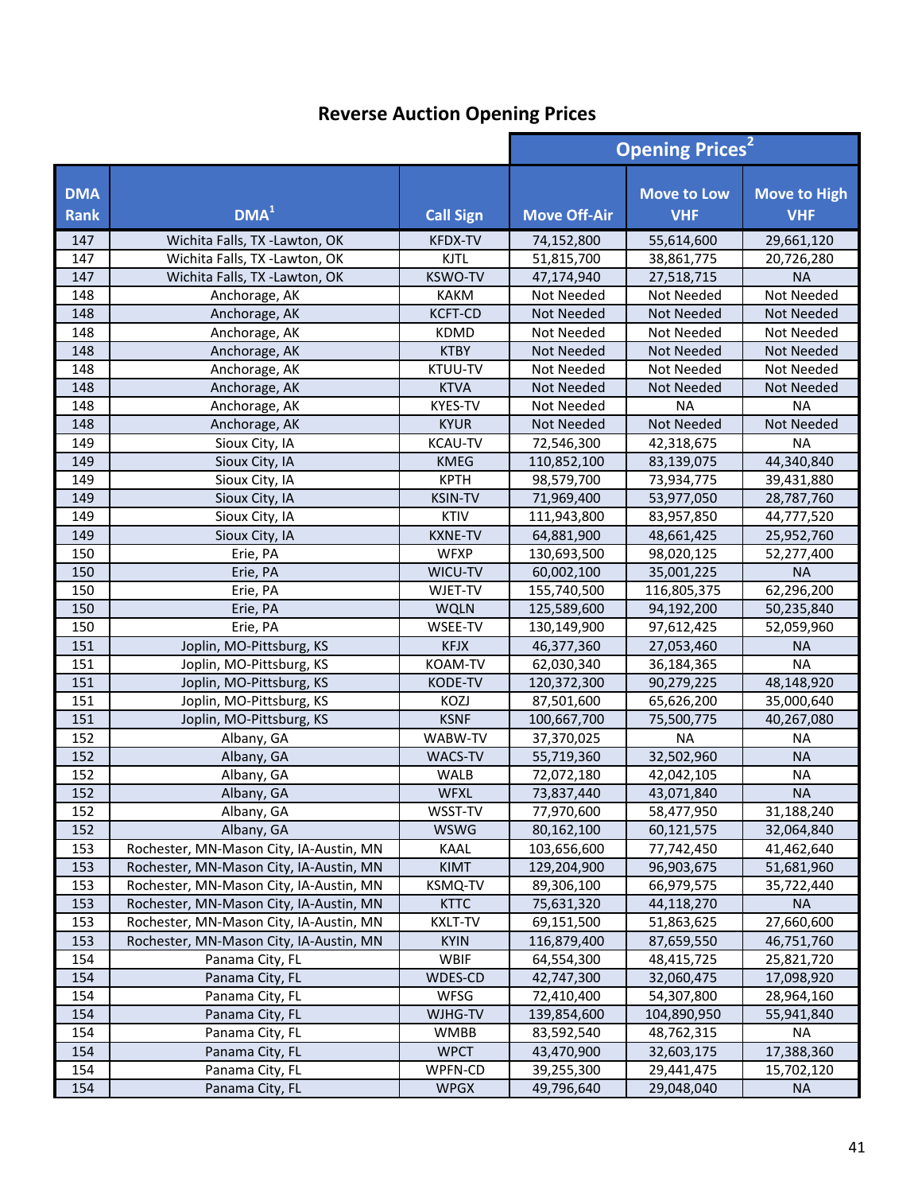## Reverse Auction Opening Prices

| DMA Rank | DMA[1] | Call Sign | Opening Prices[2] | | |
|---|---|---|---|---|---|
| | | | Move Off-Air | Move to Low VHF | Move to High VHF |
| 147 | Wichita Falls, TX -Lawton, OK | KFDX-TV | 74,152,800 | 55,614,600 | 29,661,120 |
| 147 | Wichita Falls, TX -Lawton, OK | KJTL | 51,815,700 | 38,861,775 | 20,726,280 |
| 147 | Wichita Falls, TX -Lawton, OK | KSWO-TV | 47,174,940 | 27,518,715 | NA |
| 148 | Anchorage, AK | KAKM | Not Needed | Not Needed | Not Needed |
| 148 | Anchorage, AK | KCFT-CD | Not Needed | Not Needed | Not Needed |
| 148 | Anchorage, AK | KDMD | Not Needed | Not Needed | Not Needed |
| 148 | Anchorage, AK | KTBY | Not Needed | Not Needed | Not Needed |
| 148 | Anchorage, AK | KTUU-TV | Not Needed | Not Needed | Not Needed |
| 148 | Anchorage, AK | KTVA | Not Needed | Not Needed | Not Needed |
| 148 | Anchorage, AK | KYES-TV | Not Needed | NA | NA |
| 148 | Anchorage, AK | KYUR | Not Needed | Not Needed | Not Needed |
| 149 | Sioux City, IA | KCAU-TV | 72,546,300 | 42,318,675 | NA |
| 149 | Sioux City, IA | KMEG | 110,852,100 | 83,139,075 | 44,340,840 |
| 149 | Sioux City, IA | KPTH | 98,579,700 | 73,934,775 | 39,431,880 |
| 149 | Sioux City, IA | KSIN-TV | 71,969,400 | 53,977,050 | 28,787,760 |
| 149 | Sioux City, IA | KTIV | 111,943,800 | 83,957,850 | 44,777,520 |
| 149 | Sioux City, IA | KXNE-TV | 64,881,900 | 48,661,425 | 25,952,760 |
| 150 | Erie, PA | WFXP | 130,693,500 | 98,020,125 | 52,277,400 |
| 150 | Erie, PA | WICU-TV | 60,002,100 | 35,001,225 | NA |
| 150 | Erie, PA | WJET-TV | 155,740,500 | 116,805,375 | 62,296,200 |
| 150 | Erie, PA | WQLN | 125,589,600 | 94,192,200 | 50,235,840 |
| 150 | Erie, PA | WSEE-TV | 130,149,900 | 97,612,425 | 52,059,960 |
| 151 | Joplin, MO-Pittsburg, KS | KFJX | 46,377,360 | 27,053,460 | NA |
| 151 | Joplin, MO-Pittsburg, KS | KOAM-TV | 62,030,340 | 36,184,365 | NA |
| 151 | Joplin, MO-Pittsburg, KS | KODE-TV | 120,372,300 | 90,279,225 | 48,148,920 |
| 151 | Joplin, MO-Pittsburg, KS | KOZJ | 87,501,600 | 65,626,200 | 35,000,640 |
| 151 | Joplin, MO-Pittsburg, KS | KSNF | 100,667,700 | 75,500,775 | 40,267,080 |
| 152 | Albany, GA | WABW-TV | 37,370,025 | NA | NA |
| 152 | Albany, GA | WACS-TV | 55,719,360 | 32,502,960 | NA |
| 152 | Albany, GA | WALB | 72,072,180 | 42,042,105 | NA |
| 152 | Albany, GA | WFXL | 73,837,440 | 43,071,840 | NA |
| 152 | Albany, GA | WSST-TV | 77,970,600 | 58,477,950 | 31,188,240 |
| 152 | Albany, GA | WSWG | 80,162,100 | 60,121,575 | 32,064,840 |
| 153 | Rochester, MN-Mason City, IA-Austin, MN | KAAL | 103,656,600 | 77,742,450 | 41,462,640 |
| 153 | Rochester, MN-Mason City, IA-Austin, MN | KIMT | 129,204,900 | 96,903,675 | 51,681,960 |
| 153 | Rochester, MN-Mason City, IA-Austin, MN | KSMQ-TV | 89,306,100 | 66,979,575 | 35,722,440 |
| 153 | Rochester, MN-Mason City, IA-Austin, MN | KTTC | 75,631,320 | 44,118,270 | NA |
| 153 | Rochester, MN-Mason City, IA-Austin, MN | KXLT-TV | 69,151,500 | 51,863,625 | 27,660,600 |
| 153 | Rochester, MN-Mason City, IA-Austin, MN | KYIN | 116,879,400 | 87,659,550 | 46,751,760 |
| 154 | Panama City, FL | WBIF | 64,554,300 | 48,415,725 | 25,821,720 |
| 154 | Panama City, FL | WDES-CD | 42,747,300 | 32,060,475 | 17,098,920 |
| 154 | Panama City, FL | WFSG | 72,410,400 | 54,307,800 | 28,964,160 |
| 154 | Panama City, FL | WJHG-TV | 139,854,600 | 104,890,950 | 55,941,840 |
| 154 | Panama City, FL | WMBB | 83,592,540 | 48,762,315 | NA |
| 154 | Panama City, FL | WPCT | 43,470,900 | 32,603,175 | 17,388,360 |
| 154 | Panama City, FL | WPFN-CD | 39,255,300 | 29,441,475 | 15,702,120 |
| 154 | Panama City, FL | WPGX | 49,796,640 | 29,048,040 | NA |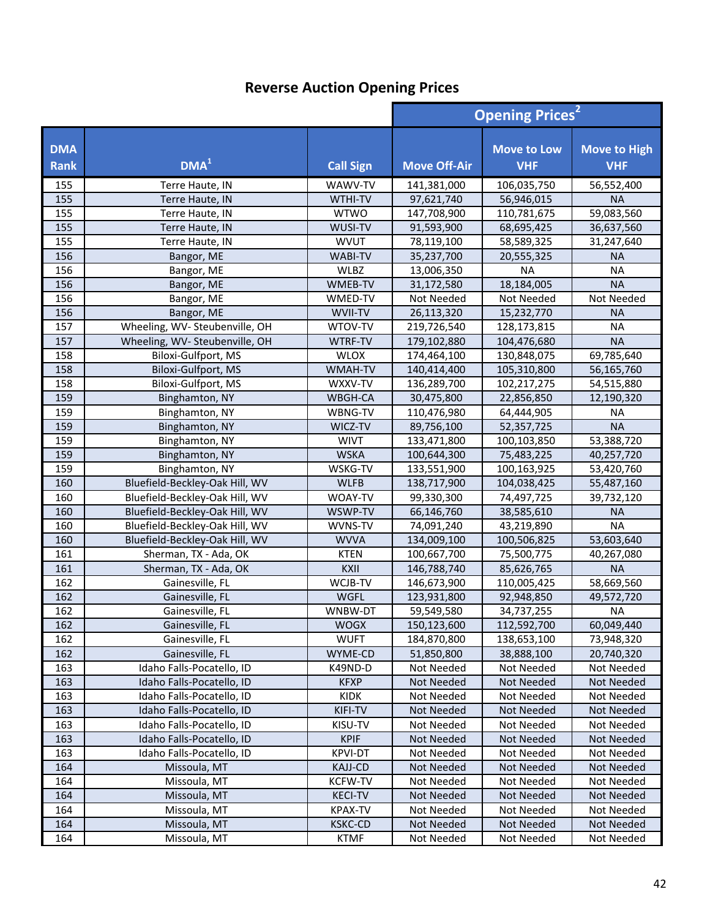## Reverse Auction Opening Prices

| DMA Rank | DMA[1] | Call Sign | Opening Prices[2] | | |
|---|---|---|---|---|---|
| | | | Move Off-Air | Move to Low VHF | Move to High VHF |
| 155 | Terre Haute, IN | WAWV-TV | 141,381,000 | 106,035,750 | 56,552,400 |
| 155 | Terre Haute, IN | WTHI-TV | 97,621,740 | 56,946,015 | NA |
| 155 | Terre Haute, IN | WTWO | 147,708,900 | 110,781,675 | 59,083,560 |
| 155 | Terre Haute, IN | WUSI-TV | 91,593,900 | 68,695,425 | 36,637,560 |
| 155 | Terre Haute, IN | WVUT | 78,119,100 | 58,589,325 | 31,247,640 |
| 156 | Bangor, ME | WABI-TV | 35,237,700 | 20,555,325 | NA |
| 156 | Bangor, ME | WLBZ | 13,006,350 | NA | NA |
| 156 | Bangor, ME | WMEB-TV | 31,172,580 | 18,184,005 | NA |
| 156 | Bangor, ME | WMED-TV | Not Needed | Not Needed | Not Needed |
| 156 | Bangor, ME | WVII-TV | 26,113,320 | 15,232,770 | NA |
| 157 | Wheeling, WV- Steubenville, OH | WTOV-TV | 219,726,540 | 128,173,815 | NA |
| 157 | Wheeling, WV- Steubenville, OH | WTRF-TV | 179,102,880 | 104,476,680 | NA |
| 158 | Biloxi-Gulfport, MS | WLOX | 174,464,100 | 130,848,075 | 69,785,640 |
| 158 | Biloxi-Gulfport, MS | WMAH-TV | 140,414,400 | 105,310,800 | 56,165,760 |
| 158 | Biloxi-Gulfport, MS | WXXV-TV | 136,289,700 | 102,217,275 | 54,515,880 |
| 159 | Binghamton, NY | WBGH-CA | 30,475,800 | 22,856,850 | 12,190,320 |
| 159 | Binghamton, NY | WBNG-TV | 110,476,980 | 64,444,905 | NA |
| 159 | Binghamton, NY | WICZ-TV | 89,756,100 | 52,357,725 | NA |
| 159 | Binghamton, NY | WIVT | 133,471,800 | 100,103,850 | 53,388,720 |
| 159 | Binghamton, NY | WSKA | 100,644,300 | 75,483,225 | 40,257,720 |
| 159 | Binghamton, NY | WSKG-TV | 133,551,900 | 100,163,925 | 53,420,760 |
| 160 | Bluefield-Beckley-Oak Hill, WV | WLFB | 138,717,900 | 104,038,425 | 55,487,160 |
| 160 | Bluefield-Beckley-Oak Hill, WV | WOAY-TV | 99,330,300 | 74,497,725 | 39,732,120 |
| 160 | Bluefield-Beckley-Oak Hill, WV | WSWP-TV | 66,146,760 | 38,585,610 | NA |
| 160 | Bluefield-Beckley-Oak Hill, WV | WVNS-TV | 74,091,240 | 43,219,890 | NA |
| 160 | Bluefield-Beckley-Oak Hill, WV | WVVA | 134,009,100 | 100,506,825 | 53,603,640 |
| 161 | Sherman, TX - Ada, OK | KTEN | 100,667,700 | 75,500,775 | 40,267,080 |
| 161 | Sherman, TX - Ada, OK | KXII | 146,788,740 | 85,626,765 | NA |
| 162 | Gainesville, FL | WCJB-TV | 146,673,900 | 110,005,425 | 58,669,560 |
| 162 | Gainesville, FL | WGFL | 123,931,800 | 92,948,850 | 49,572,720 |
| 162 | Gainesville, FL | WNBW-DT | 59,549,580 | 34,737,255 | NA |
| 162 | Gainesville, FL | WOGX | 150,123,600 | 112,592,700 | 60,049,440 |
| 162 | Gainesville, FL | WUFT | 184,870,800 | 138,653,100 | 73,948,320 |
| 162 | Gainesville, FL | WYME-CD | 51,850,800 | 38,888,100 | 20,740,320 |
| 163 | Idaho Falls-Pocatello, ID | K49ND-D | Not Needed | Not Needed | Not Needed |
| 163 | Idaho Falls-Pocatello, ID | KFXP | Not Needed | Not Needed | Not Needed |
| 163 | Idaho Falls-Pocatello, ID | KIDK | Not Needed | Not Needed | Not Needed |
| 163 | Idaho Falls-Pocatello, ID | KIFI-TV | Not Needed | Not Needed | Not Needed |
| 163 | Idaho Falls-Pocatello, ID | KISU-TV | Not Needed | Not Needed | Not Needed |
| 163 | Idaho Falls-Pocatello, ID | KPIF | Not Needed | Not Needed | Not Needed |
| 163 | Idaho Falls-Pocatello, ID | KPVI-DT | Not Needed | Not Needed | Not Needed |
| 164 | Missoula, MT | KAJJ-CD | Not Needed | Not Needed | Not Needed |
| 164 | Missoula, MT | KCFW-TV | Not Needed | Not Needed | Not Needed |
| 164 | Missoula, MT | KECI-TV | Not Needed | Not Needed | Not Needed |
| 164 | Missoula, MT | KPAX-TV | Not Needed | Not Needed | Not Needed |
| 164 | Missoula, MT | KSKC-CD | Not Needed | Not Needed | Not Needed |
| 164 | Missoula, MT | KTMF | Not Needed | Not Needed | Not Needed |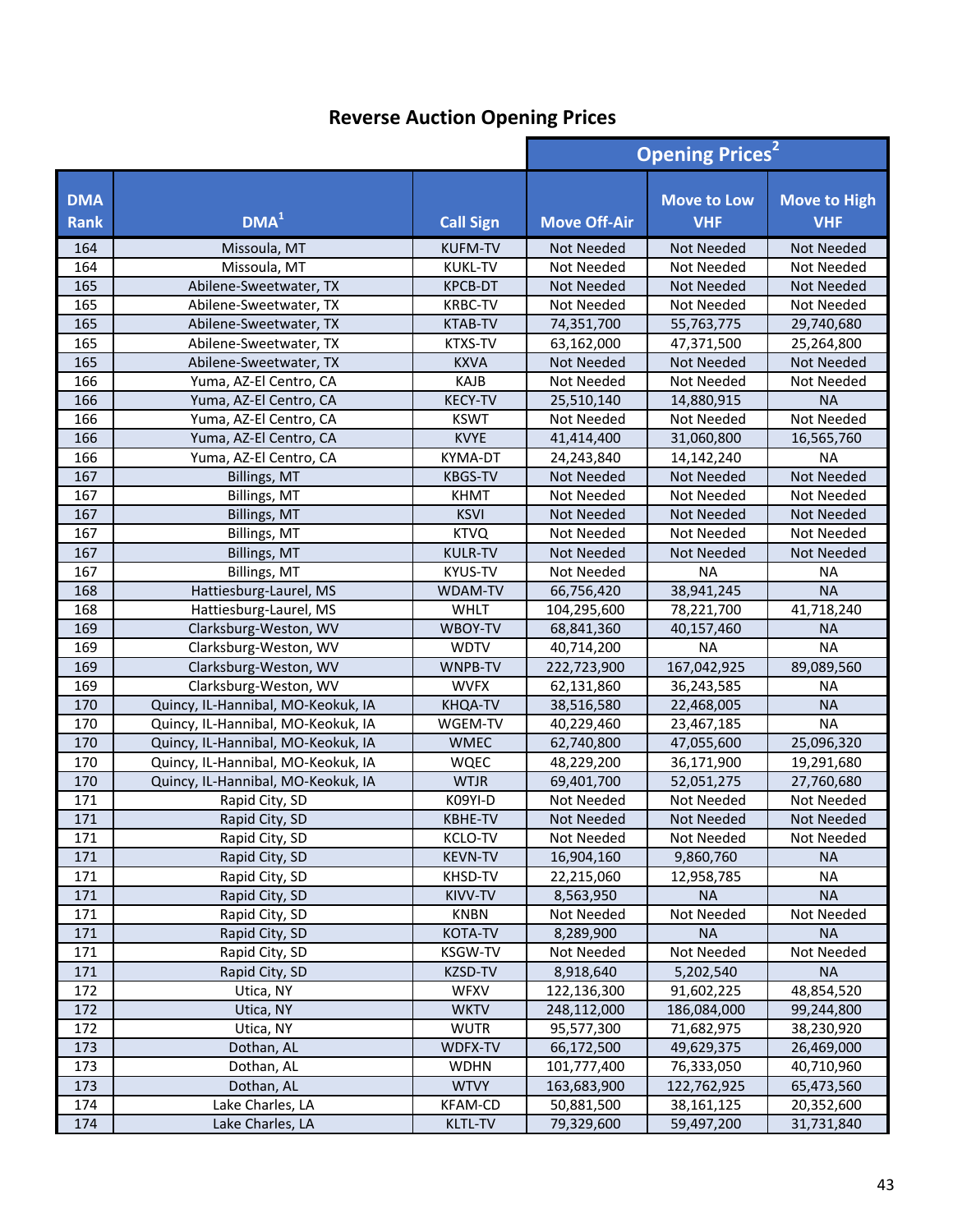## Reverse Auction Opening Prices

| DMA Rank | DMA[1] | Call Sign | Opening Prices[2] | | |
|---|---|---|---|---|---|
| | | | Move Off-Air | Move to Low VHF | Move to High VHF |
| 164 | Missoula, MT | KUFM-TV | Not Needed | Not Needed | Not Needed |
| 164 | Missoula, MT | KUKL-TV | Not Needed | Not Needed | Not Needed |
| 165 | Abilene-Sweetwater, TX | KPCB-DT | Not Needed | Not Needed | Not Needed |
| 165 | Abilene-Sweetwater, TX | KRBC-TV | Not Needed | Not Needed | Not Needed |
| 165 | Abilene-Sweetwater, TX | KTAB-TV | 74,351,700 | 55,763,775 | 29,740,680 |
| 165 | Abilene-Sweetwater, TX | KTXS-TV | 63,162,000 | 47,371,500 | 25,264,800 |
| 165 | Abilene-Sweetwater, TX | KXVA | Not Needed | Not Needed | Not Needed |
| 166 | Yuma, AZ-El Centro, CA | KAJB | Not Needed | Not Needed | Not Needed |
| 166 | Yuma, AZ-El Centro, CA | KECY-TV | 25,510,140 | 14,880,915 | NA |
| 166 | Yuma, AZ-El Centro, CA | KSWT | Not Needed | Not Needed | Not Needed |
| 166 | Yuma, AZ-El Centro, CA | KVYE | 41,414,400 | 31,060,800 | 16,565,760 |
| 166 | Yuma, AZ-El Centro, CA | KYMA-DT | 24,243,840 | 14,142,240 | NA |
| 167 | Billings, MT | KBGS-TV | Not Needed | Not Needed | Not Needed |
| 167 | Billings, MT | KHMT | Not Needed | Not Needed | Not Needed |
| 167 | Billings, MT | KSVI | Not Needed | Not Needed | Not Needed |
| 167 | Billings, MT | KTVQ | Not Needed | Not Needed | Not Needed |
| 167 | Billings, MT | KULR-TV | Not Needed | Not Needed | Not Needed |
| 167 | Billings, MT | KYUS-TV | Not Needed | NA | NA |
| 168 | Hattiesburg-Laurel, MS | WDAM-TV | 66,756,420 | 38,941,245 | NA |
| 168 | Hattiesburg-Laurel, MS | WHLT | 104,295,600 | 78,221,700 | 41,718,240 |
| 169 | Clarksburg-Weston, WV | WBOY-TV | 68,841,360 | 40,157,460 | NA |
| 169 | Clarksburg-Weston, WV | WDTV | 40,714,200 | NA | NA |
| 169 | Clarksburg-Weston, WV | WNPB-TV | 222,723,900 | 167,042,925 | 89,089,560 |
| 169 | Clarksburg-Weston, WV | WVFX | 62,131,860 | 36,243,585 | NA |
| 170 | Quincy, IL-Hannibal, MO-Keokuk, IA | KHQA-TV | 38,516,580 | 22,468,005 | NA |
| 170 | Quincy, IL-Hannibal, MO-Keokuk, IA | WGEM-TV | 40,229,460 | 23,467,185 | NA |
| 170 | Quincy, IL-Hannibal, MO-Keokuk, IA | WMEC | 62,740,800 | 47,055,600 | 25,096,320 |
| 170 | Quincy, IL-Hannibal, MO-Keokuk, IA | WQEC | 48,229,200 | 36,171,900 | 19,291,680 |
| 170 | Quincy, IL-Hannibal, MO-Keokuk, IA | WTJR | 69,401,700 | 52,051,275 | 27,760,680 |
| 171 | Rapid City, SD | K09YI-D | Not Needed | Not Needed | Not Needed |
| 171 | Rapid City, SD | KBHE-TV | Not Needed | Not Needed | Not Needed |
| 171 | Rapid City, SD | KCLO-TV | Not Needed | Not Needed | Not Needed |
| 171 | Rapid City, SD | KEVN-TV | 16,904,160 | 9,860,760 | NA |
| 171 | Rapid City, SD | KHSD-TV | 22,215,060 | 12,958,785 | NA |
| 171 | Rapid City, SD | KIVV-TV | 8,563,950 | NA | NA |
| 171 | Rapid City, SD | KNBN | Not Needed | Not Needed | Not Needed |
| 171 | Rapid City, SD | KOTA-TV | 8,289,900 | NA | NA |
| 171 | Rapid City, SD | KSGW-TV | Not Needed | Not Needed | Not Needed |
| 171 | Rapid City, SD | KZSD-TV | 8,918,640 | 5,202,540 | NA |
| 172 | Utica, NY | WFXV | 122,136,300 | 91,602,225 | 48,854,520 |
| 172 | Utica, NY | WKTV | 248,112,000 | 186,084,000 | 99,244,800 |
| 172 | Utica, NY | WUTR | 95,577,300 | 71,682,975 | 38,230,920 |
| 173 | Dothan, AL | WDFX-TV | 66,172,500 | 49,629,375 | 26,469,000 |
| 173 | Dothan, AL | WDHN | 101,777,400 | 76,333,050 | 40,710,960 |
| 173 | Dothan, AL | WTVY | 163,683,900 | 122,762,925 | 65,473,560 |
| 174 | Lake Charles, LA | KFAM-CD | 50,881,500 | 38,161,125 | 20,352,600 |
| 174 | Lake Charles, LA | KLTL-TV | 79,329,600 | 59,497,200 | 31,731,840 |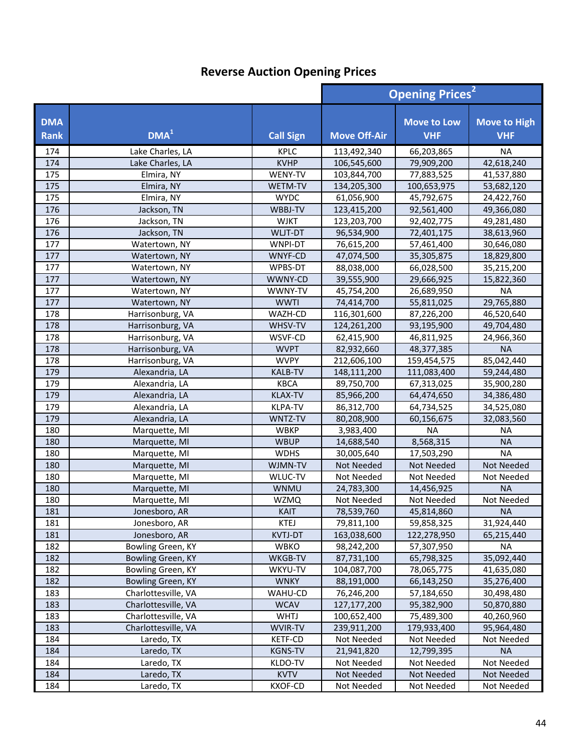## Reverse Auction Opening Prices

| DMA Rank | DMA[1] | Call Sign | Opening Prices[2] | | |
|---|---|---|---|---|---|
| | | | Move Off-Air | Move to Low VHF | Move to High VHF |
| 174 | Lake Charles, LA | KPLC | 113,492,340 | 66,203,865 | NA |
| 174 | Lake Charles, LA | KVHP | 106,545,600 | 79,909,200 | 42,618,240 |
| 175 | Elmira, NY | WENY-TV | 103,844,700 | 77,883,525 | 41,537,880 |
| 175 | Elmira, NY | WETM-TV | 134,205,300 | 100,653,975 | 53,682,120 |
| 175 | Elmira, NY | WYDC | 61,056,900 | 45,792,675 | 24,422,760 |
| 176 | Jackson, TN | WBBJ-TV | 123,415,200 | 92,561,400 | 49,366,080 |
| 176 | Jackson, TN | WJKT | 123,203,700 | 92,402,775 | 49,281,480 |
| 176 | Jackson, TN | WLJT-DT | 96,534,900 | 72,401,175 | 38,613,960 |
| 177 | Watertown, NY | WNPI-DT | 76,615,200 | 57,461,400 | 30,646,080 |
| 177 | Watertown, NY | WNYF-CD | 47,074,500 | 35,305,875 | 18,829,800 |
| 177 | Watertown, NY | WPBS-DT | 88,038,000 | 66,028,500 | 35,215,200 |
| 177 | Watertown, NY | WWNY-CD | 39,555,900 | 29,666,925 | 15,822,360 |
| 177 | Watertown, NY | WWNY-TV | 45,754,200 | 26,689,950 | NA |
| 177 | Watertown, NY | WWTI | 74,414,700 | 55,811,025 | 29,765,880 |
| 178 | Harrisonburg, VA | WAZH-CD | 116,301,600 | 87,226,200 | 46,520,640 |
| 178 | Harrisonburg, VA | WHSV-TV | 124,261,200 | 93,195,900 | 49,704,480 |
| 178 | Harrisonburg, VA | WSVF-CD | 62,415,900 | 46,811,925 | 24,966,360 |
| 178 | Harrisonburg, VA | WVPT | 82,932,660 | 48,377,385 | NA |
| 178 | Harrisonburg, VA | WVPY | 212,606,100 | 159,454,575 | 85,042,440 |
| 179 | Alexandria, LA | KALB-TV | 148,111,200 | 111,083,400 | 59,244,480 |
| 179 | Alexandria, LA | KBCA | 89,750,700 | 67,313,025 | 35,900,280 |
| 179 | Alexandria, LA | KLAX-TV | 85,966,200 | 64,474,650 | 34,386,480 |
| 179 | Alexandria, LA | KLPA-TV | 86,312,700 | 64,734,525 | 34,525,080 |
| 179 | Alexandria, LA | WNTZ-TV | 80,208,900 | 60,156,675 | 32,083,560 |
| 180 | Marquette, MI | WBKP | 3,983,400 | NA | NA |
| 180 | Marquette, MI | WBUP | 14,688,540 | 8,568,315 | NA |
| 180 | Marquette, MI | WDHS | 30,005,640 | 17,503,290 | NA |
| 180 | Marquette, MI | WJMN-TV | Not Needed | Not Needed | Not Needed |
| 180 | Marquette, MI | WLUC-TV | Not Needed | Not Needed | Not Needed |
| 180 | Marquette, MI | WNMU | 24,783,300 | 14,456,925 | NA |
| 180 | Marquette, MI | WZMQ | Not Needed | Not Needed | Not Needed |
| 181 | Jonesboro, AR | KAIT | 78,539,760 | 45,814,860 | NA |
| 181 | Jonesboro, AR | KTEJ | 79,811,100 | 59,858,325 | 31,924,440 |
| 181 | Jonesboro, AR | KVTJ-DT | 163,038,600 | 122,278,950 | 65,215,440 |
| 182 | Bowling Green, KY | WBKO | 98,242,200 | 57,307,950 | NA |
| 182 | Bowling Green, KY | WKGB-TV | 87,731,100 | 65,798,325 | 35,092,440 |
| 182 | Bowling Green, KY | WKYU-TV | 104,087,700 | 78,065,775 | 41,635,080 |
| 182 | Bowling Green, KY | WNKY | 88,191,000 | 66,143,250 | 35,276,400 |
| 183 | Charlottesville, VA | WAHU-CD | 76,246,200 | 57,184,650 | 30,498,480 |
| 183 | Charlottesville, VA | WCAV | 127,177,200 | 95,382,900 | 50,870,880 |
| 183 | Charlottesville, VA | WHTJ | 100,652,400 | 75,489,300 | 40,260,960 |
| 183 | Charlottesville, VA | WVIR-TV | 239,911,200 | 179,933,400 | 95,964,480 |
| 184 | Laredo, TX | KETF-CD | Not Needed | Not Needed | Not Needed |
| 184 | Laredo, TX | KGNS-TV | 21,941,820 | 12,799,395 | NA |
| 184 | Laredo, TX | KLDO-TV | Not Needed | Not Needed | Not Needed |
| 184 | Laredo, TX | KVTV | Not Needed | Not Needed | Not Needed |
| 184 | Laredo, TX | KXOF-CD | Not Needed | Not Needed | Not Needed |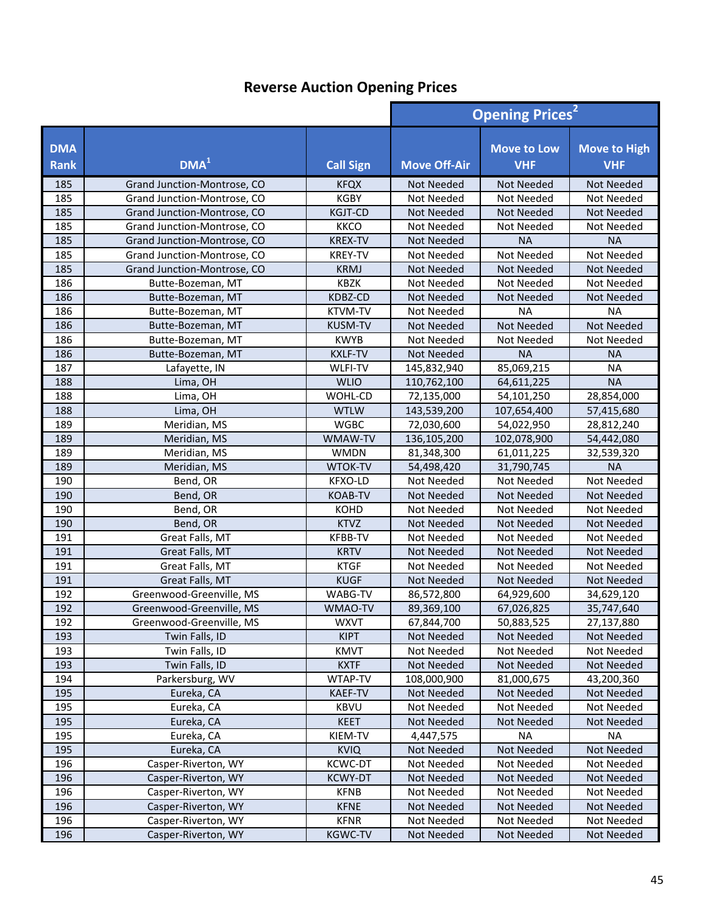## Reverse Auction Opening Prices

| | | | Opening Prices[2] | | |
|---|---|---|---|---|---|
| DMA Rank | DMA[1] | Call Sign | Move Off-Air | Move to Low VHF | Move to High VHF |
| 185 | Grand Junction-Montrose, CO | KFQX | Not Needed | Not Needed | Not Needed |
| 185 | Grand Junction-Montrose, CO | KGBY | Not Needed | Not Needed | Not Needed |
| 185 | Grand Junction-Montrose, CO | KGJT-CD | Not Needed | Not Needed | Not Needed |
| 185 | Grand Junction-Montrose, CO | KKCO | Not Needed | Not Needed | Not Needed |
| 185 | Grand Junction-Montrose, CO | KREX-TV | Not Needed | NA | NA |
| 185 | Grand Junction-Montrose, CO | KREY-TV | Not Needed | Not Needed | Not Needed |
| 185 | Grand Junction-Montrose, CO | KRMJ | Not Needed | Not Needed | Not Needed |
| 186 | Butte-Bozeman, MT | KBZK | Not Needed | Not Needed | Not Needed |
| 186 | Butte-Bozeman, MT | KDBZ-CD | Not Needed | Not Needed | Not Needed |
| 186 | Butte-Bozeman, MT | KTVM-TV | Not Needed | NA | NA |
| 186 | Butte-Bozeman, MT | KUSM-TV | Not Needed | Not Needed | Not Needed |
| 186 | Butte-Bozeman, MT | KWYB | Not Needed | Not Needed | Not Needed |
| 186 | Butte-Bozeman, MT | KXLF-TV | Not Needed | NA | NA |
| 187 | Lafayette, IN | WLFI-TV | 145,832,940 | 85,069,215 | NA |
| 188 | Lima, OH | WLIO | 110,762,100 | 64,611,225 | NA |
| 188 | Lima, OH | WOHL-CD | 72,135,000 | 54,101,250 | 28,854,000 |
| 188 | Lima, OH | WTLW | 143,539,200 | 107,654,400 | 57,415,680 |
| 189 | Meridian, MS | WGBC | 72,030,600 | 54,022,950 | 28,812,240 |
| 189 | Meridian, MS | WMAW-TV | 136,105,200 | 102,078,900 | 54,442,080 |
| 189 | Meridian, MS | WMDN | 81,348,300 | 61,011,225 | 32,539,320 |
| 189 | Meridian, MS | WTOK-TV | 54,498,420 | 31,790,745 | NA |
| 190 | Bend, OR | KFXO-LD | Not Needed | Not Needed | Not Needed |
| 190 | Bend, OR | KOAB-TV | Not Needed | Not Needed | Not Needed |
| 190 | Bend, OR | KOHD | Not Needed | Not Needed | Not Needed |
| 190 | Bend, OR | KTVZ | Not Needed | Not Needed | Not Needed |
| 191 | Great Falls, MT | KFBB-TV | Not Needed | Not Needed | Not Needed |
| 191 | Great Falls, MT | KRTV | Not Needed | Not Needed | Not Needed |
| 191 | Great Falls, MT | KTGF | Not Needed | Not Needed | Not Needed |
| 191 | Great Falls, MT | KUGF | Not Needed | Not Needed | Not Needed |
| 192 | Greenwood-Greenville, MS | WABG-TV | 86,572,800 | 64,929,600 | 34,629,120 |
| 192 | Greenwood-Greenville, MS | WMAO-TV | 89,369,100 | 67,026,825 | 35,747,640 |
| 192 | Greenwood-Greenville, MS | WXVT | 67,844,700 | 50,883,525 | 27,137,880 |
| 193 | Twin Falls, ID | KIPT | Not Needed | Not Needed | Not Needed |
| 193 | Twin Falls, ID | KMVT | Not Needed | Not Needed | Not Needed |
| 193 | Twin Falls, ID | KXTF | Not Needed | Not Needed | Not Needed |
| 194 | Parkersburg, WV | WTAP-TV | 108,000,900 | 81,000,675 | 43,200,360 |
| 195 | Eureka, CA | KAEF-TV | Not Needed | Not Needed | Not Needed |
| 195 | Eureka, CA | KBVU | Not Needed | Not Needed | Not Needed |
| 195 | Eureka, CA | KEET | Not Needed | Not Needed | Not Needed |
| 195 | Eureka, CA | KIEM-TV | 4,447,575 | NA | NA |
| 195 | Eureka, CA | KVIQ | Not Needed | Not Needed | Not Needed |
| 196 | Casper-Riverton, WY | KCWC-DT | Not Needed | Not Needed | Not Needed |
| 196 | Casper-Riverton, WY | KCWY-DT | Not Needed | Not Needed | Not Needed |
| 196 | Casper-Riverton, WY | KFNB | Not Needed | Not Needed | Not Needed |
| 196 | Casper-Riverton, WY | KFNE | Not Needed | Not Needed | Not Needed |
| 196 | Casper-Riverton, WY | KFNR | Not Needed | Not Needed | Not Needed |
| 196 | Casper-Riverton, WY | KGWC-TV | Not Needed | Not Needed | Not Needed |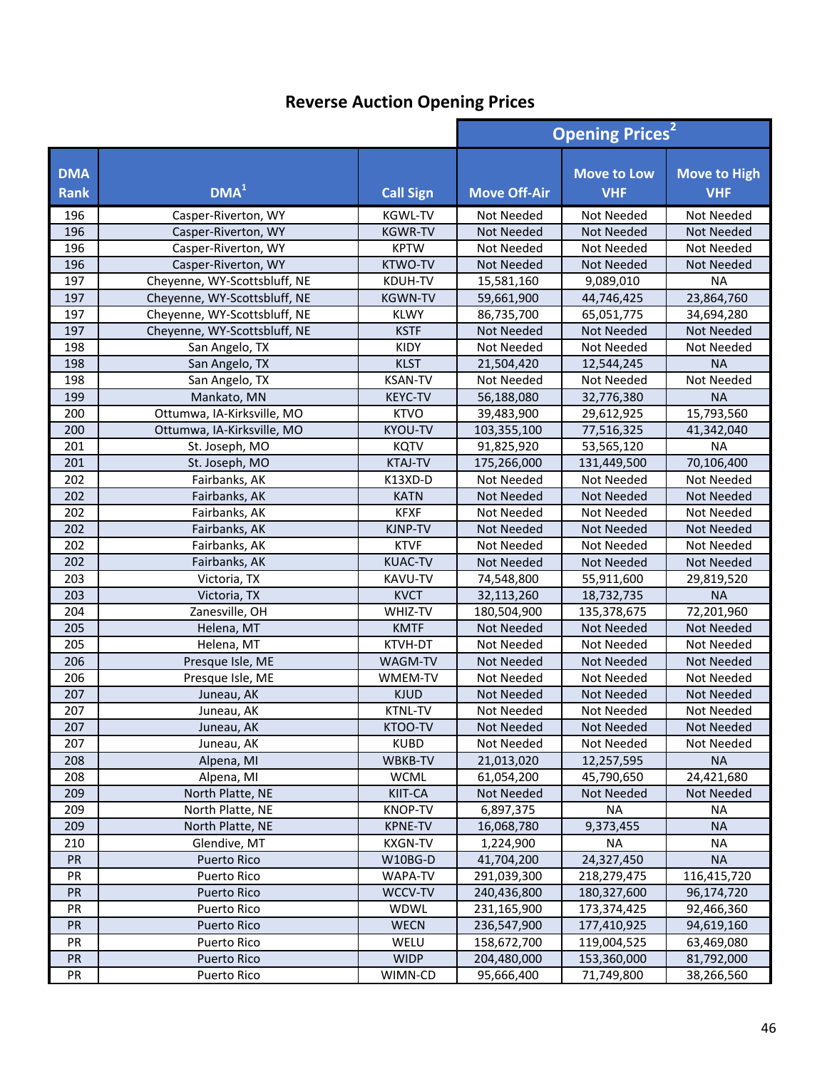## Reverse Auction Opening Prices

| DMA Rank | DMA[1] | Call Sign | Opening Prices[2] | | |
|---|---|---|---|---|---|
| | | | Move Off-Air | Move to Low VHF | Move to High VHF |
| 196 | Casper-Riverton, WY | KGWL-TV | Not Needed | Not Needed | Not Needed |
| 196 | Casper-Riverton, WY | KGWR-TV | Not Needed | Not Needed | Not Needed |
| 196 | Casper-Riverton, WY | KPTW | Not Needed | Not Needed | Not Needed |
| 196 | Casper-Riverton, WY | KTWO-TV | Not Needed | Not Needed | Not Needed |
| 197 | Cheyenne, WY-Scottsbluff, NE | KDUH-TV | 15,581,160 | 9,089,010 | NA |
| 197 | Cheyenne, WY-Scottsbluff, NE | KGWN-TV | 59,661,900 | 44,746,425 | 23,864,760 |
| 197 | Cheyenne, WY-Scottsbluff, NE | KLWY | 86,735,700 | 65,051,775 | 34,694,280 |
| 197 | Cheyenne, WY-Scottsbluff, NE | KSTF | Not Needed | Not Needed | Not Needed |
| 198 | San Angelo, TX | KIDY | Not Needed | Not Needed | Not Needed |
| 198 | San Angelo, TX | KLST | 21,504,420 | 12,544,245 | NA |
| 198 | San Angelo, TX | KSAN-TV | Not Needed | Not Needed | Not Needed |
| 199 | Mankato, MN | KEYC-TV | 56,188,080 | 32,776,380 | NA |
| 200 | Ottumwa, IA-Kirksville, MO | KTVO | 39,483,900 | 29,612,925 | 15,793,560 |
| 200 | Ottumwa, IA-Kirksville, MO | KYOU-TV | 103,355,100 | 77,516,325 | 41,342,040 |
| 201 | St. Joseph, MO | KQTV | 91,825,920 | 53,565,120 | NA |
| 201 | St. Joseph, MO | KTAJ-TV | 175,266,000 | 131,449,500 | 70,106,400 |
| 202 | Fairbanks, AK | K13XD-D | Not Needed | Not Needed | Not Needed |
| 202 | Fairbanks, AK | KATN | Not Needed | Not Needed | Not Needed |
| 202 | Fairbanks, AK | KFXF | Not Needed | Not Needed | Not Needed |
| 202 | Fairbanks, AK | KJNP-TV | Not Needed | Not Needed | Not Needed |
| 202 | Fairbanks, AK | KTVF | Not Needed | Not Needed | Not Needed |
| 202 | Fairbanks, AK | KUAC-TV | Not Needed | Not Needed | Not Needed |
| 203 | Victoria, TX | KAVU-TV | 74,548,800 | 55,911,600 | 29,819,520 |
| 203 | Victoria, TX | KVCT | 32,113,260 | 18,732,735 | NA |
| 204 | Zanesville, OH | WHIZ-TV | 180,504,900 | 135,378,675 | 72,201,960 |
| 205 | Helena, MT | KMTF | Not Needed | Not Needed | Not Needed |
| 205 | Helena, MT | KTVH-DT | Not Needed | Not Needed | Not Needed |
| 206 | Presque Isle, ME | WAGM-TV | Not Needed | Not Needed | Not Needed |
| 206 | Presque Isle, ME | WMEM-TV | Not Needed | Not Needed | Not Needed |
| 207 | Juneau, AK | KJUD | Not Needed | Not Needed | Not Needed |
| 207 | Juneau, AK | KTNL-TV | Not Needed | Not Needed | Not Needed |
| 207 | Juneau, AK | KTOO-TV | Not Needed | Not Needed | Not Needed |
| 207 | Juneau, AK | KUBD | Not Needed | Not Needed | Not Needed |
| 208 | Alpena, MI | WBKB-TV | 21,013,020 | 12,257,595 | NA |
| 208 | Alpena, MI | WCML | 61,054,200 | 45,790,650 | 24,421,680 |
| 209 | North Platte, NE | KIIT-CA | Not Needed | Not Needed | Not Needed |
| 209 | North Platte, NE | KNOP-TV | 6,897,375 | NA | NA |
| 209 | North Platte, NE | KPNE-TV | 16,068,780 | 9,373,455 | NA |
| 210 | Glendive, MT | KXGN-TV | 1,224,900 | NA | NA |
| PR | Puerto Rico | W10BG-D | 41,704,200 | 24,327,450 | NA |
| PR | Puerto Rico | WAPA-TV | 291,039,300 | 218,279,475 | 116,415,720 |
| PR | Puerto Rico | WCCV-TV | 240,436,800 | 180,327,600 | 96,174,720 |
| PR | Puerto Rico | WDWL | 231,165,900 | 173,374,425 | 92,466,360 |
| PR | Puerto Rico | WECN | 236,547,900 | 177,410,925 | 94,619,160 |
| PR | Puerto Rico | WELU | 158,672,700 | 119,004,525 | 63,469,080 |
| PR | Puerto Rico | WIDP | 204,480,000 | 153,360,000 | 81,792,000 |
| PR | Puerto Rico | WIMN-CD | 95,666,400 | 71,749,800 | 38,266,560 |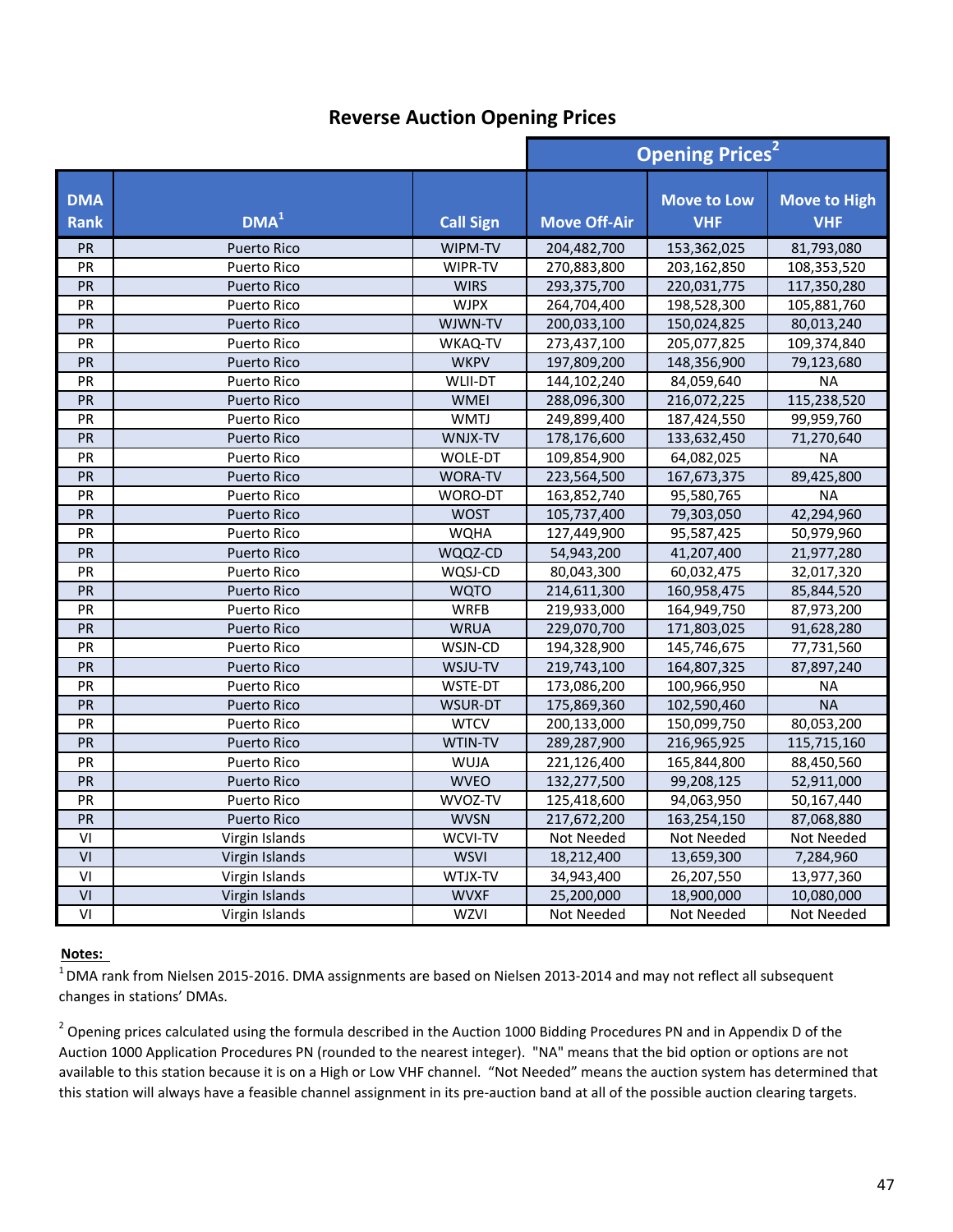# Reverse Auction Opening Prices

| | | | Opening Prices[2] | | |
|---|---|---|---|---|---|
| DMA Rank | DMA[1] | Call Sign | Move Off-Air | Move to Low VHF | Move to High VHF |
| PR | Puerto Rico | WIPM-TV | 204,482,700 | 153,362,025 | 81,793,080 |
| PR | Puerto Rico | WIPR-TV | 270,883,800 | 203,162,850 | 108,353,520 |
| PR | Puerto Rico | WIRS | 293,375,700 | 220,031,775 | 117,350,280 |
| PR | Puerto Rico | WJPX | 264,704,400 | 198,528,300 | 105,881,760 |
| PR | Puerto Rico | WJWN-TV | 200,033,100 | 150,024,825 | 80,013,240 |
| PR | Puerto Rico | WKAQ-TV | 273,437,100 | 205,077,825 | 109,374,840 |
| PR | Puerto Rico | WKPV | 197,809,200 | 148,356,900 | 79,123,680 |
| PR | Puerto Rico | WLII-DT | 144,102,240 | 84,059,640 | NA |
| PR | Puerto Rico | WMEI | 288,096,300 | 216,072,225 | 115,238,520 |
| PR | Puerto Rico | WMTJ | 249,899,400 | 187,424,550 | 99,959,760 |
| PR | Puerto Rico | WNJX-TV | 178,176,600 | 133,632,450 | 71,270,640 |
| PR | Puerto Rico | WOLE-DT | 109,854,900 | 64,082,025 | NA |
| PR | Puerto Rico | WORA-TV | 223,564,500 | 167,673,375 | 89,425,800 |
| PR | Puerto Rico | WORO-DT | 163,852,740 | 95,580,765 | NA |
| PR | Puerto Rico | WOST | 105,737,400 | 79,303,050 | 42,294,960 |
| PR | Puerto Rico | WQHA | 127,449,900 | 95,587,425 | 50,979,960 |
| PR | Puerto Rico | WQQZ-CD | 54,943,200 | 41,207,400 | 21,977,280 |
| PR | Puerto Rico | WQSJ-CD | 80,043,300 | 60,032,475 | 32,017,320 |
| PR | Puerto Rico | WQTO | 214,611,300 | 160,958,475 | 85,844,520 |
| PR | Puerto Rico | WRFB | 219,933,000 | 164,949,750 | 87,973,200 |
| PR | Puerto Rico | WRUA | 229,070,700 | 171,803,025 | 91,628,280 |
| PR | Puerto Rico | WSJN-CD | 194,328,900 | 145,746,675 | 77,731,560 |
| PR | Puerto Rico | WSJU-TV | 219,743,100 | 164,807,325 | 87,897,240 |
| PR | Puerto Rico | WSTE-DT | 173,086,200 | 100,966,950 | NA |
| PR | Puerto Rico | WSUR-DT | 175,869,360 | 102,590,460 | NA |
| PR | Puerto Rico | WTCV | 200,133,000 | 150,099,750 | 80,053,200 |
| PR | Puerto Rico | WTIN-TV | 289,287,900 | 216,965,925 | 115,715,160 |
| PR | Puerto Rico | WUJA | 221,126,400 | 165,844,800 | 88,450,560 |
| PR | Puerto Rico | WVEO | 132,277,500 | 99,208,125 | 52,911,000 |
| PR | Puerto Rico | WVOZ-TV | 125,418,600 | 94,063,950 | 50,167,440 |
| PR | Puerto Rico | WVSN | 217,672,200 | 163,254,150 | 87,068,880 |
| VI | Virgin Islands | WCVI-TV | Not Needed | Not Needed | Not Needed |
| VI | Virgin Islands | WSVI | 18,212,400 | 13,659,300 | 7,284,960 |
| VI | Virgin Islands | WTJX-TV | 34,943,400 | 26,207,550 | 13,977,360 |
| VI | Virgin Islands | WVXF | 25,200,000 | 18,900,000 | 10,080,000 |
| VI | Virgin Islands | WZVI | Not Needed | Not Needed | Not Needed |

**Notes:**

[1] DMA rank from Nielsen 2015-2016. DMA assignments are based on Nielsen 2013-2014 and may not reflect all subsequent changes in stations' DMAs.

[2] Opening prices calculated using the formula described in the Auction 1000 Bidding Procedures PN and in Appendix D of the Auction 1000 Application Procedures PN (rounded to the nearest integer). "NA" means that the bid option or options are not available to this station because it is on a High or Low VHF channel. "Not Needed" means the auction system has determined that this station will always have a feasible channel assignment in its pre-auction band at all of the possible auction clearing targets.